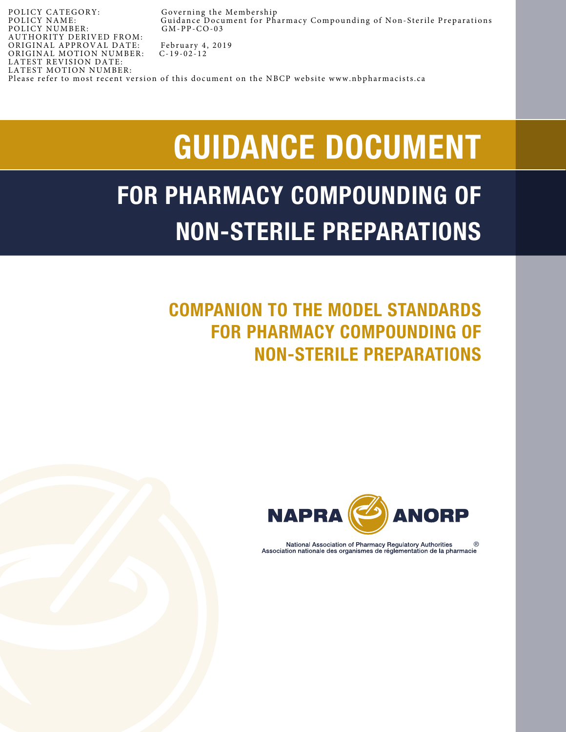| | |
|---|---|
| POLICY CATEGORY: | Governing the Membership |
| POLICY NAME: | Guidance Document for Pharmacy Compounding of Non-Sterile Preparations |
| POLICY NUMBER: | GM-PP-CO-03 |
| AUTHORITY DERIVED FROM: | |
| ORIGINAL APPROVAL DATE: | February 4, 2019 |
| ORIGINAL MOTION NUMBER: | C-19-02-12 |
| LATEST REVISION DATE: | |
| LATEST MOTION NUMBER: | |

Please refer to most recent version of this document on the NBCP website www.nbpharmacists.ca

# GUIDANCE DOCUMENT

# FOR PHARMACY COMPOUNDING OF NON-STERILE PREPARATIONS

## COMPANION TO THE MODEL STANDARDS FOR PHARMACY COMPOUNDING OF NON-STERILE PREPARATIONS

NAPRA ANORP

National Association of Pharmacy Regulatory Authorities ®
Association nationale des organismes de réglementation de la pharmacie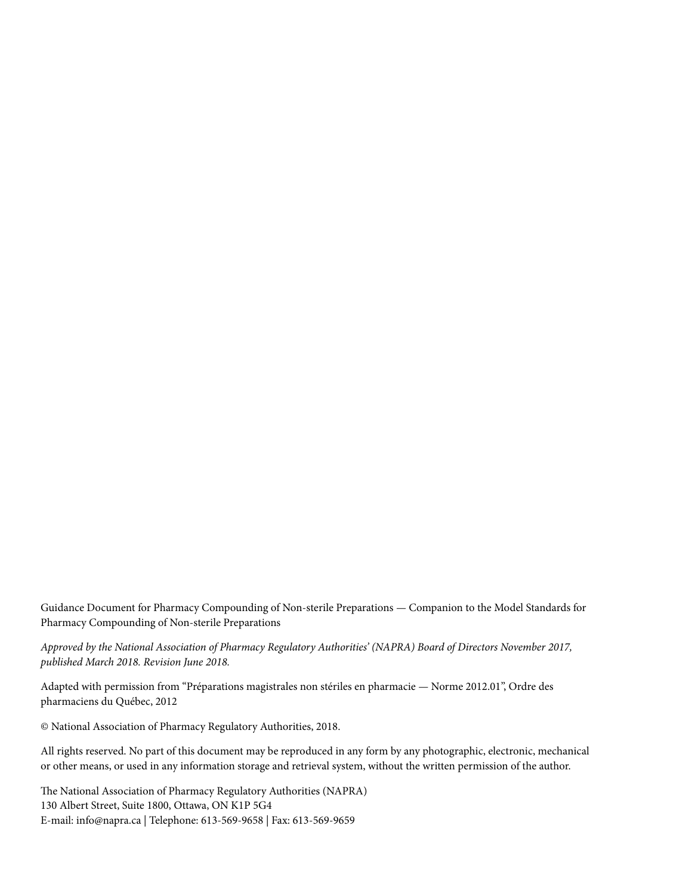Guidance Document for Pharmacy Compounding of Non-sterile Preparations — Companion to the Model Standards for Pharmacy Compounding of Non-sterile Preparations

*Approved by the National Association of Pharmacy Regulatory Authorities' (NAPRA) Board of Directors November 2017, published March 2018. Revision June 2018.*

Adapted with permission from "Préparations magistrales non stériles en pharmacie — Norme 2012.01", Ordre des pharmaciens du Québec, 2012

© National Association of Pharmacy Regulatory Authorities, 2018.

All rights reserved. No part of this document may be reproduced in any form by any photographic, electronic, mechanical or other means, or used in any information storage and retrieval system, without the written permission of the author.

The National Association of Pharmacy Regulatory Authorities (NAPRA)
130 Albert Street, Suite 1800, Ottawa, ON K1P 5G4
E-mail: info@napra.ca | Telephone: 613-569-9658 | Fax: 613-569-9659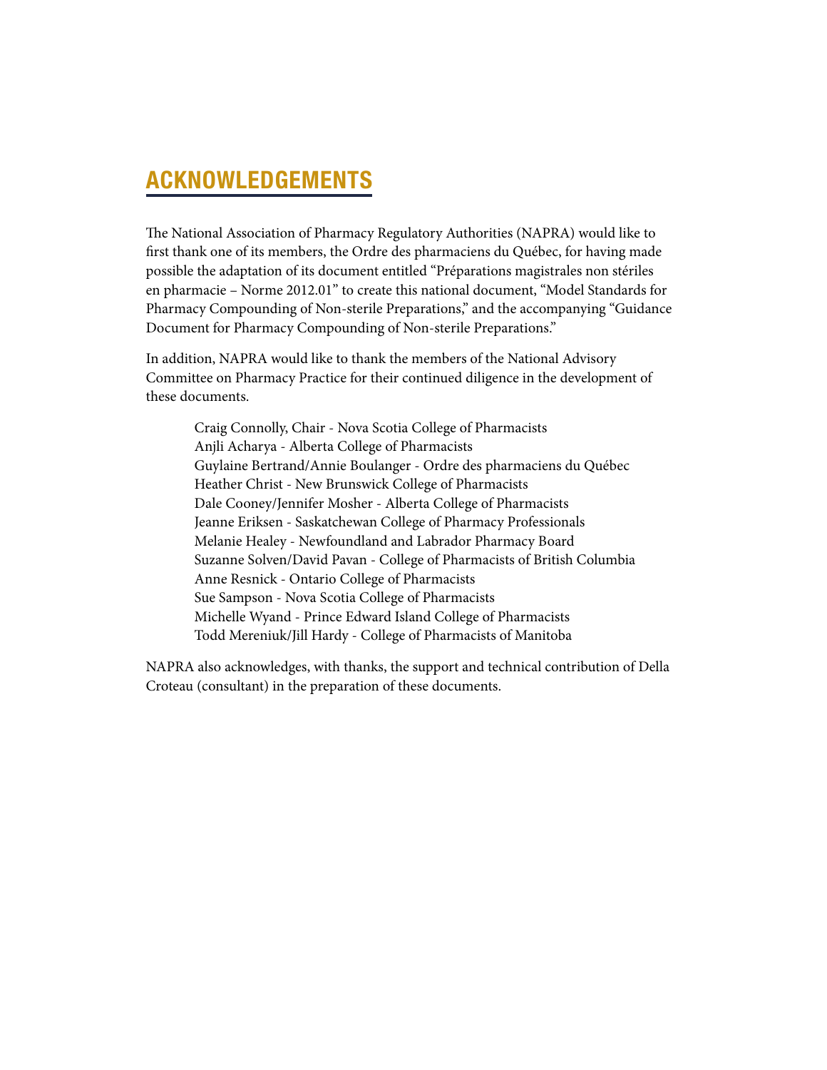# ACKNOWLEDGEMENTS

The National Association of Pharmacy Regulatory Authorities (NAPRA) would like to first thank one of its members, the Ordre des pharmaciens du Québec, for having made possible the adaptation of its document entitled "Préparations magistrales non stériles en pharmacie – Norme 2012.01" to create this national document, "Model Standards for Pharmacy Compounding of Non-sterile Preparations," and the accompanying "Guidance Document for Pharmacy Compounding of Non-sterile Preparations."

In addition, NAPRA would like to thank the members of the National Advisory Committee on Pharmacy Practice for their continued diligence in the development of these documents.

Craig Connolly, Chair - Nova Scotia College of Pharmacists
Anjli Acharya - Alberta College of Pharmacists
Guylaine Bertrand/Annie Boulanger - Ordre des pharmaciens du Québec
Heather Christ - New Brunswick College of Pharmacists
Dale Cooney/Jennifer Mosher - Alberta College of Pharmacists
Jeanne Eriksen - Saskatchewan College of Pharmacy Professionals
Melanie Healey - Newfoundland and Labrador Pharmacy Board
Suzanne Solven/David Pavan - College of Pharmacists of British Columbia
Anne Resnick - Ontario College of Pharmacists
Sue Sampson - Nova Scotia College of Pharmacists
Michelle Wyand - Prince Edward Island College of Pharmacists
Todd Mereniuk/Jill Hardy - College of Pharmacists of Manitoba

NAPRA also acknowledges, with thanks, the support and technical contribution of Della Croteau (consultant) in the preparation of these documents.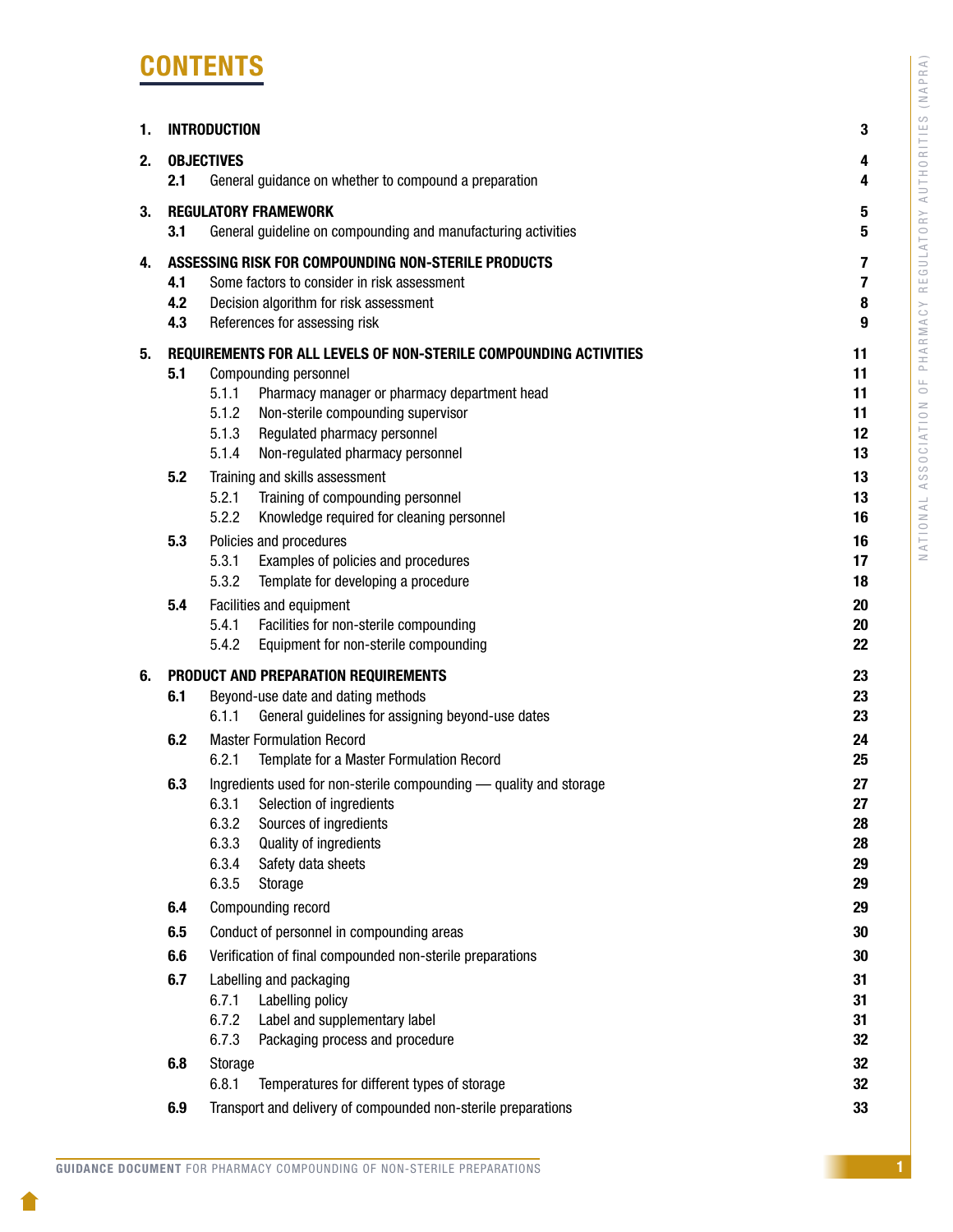# CONTENTS

| | | |
|---|---|---|
| **1.** | **INTRODUCTION** | **3** |
| **2.** | **OBJECTIVES** | **4** |
| **2.1** | General guidance on whether to compound a preparation | **4** |
| **3.** | **REGULATORY FRAMEWORK** | **5** |
| **3.1** | General guideline on compounding and manufacturing activities | **5** |
| **4.** | **ASSESSING RISK FOR COMPOUNDING NON-STERILE PRODUCTS** | **7** |
| **4.1** | Some factors to consider in risk assessment | **7** |
| **4.2** | Decision algorithm for risk assessment | **8** |
| **4.3** | References for assessing risk | **9** |
| **5.** | **REQUIREMENTS FOR ALL LEVELS OF NON-STERILE COMPOUNDING ACTIVITIES** | **11** |
| **5.1** | Compounding personnel | **11** |
| 5.1.1 | Pharmacy manager or pharmacy department head | **11** |
| 5.1.2 | Non-sterile compounding supervisor | **11** |
| 5.1.3 | Regulated pharmacy personnel | **12** |
| 5.1.4 | Non-regulated pharmacy personnel | **13** |
| **5.2** | Training and skills assessment | **13** |
| 5.2.1 | Training of compounding personnel | **13** |
| 5.2.2 | Knowledge required for cleaning personnel | **16** |
| **5.3** | Policies and procedures | **16** |
| 5.3.1 | Examples of policies and procedures | **17** |
| 5.3.2 | Template for developing a procedure | **18** |
| **5.4** | Facilities and equipment | **20** |
| 5.4.1 | Facilities for non-sterile compounding | **20** |
| 5.4.2 | Equipment for non-sterile compounding | **22** |
| **6.** | **PRODUCT AND PREPARATION REQUIREMENTS** | **23** |
| **6.1** | Beyond-use date and dating methods | **23** |
| 6.1.1 | General guidelines for assigning beyond-use dates | **23** |
| **6.2** | Master Formulation Record | **24** |
| 6.2.1 | Template for a Master Formulation Record | **25** |
| **6.3** | Ingredients used for non-sterile compounding — quality and storage | **27** |
| 6.3.1 | Selection of ingredients | **27** |
| 6.3.2 | Sources of ingredients | **28** |
| 6.3.3 | Quality of ingredients | **28** |
| 6.3.4 | Safety data sheets | **29** |
| 6.3.5 | Storage | **29** |
| **6.4** | Compounding record | **29** |
| **6.5** | Conduct of personnel in compounding areas | **30** |
| **6.6** | Verification of final compounded non-sterile preparations | **30** |
| **6.7** | Labelling and packaging | **31** |
| 6.7.1 | Labelling policy | **31** |
| 6.7.2 | Label and supplementary label | **31** |
| 6.7.3 | Packaging process and procedure | **32** |
| **6.8** | Storage | **32** |
| 6.8.1 | Temperatures for different types of storage | **32** |
| **6.9** | Transport and delivery of compounded non-sterile preparations | **33** |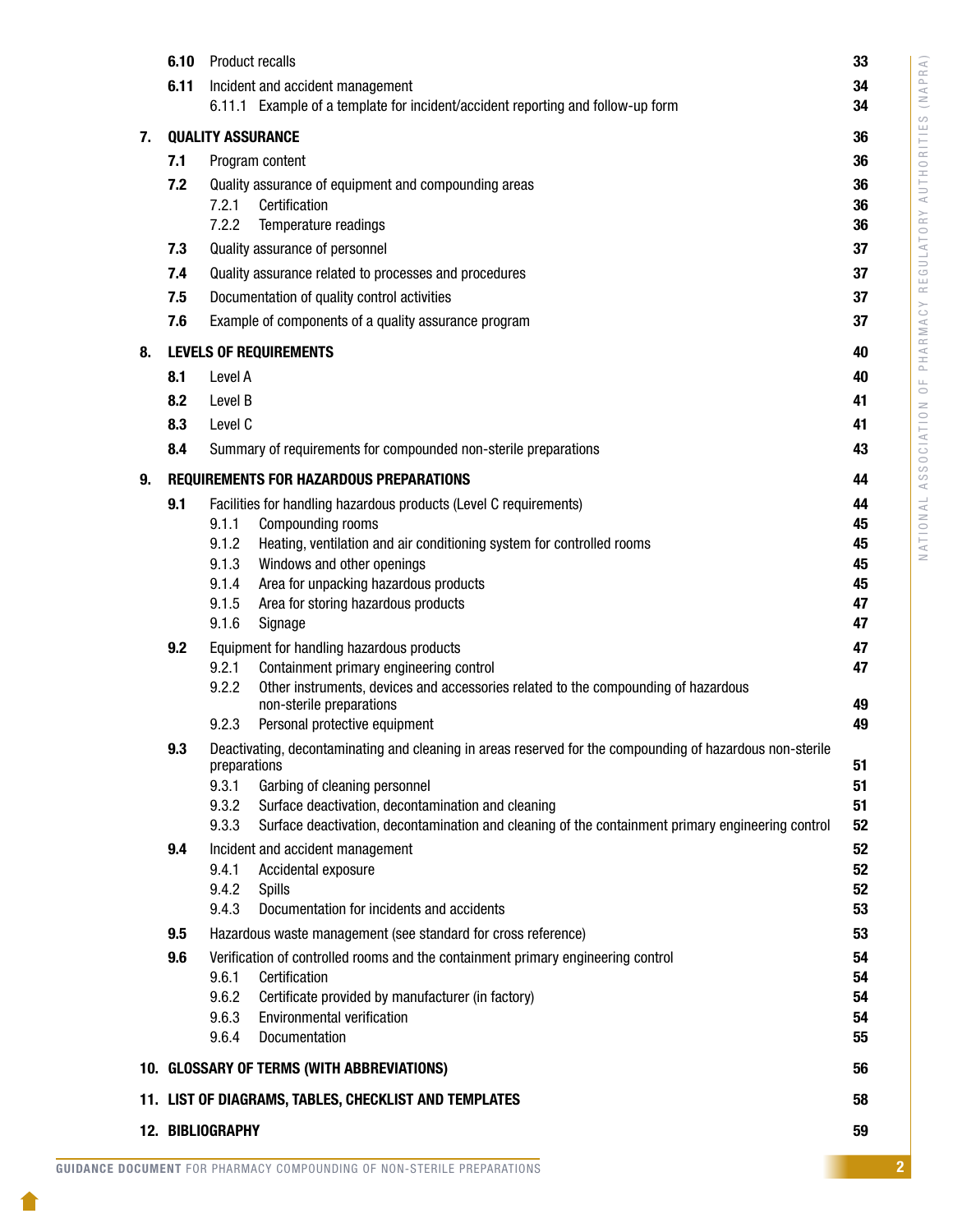| | | | |
|---|---|---|---|
| | **6.10** | Product recalls | **33** |
| | **6.11** | Incident and accident management | **34** |
| | | 6.11.1 Example of a template for incident/accident reporting and follow-up form | **34** |
| **7.** | **QUALITY ASSURANCE** | | **36** |
| | **7.1** | Program content | **36** |
| | **7.2** | Quality assurance of equipment and compounding areas | **36** |
| | | 7.2.1 Certification | **36** |
| | | 7.2.2 Temperature readings | **36** |
| | **7.3** | Quality assurance of personnel | **37** |
| | **7.4** | Quality assurance related to processes and procedures | **37** |
| | **7.5** | Documentation of quality control activities | **37** |
| | **7.6** | Example of components of a quality assurance program | **37** |
| **8.** | **LEVELS OF REQUIREMENTS** | | **40** |
| | **8.1** | Level A | **40** |
| | **8.2** | Level B | **41** |
| | **8.3** | Level C | **41** |
| | **8.4** | Summary of requirements for compounded non-sterile preparations | **43** |
| **9.** | **REQUIREMENTS FOR HAZARDOUS PREPARATIONS** | | **44** |
| | **9.1** | Facilities for handling hazardous products (Level C requirements) | **44** |
| | | 9.1.1 Compounding rooms | **45** |
| | | 9.1.2 Heating, ventilation and air conditioning system for controlled rooms | **45** |
| | | 9.1.3 Windows and other openings | **45** |
| | | 9.1.4 Area for unpacking hazardous products | **45** |
| | | 9.1.5 Area for storing hazardous products | **47** |
| | | 9.1.6 Signage | **47** |
| | **9.2** | Equipment for handling hazardous products | **47** |
| | | 9.2.1 Containment primary engineering control | **47** |
| | | 9.2.2 Other instruments, devices and accessories related to the compounding of hazardous non-sterile preparations | **49** |
| | | 9.2.3 Personal protective equipment | **49** |
| | **9.3** | Deactivating, decontaminating and cleaning in areas reserved for the compounding of hazardous non-sterile preparations | **51** |
| | | 9.3.1 Garbing of cleaning personnel | **51** |
| | | 9.3.2 Surface deactivation, decontamination and cleaning | **51** |
| | | 9.3.3 Surface deactivation, decontamination and cleaning of the containment primary engineering control | **52** |
| | **9.4** | Incident and accident management | **52** |
| | | 9.4.1 Accidental exposure | **52** |
| | | 9.4.2 Spills | **52** |
| | | 9.4.3 Documentation for incidents and accidents | **53** |
| | **9.5** | Hazardous waste management (see standard for cross reference) | **53** |
| | **9.6** | Verification of controlled rooms and the containment primary engineering control | **54** |
| | | 9.6.1 Certification | **54** |
| | | 9.6.2 Certificate provided by manufacturer (in factory) | **54** |
| | | 9.6.3 Environmental verification | **54** |
| | | 9.6.4 Documentation | **55** |
| **10.** | **GLOSSARY OF TERMS (WITH ABBREVIATIONS)** | | **56** |
| **11.** | **LIST OF DIAGRAMS, TABLES, CHECKLIST AND TEMPLATES** | | **58** |
| **12.** | **BIBLIOGRAPHY** | | **59** |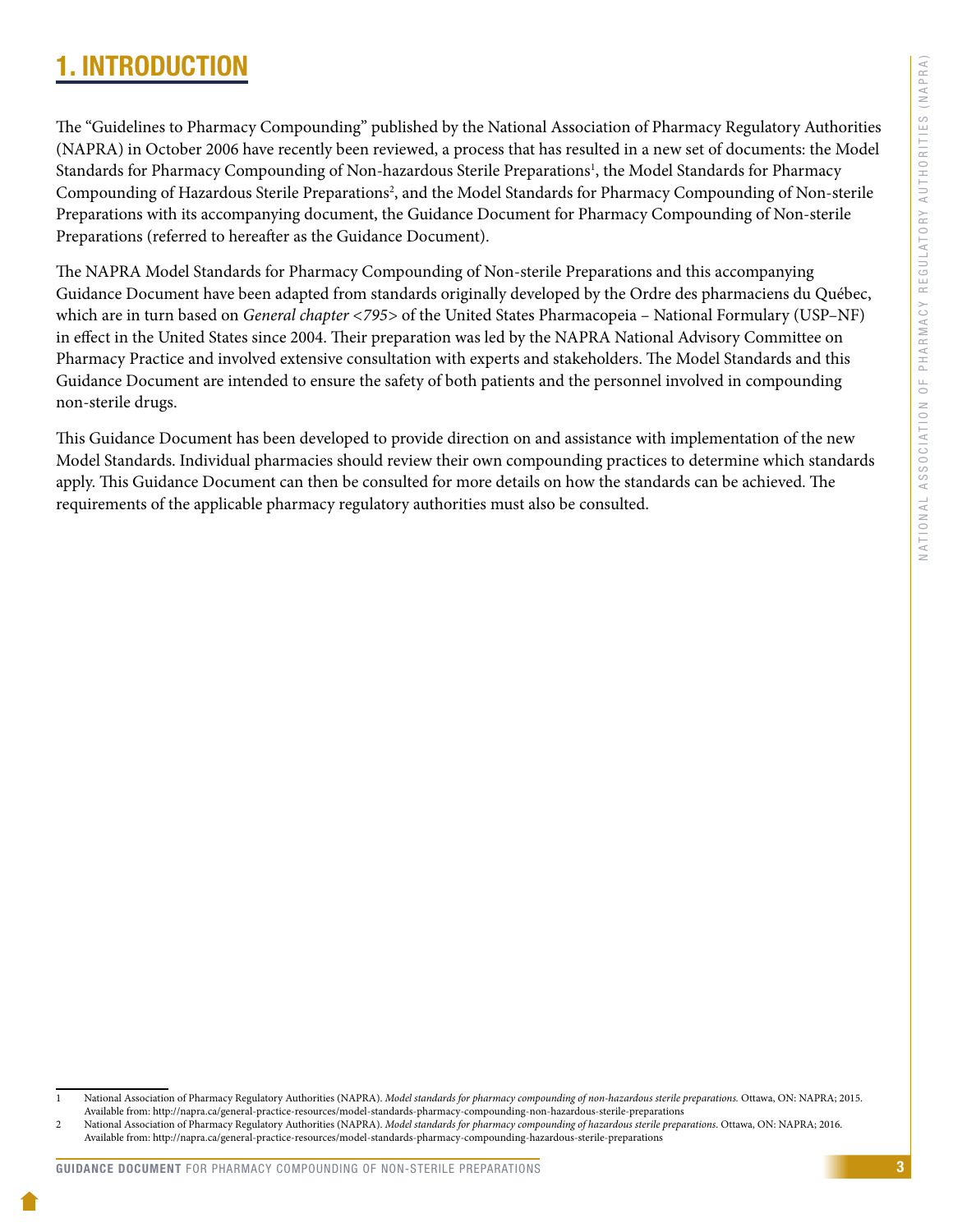# 1. INTRODUCTION

The "Guidelines to Pharmacy Compounding" published by the National Association of Pharmacy Regulatory Authorities (NAPRA) in October 2006 have recently been reviewed, a process that has resulted in a new set of documents: the Model Standards for Pharmacy Compounding of Non-hazardous Sterile Preparations[1], the Model Standards for Pharmacy Compounding of Hazardous Sterile Preparations[2], and the Model Standards for Pharmacy Compounding of Non-sterile Preparations with its accompanying document, the Guidance Document for Pharmacy Compounding of Non-sterile Preparations (referred to hereafter as the Guidance Document).

The NAPRA Model Standards for Pharmacy Compounding of Non-sterile Preparations and this accompanying Guidance Document have been adapted from standards originally developed by the Ordre des pharmaciens du Québec, which are in turn based on *General chapter <795>* of the United States Pharmacopeia – National Formulary (USP–NF) in effect in the United States since 2004. Their preparation was led by the NAPRA National Advisory Committee on Pharmacy Practice and involved extensive consultation with experts and stakeholders. The Model Standards and this Guidance Document are intended to ensure the safety of both patients and the personnel involved in compounding non-sterile drugs.

This Guidance Document has been developed to provide direction on and assistance with implementation of the new Model Standards. Individual pharmacies should review their own compounding practices to determine which standards apply. This Guidance Document can then be consulted for more details on how the standards can be achieved. The requirements of the applicable pharmacy regulatory authorities must also be consulted.

---

1 National Association of Pharmacy Regulatory Authorities (NAPRA). *Model standards for pharmacy compounding of non-hazardous sterile preparations.* Ottawa, ON: NAPRA; 2015. Available from: http://napra.ca/general-practice-resources/model-standards-pharmacy-compounding-non-hazardous-sterile-preparations

2 National Association of Pharmacy Regulatory Authorities (NAPRA). *Model standards for pharmacy compounding of hazardous sterile preparations*. Ottawa, ON: NAPRA; 2016. Available from: http://napra.ca/general-practice-resources/model-standards-pharmacy-compounding-hazardous-sterile-preparations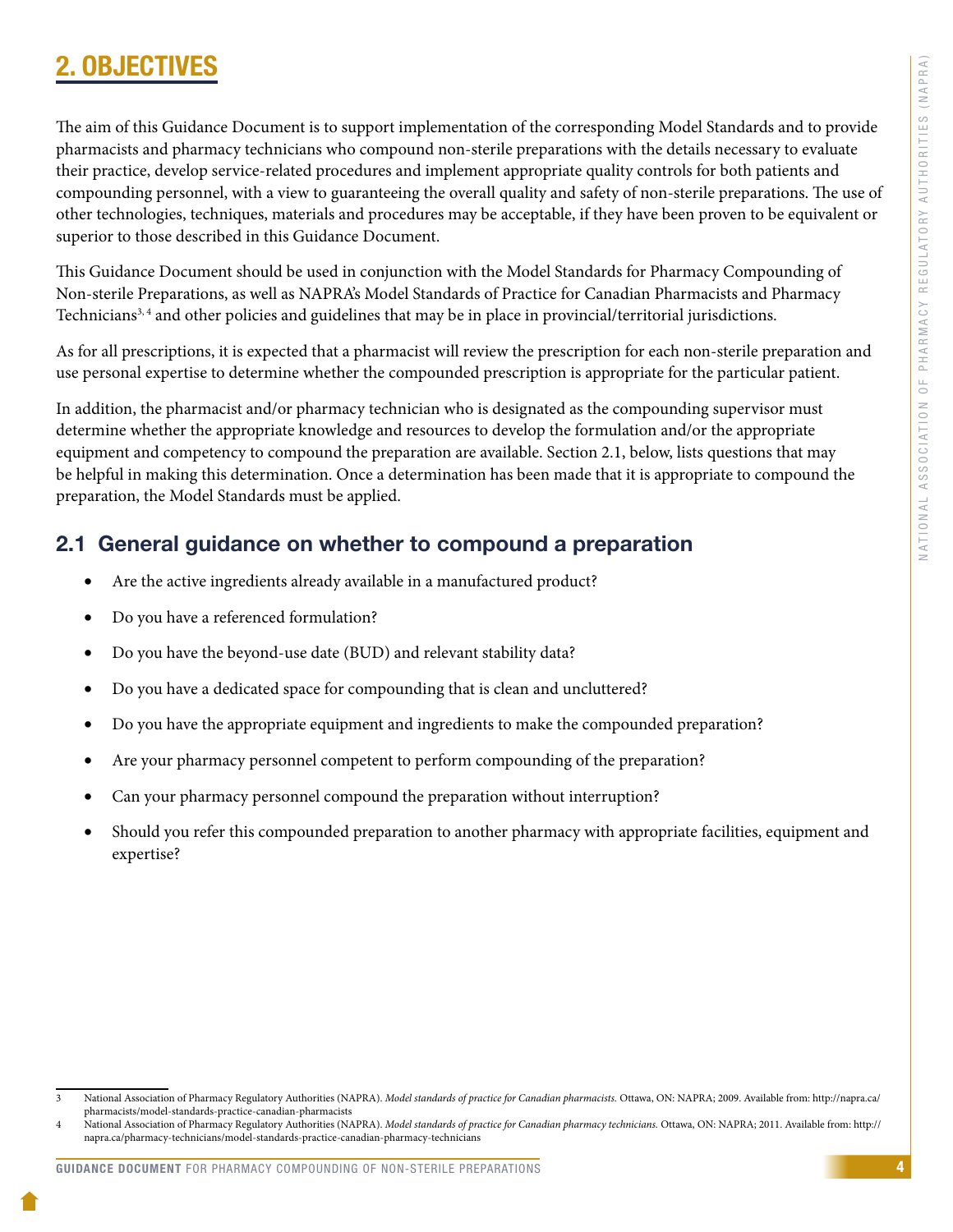## 2. OBJECTIVES

The aim of this Guidance Document is to support implementation of the corresponding Model Standards and to provide pharmacists and pharmacy technicians who compound non-sterile preparations with the details necessary to evaluate their practice, develop service-related procedures and implement appropriate quality controls for both patients and compounding personnel, with a view to guaranteeing the overall quality and safety of non-sterile preparations. The use of other technologies, techniques, materials and procedures may be acceptable, if they have been proven to be equivalent or superior to those described in this Guidance Document.

This Guidance Document should be used in conjunction with the Model Standards for Pharmacy Compounding of Non-sterile Preparations, as well as NAPRA's Model Standards of Practice for Canadian Pharmacists and Pharmacy Technicians[3, 4] and other policies and guidelines that may be in place in provincial/territorial jurisdictions.

As for all prescriptions, it is expected that a pharmacist will review the prescription for each non-sterile preparation and use personal expertise to determine whether the compounded prescription is appropriate for the particular patient.

In addition, the pharmacist and/or pharmacy technician who is designated as the compounding supervisor must determine whether the appropriate knowledge and resources to develop the formulation and/or the appropriate equipment and competency to compound the preparation are available. Section 2.1, below, lists questions that may be helpful in making this determination. Once a determination has been made that it is appropriate to compound the preparation, the Model Standards must be applied.

### 2.1 General guidance on whether to compound a preparation

- Are the active ingredients already available in a manufactured product?
- Do you have a referenced formulation?
- Do you have the beyond-use date (BUD) and relevant stability data?
- Do you have a dedicated space for compounding that is clean and uncluttered?
- Do you have the appropriate equipment and ingredients to make the compounded preparation?
- Are your pharmacy personnel competent to perform compounding of the preparation?
- Can your pharmacy personnel compound the preparation without interruption?
- Should you refer this compounded preparation to another pharmacy with appropriate facilities, equipment and expertise?

---

3 National Association of Pharmacy Regulatory Authorities (NAPRA). *Model standards of practice for Canadian pharmacists.* Ottawa, ON: NAPRA; 2009. Available from: http://napra.ca/pharmacists/model-standards-practice-canadian-pharmacists

4 National Association of Pharmacy Regulatory Authorities (NAPRA). *Model standards of practice for Canadian pharmacy technicians.* Ottawa, ON: NAPRA; 2011. Available from: http://napra.ca/pharmacy-technicians/model-standards-practice-canadian-pharmacy-technicians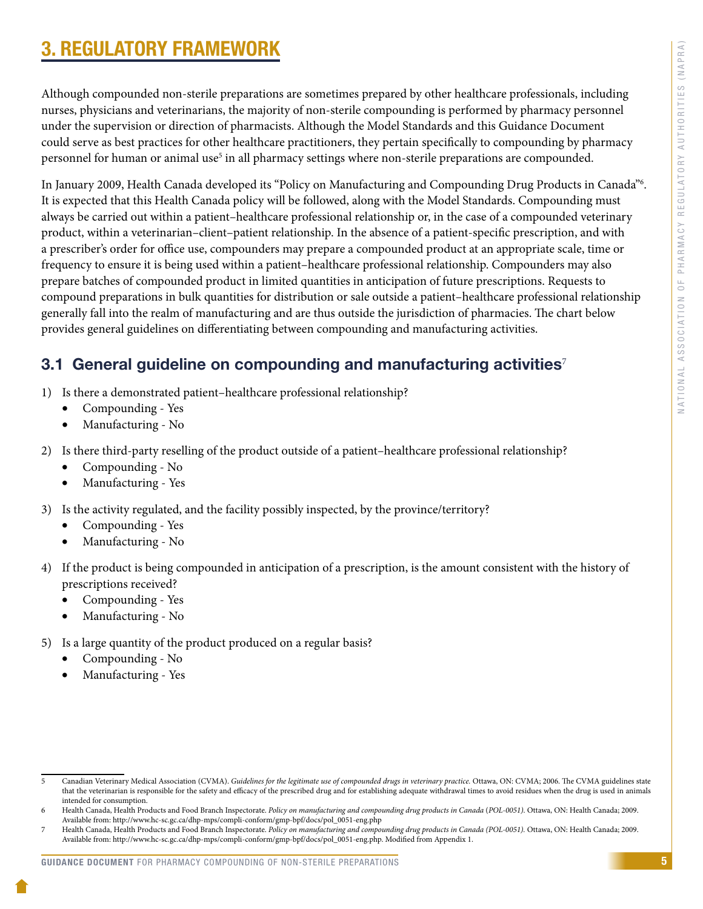# 3. REGULATORY FRAMEWORK

Although compounded non-sterile preparations are sometimes prepared by other healthcare professionals, including nurses, physicians and veterinarians, the majority of non-sterile compounding is performed by pharmacy personnel under the supervision or direction of pharmacists. Although the Model Standards and this Guidance Document could serve as best practices for other healthcare practitioners, they pertain specifically to compounding by pharmacy personnel for human or animal use[5] in all pharmacy settings where non-sterile preparations are compounded.

In January 2009, Health Canada developed its "Policy on Manufacturing and Compounding Drug Products in Canada"[6]. It is expected that this Health Canada policy will be followed, along with the Model Standards. Compounding must always be carried out within a patient–healthcare professional relationship or, in the case of a compounded veterinary product, within a veterinarian–client–patient relationship. In the absence of a patient-specific prescription, and with a prescriber's order for office use, compounders may prepare a compounded product at an appropriate scale, time or frequency to ensure it is being used within a patient–healthcare professional relationship. Compounders may also prepare batches of compounded product in limited quantities in anticipation of future prescriptions. Requests to compound preparations in bulk quantities for distribution or sale outside a patient–healthcare professional relationship generally fall into the realm of manufacturing and are thus outside the jurisdiction of pharmacies. The chart below provides general guidelines on differentiating between compounding and manufacturing activities.

## 3.1 General guideline on compounding and manufacturing activities[7]

1) Is there a demonstrated patient–healthcare professional relationship?
   - Compounding - Yes
   - Manufacturing - No
2) Is there third-party reselling of the product outside of a patient–healthcare professional relationship?
   - Compounding - No
   - Manufacturing - Yes
3) Is the activity regulated, and the facility possibly inspected, by the province/territory?
   - Compounding - Yes
   - Manufacturing - No
4) If the product is being compounded in anticipation of a prescription, is the amount consistent with the history of prescriptions received?
   - Compounding - Yes
   - Manufacturing - No
5) Is a large quantity of the product produced on a regular basis?
   - Compounding - No
   - Manufacturing - Yes

---

5 Canadian Veterinary Medical Association (CVMA). *Guidelines for the legitimate use of compounded drugs in veterinary practice.* Ottawa, ON: CVMA; 2006. The CVMA guidelines state that the veterinarian is responsible for the safety and efficacy of the prescribed drug and for establishing adequate withdrawal times to avoid residues when the drug is used in animals intended for consumption.

6 Health Canada, Health Products and Food Branch Inspectorate. *Policy on manufacturing and compounding drug products in Canada (POL-0051).* Ottawa, ON: Health Canada; 2009. Available from: http://www.hc-sc.gc.ca/dhp-mps/compli-conform/gmp-bpf/docs/pol_0051-eng.php

7 Health Canada, Health Products and Food Branch Inspectorate. *Policy on manufacturing and compounding drug products in Canada (POL-0051).* Ottawa, ON: Health Canada; 2009. Available from: http://www.hc-sc.gc.ca/dhp-mps/compli-conform/gmp-bpf/docs/pol_0051-eng.php. Modified from Appendix 1.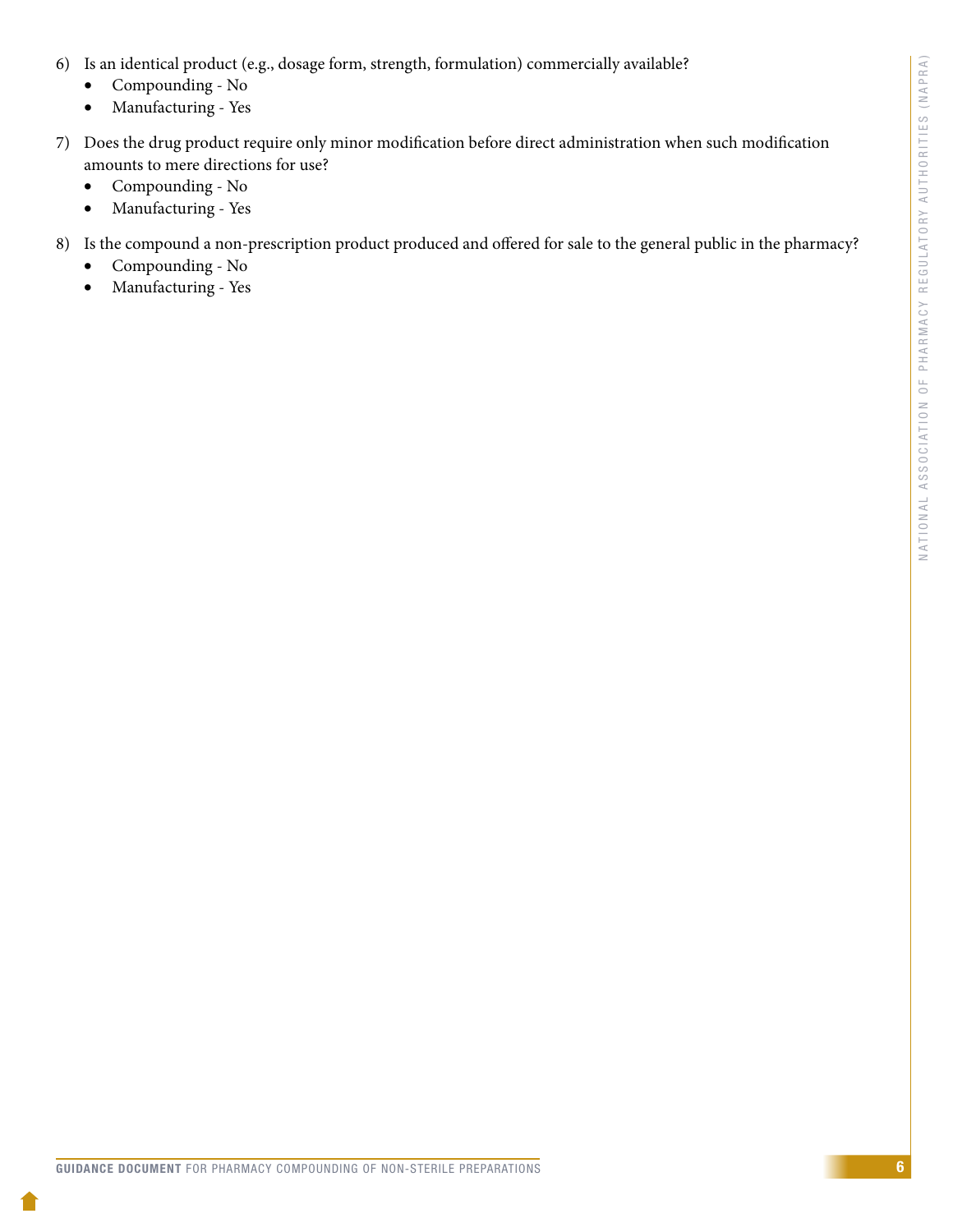6) Is an identical product (e.g., dosage form, strength, formulation) commercially available?
   - Compounding - No
   - Manufacturing - Yes

7) Does the drug product require only minor modification before direct administration when such modification amounts to mere directions for use?
   - Compounding - No
   - Manufacturing - Yes

8) Is the compound a non-prescription product produced and offered for sale to the general public in the pharmacy?
   - Compounding - No
   - Manufacturing - Yes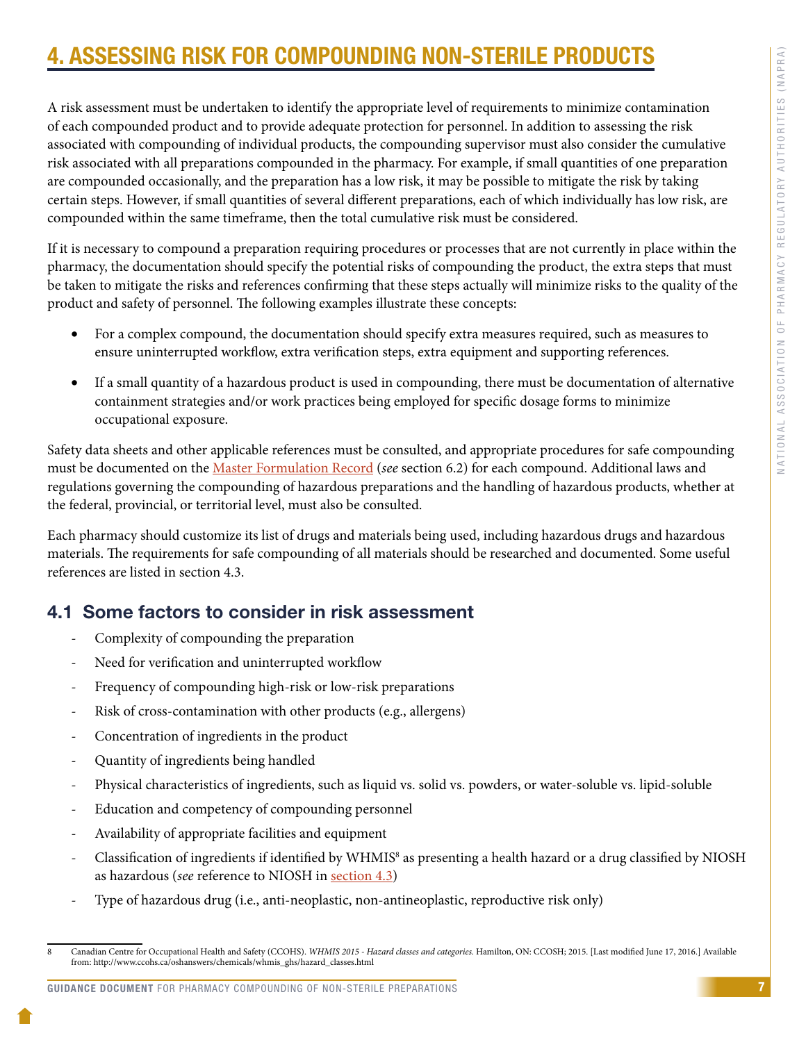# 4. ASSESSING RISK FOR COMPOUNDING NON-STERILE PRODUCTS

A risk assessment must be undertaken to identify the appropriate level of requirements to minimize contamination of each compounded product and to provide adequate protection for personnel. In addition to assessing the risk associated with compounding of individual products, the compounding supervisor must also consider the cumulative risk associated with all preparations compounded in the pharmacy. For example, if small quantities of one preparation are compounded occasionally, and the preparation has a low risk, it may be possible to mitigate the risk by taking certain steps. However, if small quantities of several different preparations, each of which individually has low risk, are compounded within the same timeframe, then the total cumulative risk must be considered.

If it is necessary to compound a preparation requiring procedures or processes that are not currently in place within the pharmacy, the documentation should specify the potential risks of compounding the product, the extra steps that must be taken to mitigate the risks and references confirming that these steps actually will minimize risks to the quality of the product and safety of personnel. The following examples illustrate these concepts:

- For a complex compound, the documentation should specify extra measures required, such as measures to ensure uninterrupted workflow, extra verification steps, extra equipment and supporting references.
- If a small quantity of a hazardous product is used in compounding, there must be documentation of alternative containment strategies and/or work practices being employed for specific dosage forms to minimize occupational exposure.

Safety data sheets and other applicable references must be consulted, and appropriate procedures for safe compounding must be documented on the Master Formulation Record (*see* section 6.2) for each compound. Additional laws and regulations governing the compounding of hazardous preparations and the handling of hazardous products, whether at the federal, provincial, or territorial level, must also be consulted.

Each pharmacy should customize its list of drugs and materials being used, including hazardous drugs and hazardous materials. The requirements for safe compounding of all materials should be researched and documented. Some useful references are listed in section 4.3.

## 4.1 Some factors to consider in risk assessment

- Complexity of compounding the preparation
- Need for verification and uninterrupted workflow
- Frequency of compounding high-risk or low-risk preparations
- Risk of cross-contamination with other products (e.g., allergens)
- Concentration of ingredients in the product
- Quantity of ingredients being handled
- Physical characteristics of ingredients, such as liquid vs. solid vs. powders, or water-soluble vs. lipid-soluble
- Education and competency of compounding personnel
- Availability of appropriate facilities and equipment
- Classification of ingredients if identified by WHMIS[8] as presenting a health hazard or a drug classified by NIOSH as hazardous (*see* reference to NIOSH in section 4.3)
- Type of hazardous drug (i.e., anti-neoplastic, non-antineoplastic, reproductive risk only)

---

8 Canadian Centre for Occupational Health and Safety (CCOHS). *WHMIS 2015 - Hazard classes and categories.* Hamilton, ON: CCOSH; 2015. [Last modified June 17, 2016.] Available from: http://www.ccohs.ca/oshanswers/chemicals/whmis_ghs/hazard_classes.html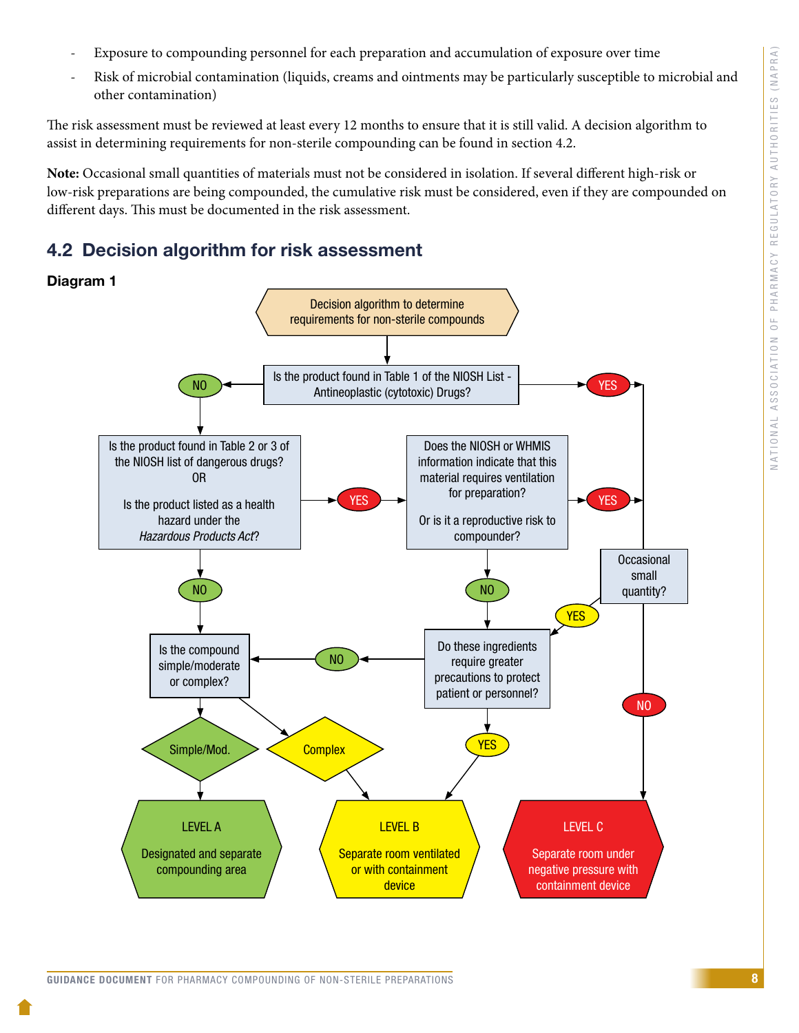- Exposure to compounding personnel for each preparation and accumulation of exposure over time
- Risk of microbial contamination (liquids, creams and ointments may be particularly susceptible to microbial and other contamination)

The risk assessment must be reviewed at least every 12 months to ensure that it is still valid. A decision algorithm to assist in determining requirements for non-sterile compounding can be found in section 4.2.

**Note:** Occasional small quantities of materials must not be considered in isolation. If several different high-risk or low-risk preparations are being compounded, the cumulative risk must be considered, even if they are compounded on different days. This must be documented in the risk assessment.

## 4.2 Decision algorithm for risk assessment

**Diagram 1**

Decision algorithm to determine requirements for non-sterile compounds

Is the product found in Table 1 of the NIOSH List - Antineoplastic (cytotoxic) Drugs?

NO

YES

Is the product found in Table 2 or 3 of the NIOSH list of dangerous drugs? OR Is the product listed as a health hazard under the *Hazardous Products Act*?

YES

Does the NIOSH or WHMIS information indicate that this material requires ventilation for preparation? Or is it a reproductive risk to compounder?

YES

Occasional small quantity?

NO

NO

YES

Is the compound simple/moderate or complex?

NO

Do these ingredients require greater precautions to protect patient or personnel?

NO

Simple/Mod.

Complex

YES

LEVEL A

Designated and separate compounding area

LEVEL B

Separate room ventilated or with containment device

LEVEL C

Separate room under negative pressure with containment device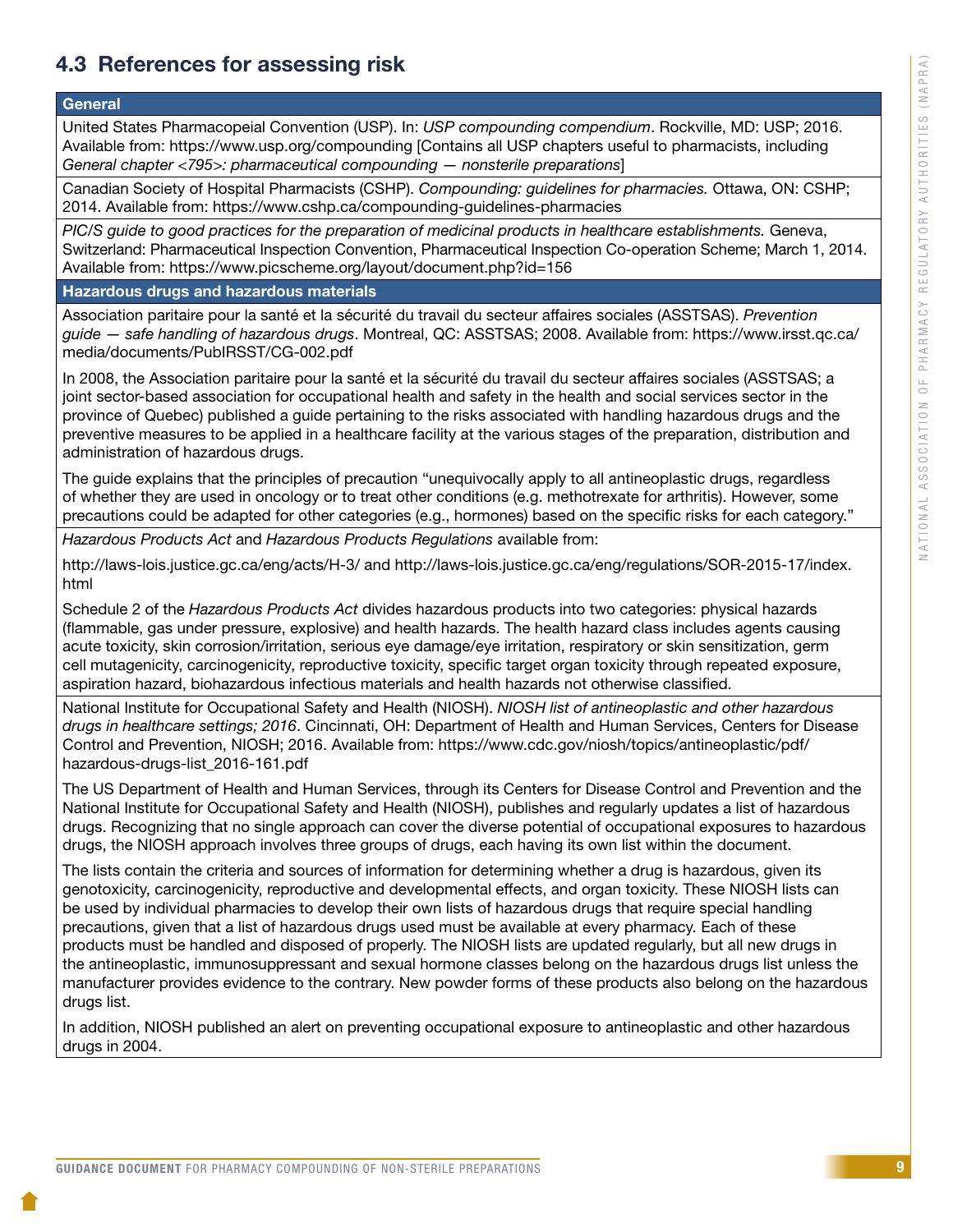## 4.3 References for assessing risk

| General |
|---|
| United States Pharmacopeial Convention (USP). In: *USP compounding compendium*. Rockville, MD: USP; 2016. Available from: https://www.usp.org/compounding [Contains all USP chapters useful to pharmacists, including *General chapter <795>: pharmaceutical compounding — nonsterile preparations*] |
| Canadian Society of Hospital Pharmacists (CSHP). *Compounding: guidelines for pharmacies.* Ottawa, ON: CSHP; 2014. Available from: https://www.cshp.ca/compounding-guidelines-pharmacies |
| *PIC/S guide to good practices for the preparation of medicinal products in healthcare establishments.* Geneva, Switzerland: Pharmaceutical Inspection Convention, Pharmaceutical Inspection Co-operation Scheme; March 1, 2014. Available from: https://www.picscheme.org/layout/document.php?id=156 |
| **Hazardous drugs and hazardous materials** |
| Association paritaire pour la santé et la sécurité du travail du secteur affaires sociales (ASSTSAS). *Prevention guide — safe handling of hazardous drugs*. Montreal, QC: ASSTSAS; 2008. Available from: https://www.irsst.qc.ca/media/documents/PubIRSST/CG-002.pdf<br><br>In 2008, the Association paritaire pour la santé et la sécurité du travail du secteur affaires sociales (ASSTSAS; a joint sector-based association for occupational health and safety in the health and social services sector in the province of Quebec) published a guide pertaining to the risks associated with handling hazardous drugs and the preventive measures to be applied in a healthcare facility at the various stages of the preparation, distribution and administration of hazardous drugs.<br><br>The guide explains that the principles of precaution "unequivocally apply to all antineoplastic drugs, regardless of whether they are used in oncology or to treat other conditions (e.g. methotrexate for arthritis). However, some precautions could be adapted for other categories (e.g., hormones) based on the specific risks for each category." |
| *Hazardous Products Act* and *Hazardous Products Regulations* available from:<br><br>http://laws-lois.justice.gc.ca/eng/acts/H-3/ and http://laws-lois.justice.gc.ca/eng/regulations/SOR-2015-17/index.html<br><br>Schedule 2 of the *Hazardous Products Act* divides hazardous products into two categories: physical hazards (flammable, gas under pressure, explosive) and health hazards. The health hazard class includes agents causing acute toxicity, skin corrosion/irritation, serious eye damage/eye irritation, respiratory or skin sensitization, germ cell mutagenicity, carcinogenicity, reproductive toxicity, specific target organ toxicity through repeated exposure, aspiration hazard, biohazardous infectious materials and health hazards not otherwise classified. |
| National Institute for Occupational Safety and Health (NIOSH). *NIOSH list of antineoplastic and other hazardous drugs in healthcare settings; 2016*. Cincinnati, OH: Department of Health and Human Services, Centers for Disease Control and Prevention, NIOSH; 2016. Available from: https://www.cdc.gov/niosh/topics/antineoplastic/pdf/hazardous-drugs-list_2016-161.pdf<br><br>The US Department of Health and Human Services, through its Centers for Disease Control and Prevention and the National Institute for Occupational Safety and Health (NIOSH), publishes and regularly updates a list of hazardous drugs. Recognizing that no single approach can cover the diverse potential of occupational exposures to hazardous drugs, the NIOSH approach involves three groups of drugs, each having its own list within the document.<br><br>The lists contain the criteria and sources of information for determining whether a drug is hazardous, given its genotoxicity, carcinogenicity, reproductive and developmental effects, and organ toxicity. These NIOSH lists can be used by individual pharmacies to develop their own lists of hazardous drugs that require special handling precautions, given that a list of hazardous drugs used must be available at every pharmacy. Each of these products must be handled and disposed of properly. The NIOSH lists are updated regularly, but all new drugs in the antineoplastic, immunosuppressant and sexual hormone classes belong on the hazardous drugs list unless the manufacturer provides evidence to the contrary. New powder forms of these products also belong on the hazardous drugs list.<br><br>In addition, NIOSH published an alert on preventing occupational exposure to antineoplastic and other hazardous drugs in 2004. |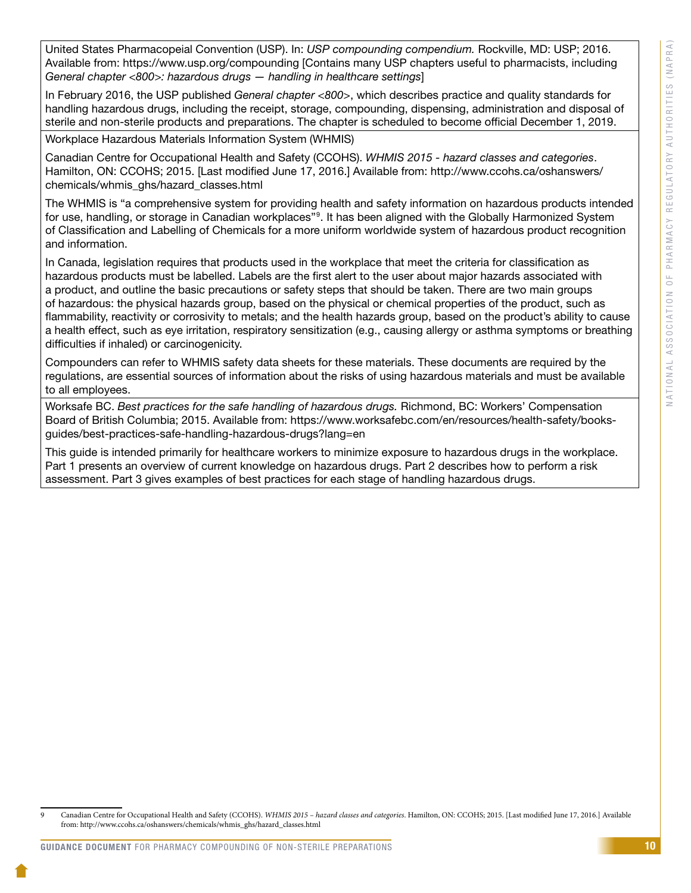| |
|---|
| United States Pharmacopeial Convention (USP). In: *USP compounding compendium.* Rockville, MD: USP; 2016. Available from: https://www.usp.org/compounding [Contains many USP chapters useful to pharmacists, including *General chapter <800>: hazardous drugs — handling in healthcare settings*]<br><br>In February 2016, the USP published *General chapter <800>*, which describes practice and quality standards for handling hazardous drugs, including the receipt, storage, compounding, dispensing, administration and disposal of sterile and non-sterile products and preparations. The chapter is scheduled to become official December 1, 2019. |
| Workplace Hazardous Materials Information System (WHMIS)<br><br>Canadian Centre for Occupational Health and Safety (CCOHS). *WHMIS 2015 - hazard classes and categories*. Hamilton, ON: CCOHS; 2015. [Last modified June 17, 2016.] Available from: http://www.ccohs.ca/oshanswers/chemicals/whmis_ghs/hazard_classes.html<br><br>The WHMIS is "a comprehensive system for providing health and safety information on hazardous products intended for use, handling, or storage in Canadian workplaces"[9]. It has been aligned with the Globally Harmonized System of Classification and Labelling of Chemicals for a more uniform worldwide system of hazardous product recognition and information.<br><br>In Canada, legislation requires that products used in the workplace that meet the criteria for classification as hazardous products must be labelled. Labels are the first alert to the user about major hazards associated with a product, and outline the basic precautions or safety steps that should be taken. There are two main groups of hazardous: the physical hazards group, based on the physical or chemical properties of the product, such as flammability, reactivity or corrosivity to metals; and the health hazards group, based on the product's ability to cause a health effect, such as eye irritation, respiratory sensitization (e.g., causing allergy or asthma symptoms or breathing difficulties if inhaled) or carcinogenicity.<br><br>Compounders can refer to WHMIS safety data sheets for these materials. These documents are required by the regulations, are essential sources of information about the risks of using hazardous materials and must be available to all employees. |
| Worksafe BC. *Best practices for the safe handling of hazardous drugs.* Richmond, BC: Workers' Compensation Board of British Columbia; 2015. Available from: https://www.worksafebc.com/en/resources/health-safety/books-guides/best-practices-safe-handling-hazardous-drugs?lang=en<br><br>This guide is intended primarily for healthcare workers to minimize exposure to hazardous drugs in the workplace. Part 1 presents an overview of current knowledge on hazardous drugs. Part 2 describes how to perform a risk assessment. Part 3 gives examples of best practices for each stage of handling hazardous drugs. |

9 Canadian Centre for Occupational Health and Safety (CCOHS). *WHMIS 2015 – hazard classes and categories*. Hamilton, ON: CCOHS; 2015. [Last modified June 17, 2016.] Available from: http://www.ccohs.ca/oshanswers/chemicals/whmis_ghs/hazard_classes.html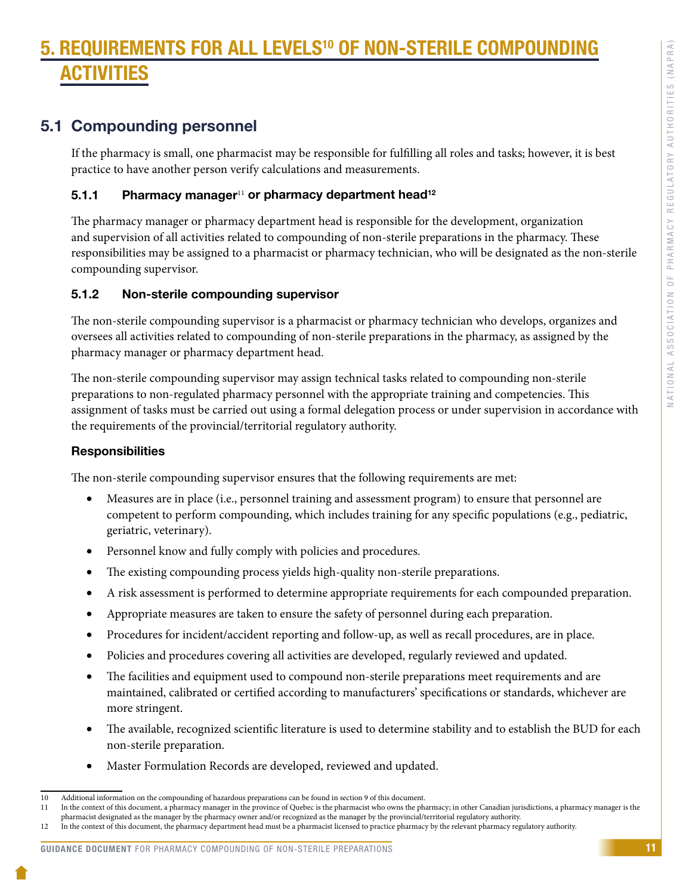# 5. REQUIREMENTS FOR ALL LEVELS[10] OF NON-STERILE COMPOUNDING ACTIVITIES

## 5.1 Compounding personnel

If the pharmacy is small, one pharmacist may be responsible for fulfilling all roles and tasks; however, it is best practice to have another person verify calculations and measurements.

### 5.1.1 Pharmacy manager[11] or pharmacy department head[12]

The pharmacy manager or pharmacy department head is responsible for the development, organization and supervision of all activities related to compounding of non-sterile preparations in the pharmacy. These responsibilities may be assigned to a pharmacist or pharmacy technician, who will be designated as the non-sterile compounding supervisor.

### 5.1.2 Non-sterile compounding supervisor

The non-sterile compounding supervisor is a pharmacist or pharmacy technician who develops, organizes and oversees all activities related to compounding of non-sterile preparations in the pharmacy, as assigned by the pharmacy manager or pharmacy department head.

The non-sterile compounding supervisor may assign technical tasks related to compounding non-sterile preparations to non-regulated pharmacy personnel with the appropriate training and competencies. This assignment of tasks must be carried out using a formal delegation process or under supervision in accordance with the requirements of the provincial/territorial regulatory authority.

#### Responsibilities

The non-sterile compounding supervisor ensures that the following requirements are met:

- Measures are in place (i.e., personnel training and assessment program) to ensure that personnel are competent to perform compounding, which includes training for any specific populations (e.g., pediatric, geriatric, veterinary).
- Personnel know and fully comply with policies and procedures.
- The existing compounding process yields high-quality non-sterile preparations.
- A risk assessment is performed to determine appropriate requirements for each compounded preparation.
- Appropriate measures are taken to ensure the safety of personnel during each preparation.
- Procedures for incident/accident reporting and follow-up, as well as recall procedures, are in place.
- Policies and procedures covering all activities are developed, regularly reviewed and updated.
- The facilities and equipment used to compound non-sterile preparations meet requirements and are maintained, calibrated or certified according to manufacturers' specifications or standards, whichever are more stringent.
- The available, recognized scientific literature is used to determine stability and to establish the BUD for each non-sterile preparation.
- Master Formulation Records are developed, reviewed and updated.

---

10 Additional information on the compounding of hazardous preparations can be found in section 9 of this document.

11 In the context of this document, a pharmacy manager in the province of Quebec is the pharmacist who owns the pharmacy; in other Canadian jurisdictions, a pharmacy manager is the pharmacist designated as the manager by the pharmacy owner and/or recognized as the manager by the provincial/territorial regulatory authority.

12 In the context of this document, the pharmacy department head must be a pharmacist licensed to practice pharmacy by the relevant pharmacy regulatory authority.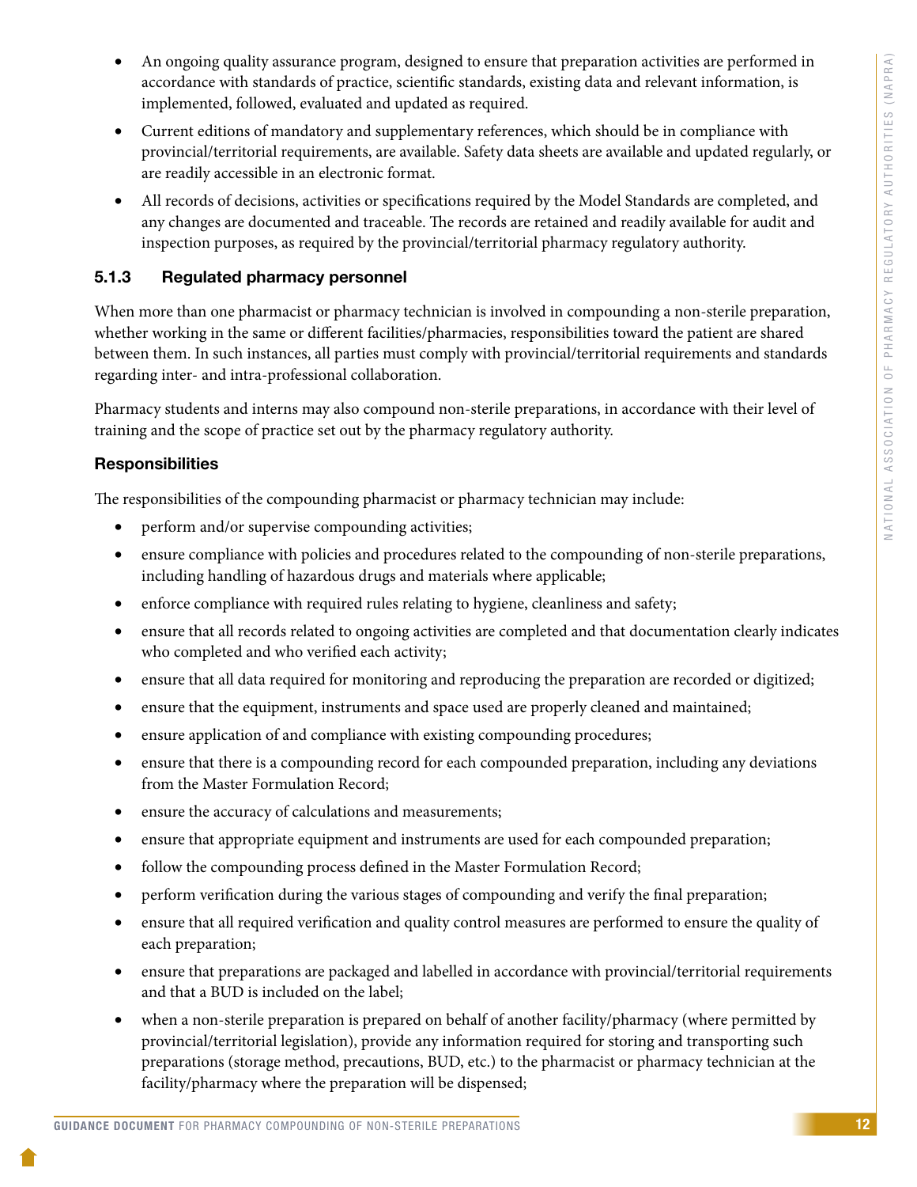- An ongoing quality assurance program, designed to ensure that preparation activities are performed in accordance with standards of practice, scientific standards, existing data and relevant information, is implemented, followed, evaluated and updated as required.
- Current editions of mandatory and supplementary references, which should be in compliance with provincial/territorial requirements, are available. Safety data sheets are available and updated regularly, or are readily accessible in an electronic format.
- All records of decisions, activities or specifications required by the Model Standards are completed, and any changes are documented and traceable. The records are retained and readily available for audit and inspection purposes, as required by the provincial/territorial pharmacy regulatory authority.

### 5.1.3 Regulated pharmacy personnel

When more than one pharmacist or pharmacy technician is involved in compounding a non-sterile preparation, whether working in the same or different facilities/pharmacies, responsibilities toward the patient are shared between them. In such instances, all parties must comply with provincial/territorial requirements and standards regarding inter- and intra-professional collaboration.

Pharmacy students and interns may also compound non-sterile preparations, in accordance with their level of training and the scope of practice set out by the pharmacy regulatory authority.

#### Responsibilities

The responsibilities of the compounding pharmacist or pharmacy technician may include:

- perform and/or supervise compounding activities;
- ensure compliance with policies and procedures related to the compounding of non-sterile preparations, including handling of hazardous drugs and materials where applicable;
- enforce compliance with required rules relating to hygiene, cleanliness and safety;
- ensure that all records related to ongoing activities are completed and that documentation clearly indicates who completed and who verified each activity;
- ensure that all data required for monitoring and reproducing the preparation are recorded or digitized;
- ensure that the equipment, instruments and space used are properly cleaned and maintained;
- ensure application of and compliance with existing compounding procedures;
- ensure that there is a compounding record for each compounded preparation, including any deviations from the Master Formulation Record;
- ensure the accuracy of calculations and measurements;
- ensure that appropriate equipment and instruments are used for each compounded preparation;
- follow the compounding process defined in the Master Formulation Record;
- perform verification during the various stages of compounding and verify the final preparation;
- ensure that all required verification and quality control measures are performed to ensure the quality of each preparation;
- ensure that preparations are packaged and labelled in accordance with provincial/territorial requirements and that a BUD is included on the label;
- when a non-sterile preparation is prepared on behalf of another facility/pharmacy (where permitted by provincial/territorial legislation), provide any information required for storing and transporting such preparations (storage method, precautions, BUD, etc.) to the pharmacist or pharmacy technician at the facility/pharmacy where the preparation will be dispensed;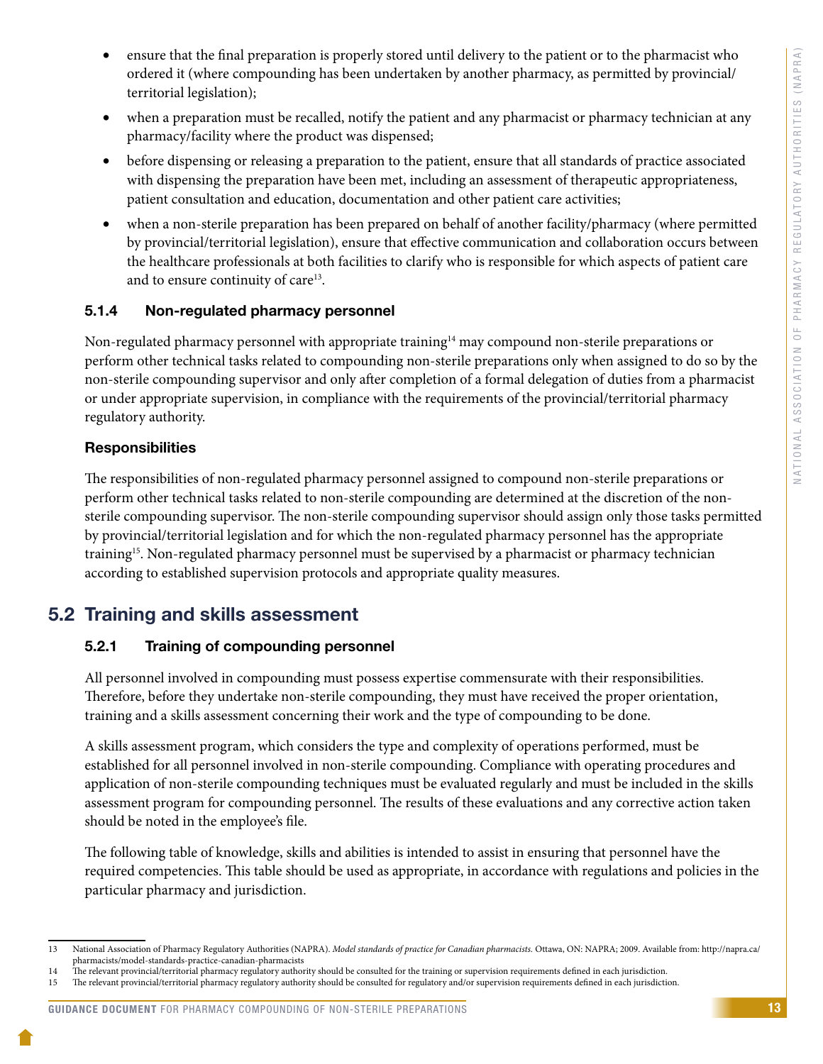- ensure that the final preparation is properly stored until delivery to the patient or to the pharmacist who ordered it (where compounding has been undertaken by another pharmacy, as permitted by provincial/territorial legislation);
- when a preparation must be recalled, notify the patient and any pharmacist or pharmacy technician at any pharmacy/facility where the product was dispensed;
- before dispensing or releasing a preparation to the patient, ensure that all standards of practice associated with dispensing the preparation have been met, including an assessment of therapeutic appropriateness, patient consultation and education, documentation and other patient care activities;
- when a non-sterile preparation has been prepared on behalf of another facility/pharmacy (where permitted by provincial/territorial legislation), ensure that effective communication and collaboration occurs between the healthcare professionals at both facilities to clarify who is responsible for which aspects of patient care and to ensure continuity of care[13].

### 5.1.4 Non-regulated pharmacy personnel

Non-regulated pharmacy personnel with appropriate training[14] may compound non-sterile preparations or perform other technical tasks related to compounding non-sterile preparations only when assigned to do so by the non-sterile compounding supervisor and only after completion of a formal delegation of duties from a pharmacist or under appropriate supervision, in compliance with the requirements of the provincial/territorial pharmacy regulatory authority.

**Responsibilities**

The responsibilities of non-regulated pharmacy personnel assigned to compound non-sterile preparations or perform other technical tasks related to non-sterile compounding are determined at the discretion of the non-sterile compounding supervisor. The non-sterile compounding supervisor should assign only those tasks permitted by provincial/territorial legislation and for which the non-regulated pharmacy personnel has the appropriate training[15]. Non-regulated pharmacy personnel must be supervised by a pharmacist or pharmacy technician according to established supervision protocols and appropriate quality measures.

## 5.2 Training and skills assessment

### 5.2.1 Training of compounding personnel

All personnel involved in compounding must possess expertise commensurate with their responsibilities. Therefore, before they undertake non-sterile compounding, they must have received the proper orientation, training and a skills assessment concerning their work and the type of compounding to be done.

A skills assessment program, which considers the type and complexity of operations performed, must be established for all personnel involved in non-sterile compounding. Compliance with operating procedures and application of non-sterile compounding techniques must be evaluated regularly and must be included in the skills assessment program for compounding personnel. The results of these evaluations and any corrective action taken should be noted in the employee's file.

The following table of knowledge, skills and abilities is intended to assist in ensuring that personnel have the required competencies. This table should be used as appropriate, in accordance with regulations and policies in the particular pharmacy and jurisdiction.

---

13 National Association of Pharmacy Regulatory Authorities (NAPRA). *Model standards of practice for Canadian pharmacists.* Ottawa, ON: NAPRA; 2009. Available from: http://napra.ca/pharmacists/model-standards-practice-canadian-pharmacists

14 The relevant provincial/territorial pharmacy regulatory authority should be consulted for the training or supervision requirements defined in each jurisdiction.

15 The relevant provincial/territorial pharmacy regulatory authority should be consulted for regulatory and/or supervision requirements defined in each jurisdiction.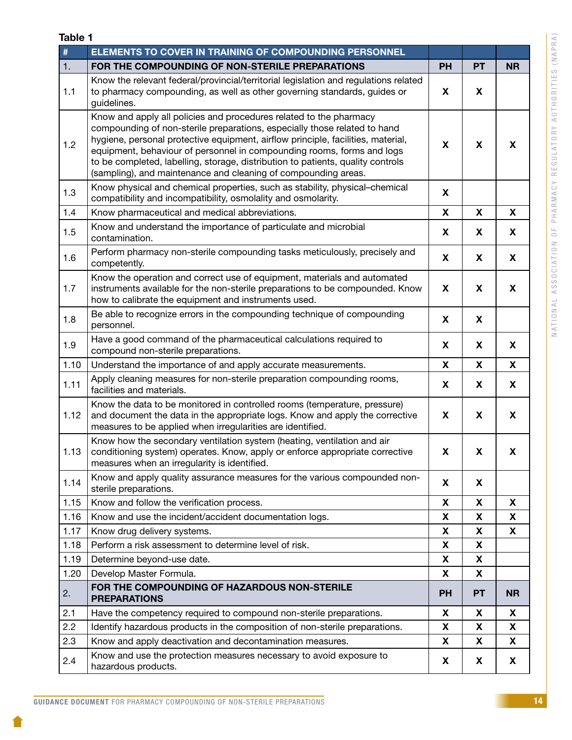**Table 1**

| # | ELEMENTS TO COVER IN TRAINING OF COMPOUNDING PERSONNEL | | | |
|---|---|---|---|---|
| 1. | **FOR THE COMPOUNDING OF NON-STERILE PREPARATIONS** | **PH** | **PT** | **NR** |
| 1.1 | Know the relevant federal/provincial/territorial legislation and regulations related to pharmacy compounding, as well as other governing standards, guides or guidelines. | X | X | |
| 1.2 | Know and apply all policies and procedures related to the pharmacy compounding of non-sterile preparations, especially those related to hand hygiene, personal protective equipment, airflow principle, facilities, material, equipment, behaviour of personnel in compounding rooms, forms and logs to be completed, labelling, storage, distribution to patients, quality controls (sampling), and maintenance and cleaning of compounding areas. | X | X | X |
| 1.3 | Know physical and chemical properties, such as stability, physical–chemical compatibility and incompatibility, osmolality and osmolarity. | X | | |
| 1.4 | Know pharmaceutical and medical abbreviations. | X | X | X |
| 1.5 | Know and understand the importance of particulate and microbial contamination. | X | X | X |
| 1.6 | Perform pharmacy non-sterile compounding tasks meticulously, precisely and competently. | X | X | X |
| 1.7 | Know the operation and correct use of equipment, materials and automated instruments available for the non-sterile preparations to be compounded. Know how to calibrate the equipment and instruments used. | X | X | X |
| 1.8 | Be able to recognize errors in the compounding technique of compounding personnel. | X | X | |
| 1.9 | Have a good command of the pharmaceutical calculations required to compound non-sterile preparations. | X | X | X |
| 1.10 | Understand the importance of and apply accurate measurements. | X | X | X |
| 1.11 | Apply cleaning measures for non-sterile preparation compounding rooms, facilities and materials. | X | X | X |
| 1.12 | Know the data to be monitored in controlled rooms (temperature, pressure) and document the data in the appropriate logs. Know and apply the corrective measures to be applied when irregularities are identified. | X | X | X |
| 1.13 | Know how the secondary ventilation system (heating, ventilation and air conditioning system) operates. Know, apply or enforce appropriate corrective measures when an irregularity is identified. | X | X | X |
| 1.14 | Know and apply quality assurance measures for the various compounded non-sterile preparations. | X | X | |
| 1.15 | Know and follow the verification process. | X | X | X |
| 1.16 | Know and use the incident/accident documentation logs. | X | X | X |
| 1.17 | Know drug delivery systems. | X | X | X |
| 1.18 | Perform a risk assessment to determine level of risk. | X | X | |
| 1.19 | Determine beyond-use date. | X | X | |
| 1.20 | Develop Master Formula. | X | X | |
| 2. | **FOR THE COMPOUNDING OF HAZARDOUS NON-STERILE PREPARATIONS** | **PH** | **PT** | **NR** |
| 2.1 | Have the competency required to compound non-sterile preparations. | X | X | X |
| 2.2 | Identify hazardous products in the composition of non-sterile preparations. | X | X | X |
| 2.3 | Know and apply deactivation and decontamination measures. | X | X | X |
| 2.4 | Know and use the protection measures necessary to avoid exposure to hazardous products. | X | X | X |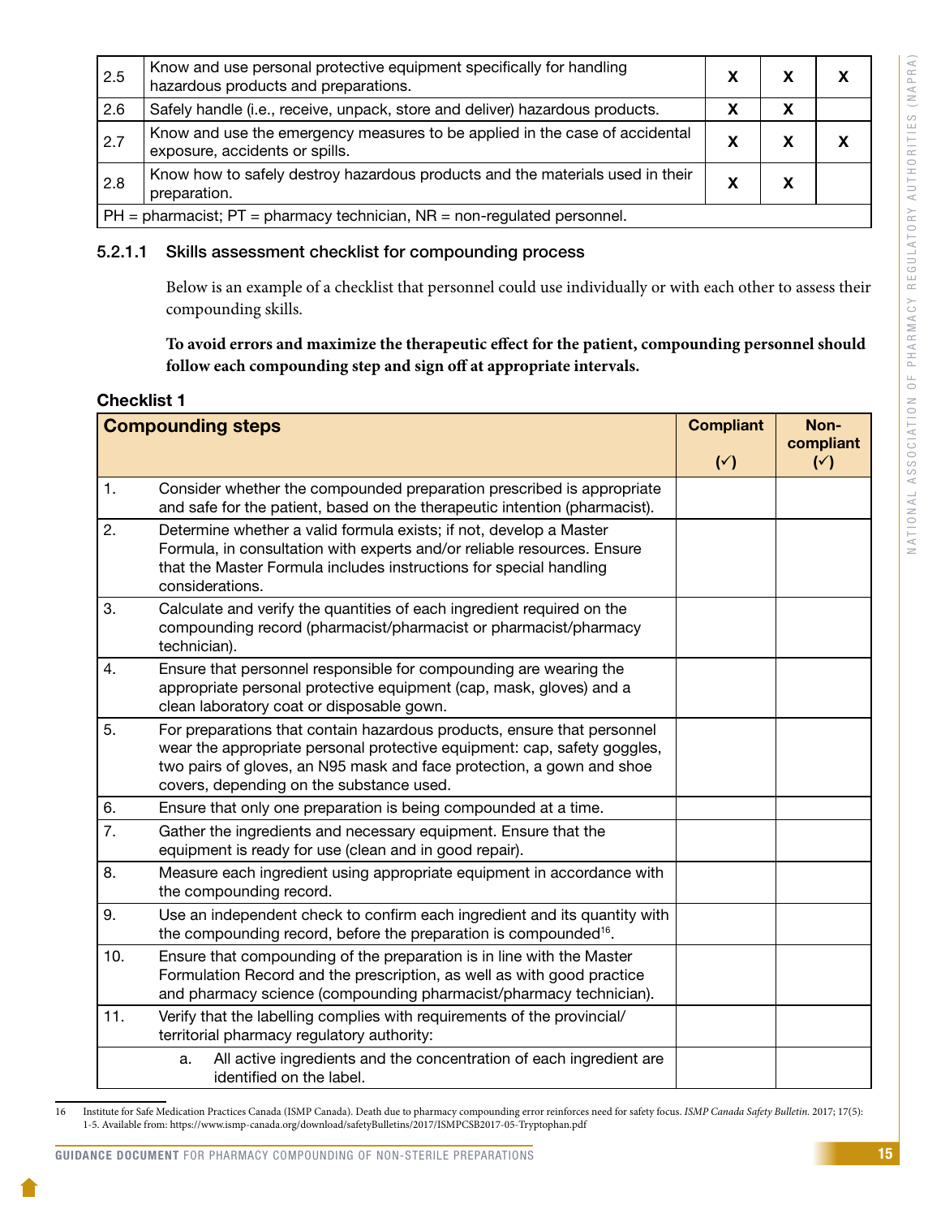| | | | | |
|---|---|---|---|---|
| 2.5 | Know and use personal protective equipment specifically for handling hazardous products and preparations. | X | X | X |
| 2.6 | Safely handle (i.e., receive, unpack, store and deliver) hazardous products. | X | X | |
| 2.7 | Know and use the emergency measures to be applied in the case of accidental exposure, accidents or spills. | X | X | X |
| 2.8 | Know how to safely destroy hazardous products and the materials used in their preparation. | X | X | |

PH = pharmacist; PT = pharmacy technician, NR = non-regulated personnel.

#### 5.2.1.1 Skills assessment checklist for compounding process

Below is an example of a checklist that personnel could use individually or with each other to assess their compounding skills.

**To avoid errors and maximize the therapeutic effect for the patient, compounding personnel should follow each compounding step and sign off at appropriate intervals.**

**Checklist 1**

| | Compounding steps | Compliant (✓) | Non-compliant (✓) |
|---|---|---|---|
| 1. | Consider whether the compounded preparation prescribed is appropriate and safe for the patient, based on the therapeutic intention (pharmacist). | | |
| 2. | Determine whether a valid formula exists; if not, develop a Master Formula, in consultation with experts and/or reliable resources. Ensure that the Master Formula includes instructions for special handling considerations. | | |
| 3. | Calculate and verify the quantities of each ingredient required on the compounding record (pharmacist/pharmacist or pharmacist/pharmacy technician). | | |
| 4. | Ensure that personnel responsible for compounding are wearing the appropriate personal protective equipment (cap, mask, gloves) and a clean laboratory coat or disposable gown. | | |
| 5. | For preparations that contain hazardous products, ensure that personnel wear the appropriate personal protective equipment: cap, safety goggles, two pairs of gloves, an N95 mask and face protection, a gown and shoe covers, depending on the substance used. | | |
| 6. | Ensure that only one preparation is being compounded at a time. | | |
| 7. | Gather the ingredients and necessary equipment. Ensure that the equipment is ready for use (clean and in good repair). | | |
| 8. | Measure each ingredient using appropriate equipment in accordance with the compounding record. | | |
| 9. | Use an independent check to confirm each ingredient and its quantity with the compounding record, before the preparation is compounded[16]. | | |
| 10. | Ensure that compounding of the preparation is in line with the Master Formulation Record and the prescription, as well as with good practice and pharmacy science (compounding pharmacist/pharmacy technician). | | |
| 11. | Verify that the labelling complies with requirements of the provincial/territorial pharmacy regulatory authority: | | |
| | a. All active ingredients and the concentration of each ingredient are identified on the label. | | |

16 Institute for Safe Medication Practices Canada (ISMP Canada). Death due to pharmacy compounding error reinforces need for safety focus. *ISMP Canada Safety Bulletin*. 2017; 17(5): 1-5. Available from: https://www.ismp-canada.org/download/safetyBulletins/2017/ISMPCSB2017-05-Tryptophan.pdf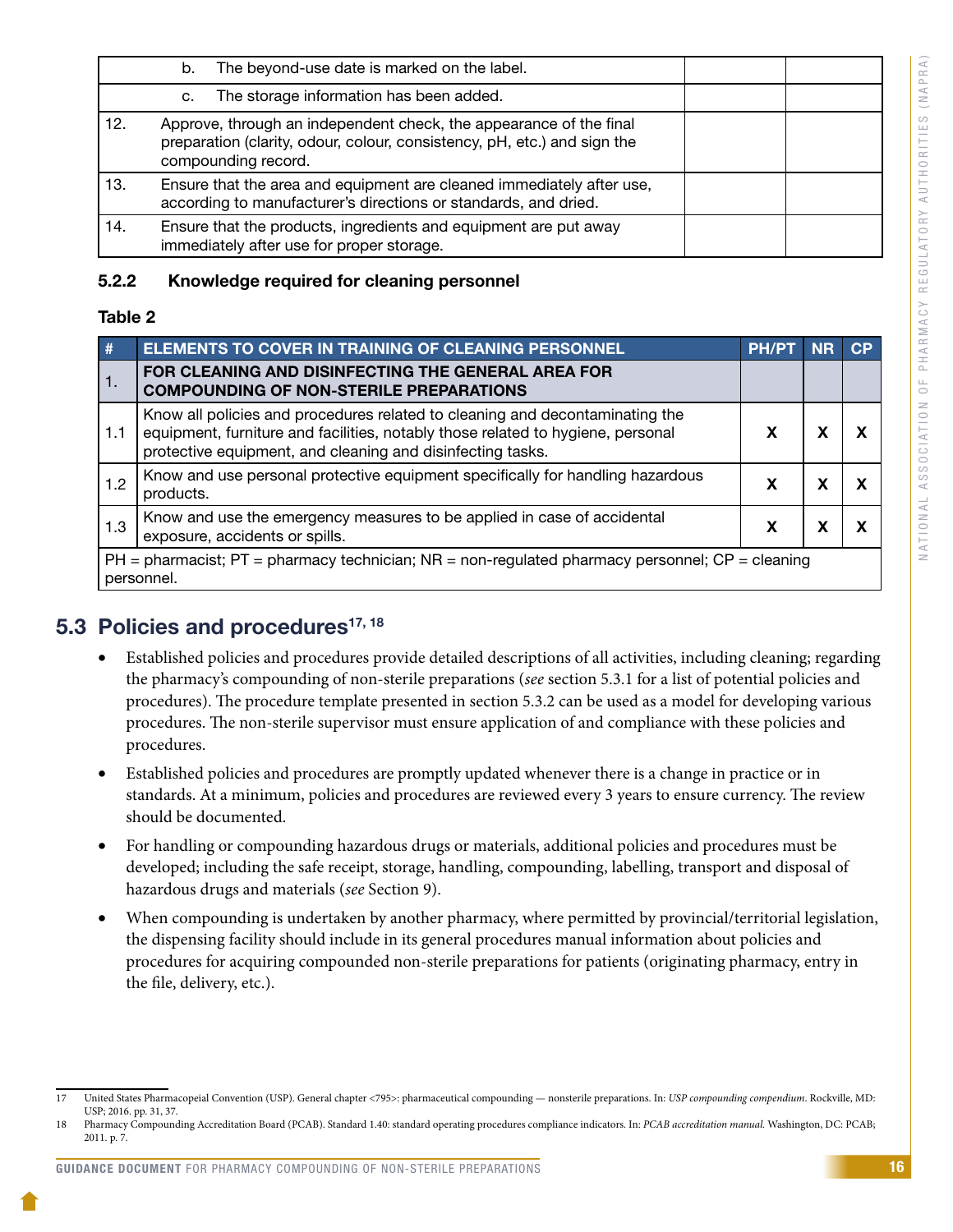| | | | |
|---|---|---|---|
| | b. The beyond-use date is marked on the label. | | |
| | c. The storage information has been added. | | |
| 12. | Approve, through an independent check, the appearance of the final preparation (clarity, odour, colour, consistency, pH, etc.) and sign the compounding record. | | |
| 13. | Ensure that the area and equipment are cleaned immediately after use, according to manufacturer's directions or standards, and dried. | | |
| 14. | Ensure that the products, ingredients and equipment are put away immediately after use for proper storage. | | |

### 5.2.2 Knowledge required for cleaning personnel

**Table 2**

| # | ELEMENTS TO COVER IN TRAINING OF CLEANING PERSONNEL | PH/PT | NR | CP |
|---|---|---|---|---|
| 1. | **FOR CLEANING AND DISINFECTING THE GENERAL AREA FOR COMPOUNDING OF NON-STERILE PREPARATIONS** | | | |
| 1.1 | Know all policies and procedures related to cleaning and decontaminating the equipment, furniture and facilities, notably those related to hygiene, personal protective equipment, and cleaning and disinfecting tasks. | X | X | X |
| 1.2 | Know and use personal protective equipment specifically for handling hazardous products. | X | X | X |
| 1.3 | Know and use the emergency measures to be applied in case of accidental exposure, accidents or spills. | X | X | X |

PH = pharmacist; PT = pharmacy technician; NR = non-regulated pharmacy personnel; CP = cleaning personnel.

## 5.3 Policies and procedures[17, 18]

- Established policies and procedures provide detailed descriptions of all activities, including cleaning; regarding the pharmacy's compounding of non-sterile preparations (*see* section 5.3.1 for a list of potential policies and procedures). The procedure template presented in section 5.3.2 can be used as a model for developing various procedures. The non-sterile supervisor must ensure application of and compliance with these policies and procedures.
- Established policies and procedures are promptly updated whenever there is a change in practice or in standards. At a minimum, policies and procedures are reviewed every 3 years to ensure currency. The review should be documented.
- For handling or compounding hazardous drugs or materials, additional policies and procedures must be developed; including the safe receipt, storage, handling, compounding, labelling, transport and disposal of hazardous drugs and materials (*see* Section 9).
- When compounding is undertaken by another pharmacy, where permitted by provincial/territorial legislation, the dispensing facility should include in its general procedures manual information about policies and procedures for acquiring compounded non-sterile preparations for patients (originating pharmacy, entry in the file, delivery, etc.).

---

17 United States Pharmacopeial Convention (USP). General chapter <795>: pharmaceutical compounding — nonsterile preparations. In: *USP compounding compendium*. Rockville, MD: USP; 2016. pp. 31, 37.

18 Pharmacy Compounding Accreditation Board (PCAB). Standard 1.40: standard operating procedures compliance indicators. In: *PCAB accreditation manual.* Washington, DC: PCAB; 2011. p. 7.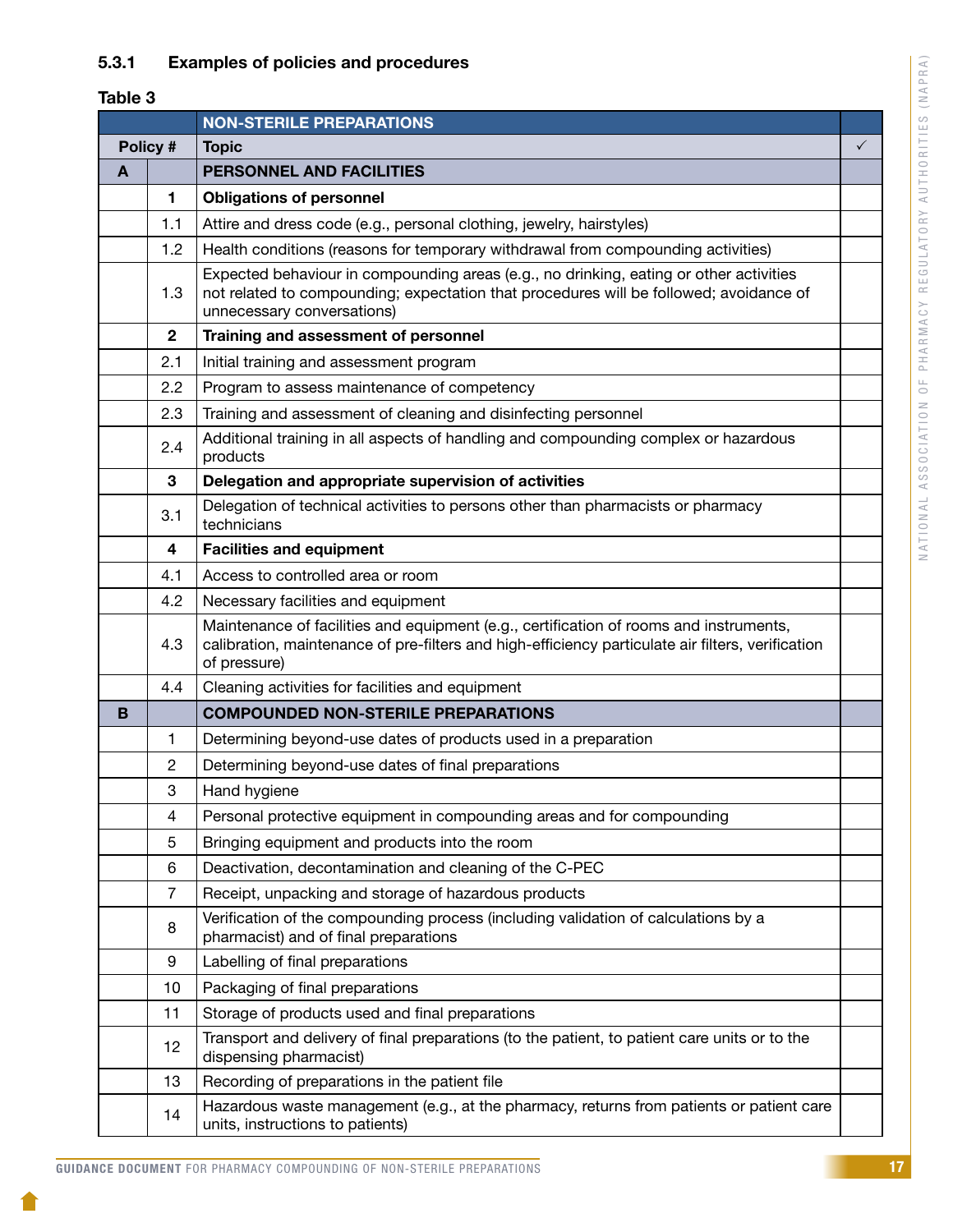### 5.3.1 Examples of policies and procedures

**Table 3**

| | | NON-STERILE PREPARATIONS | |
|---|---|---|---|
| **Policy #** | | **Topic** | ✓ |
| **A** | | **PERSONNEL AND FACILITIES** | |
| | **1** | **Obligations of personnel** | |
| | 1.1 | Attire and dress code (e.g., personal clothing, jewelry, hairstyles) | |
| | 1.2 | Health conditions (reasons for temporary withdrawal from compounding activities) | |
| | 1.3 | Expected behaviour in compounding areas (e.g., no drinking, eating or other activities not related to compounding; expectation that procedures will be followed; avoidance of unnecessary conversations) | |
| | **2** | **Training and assessment of personnel** | |
| | 2.1 | Initial training and assessment program | |
| | 2.2 | Program to assess maintenance of competency | |
| | 2.3 | Training and assessment of cleaning and disinfecting personnel | |
| | 2.4 | Additional training in all aspects of handling and compounding complex or hazardous products | |
| | **3** | **Delegation and appropriate supervision of activities** | |
| | 3.1 | Delegation of technical activities to persons other than pharmacists or pharmacy technicians | |
| | **4** | **Facilities and equipment** | |
| | 4.1 | Access to controlled area or room | |
| | 4.2 | Necessary facilities and equipment | |
| | 4.3 | Maintenance of facilities and equipment (e.g., certification of rooms and instruments, calibration, maintenance of pre-filters and high-efficiency particulate air filters, verification of pressure) | |
| | 4.4 | Cleaning activities for facilities and equipment | |
| **B** | | **COMPOUNDED NON-STERILE PREPARATIONS** | |
| | 1 | Determining beyond-use dates of products used in a preparation | |
| | 2 | Determining beyond-use dates of final preparations | |
| | 3 | Hand hygiene | |
| | 4 | Personal protective equipment in compounding areas and for compounding | |
| | 5 | Bringing equipment and products into the room | |
| | 6 | Deactivation, decontamination and cleaning of the C-PEC | |
| | 7 | Receipt, unpacking and storage of hazardous products | |
| | 8 | Verification of the compounding process (including validation of calculations by a pharmacist) and of final preparations | |
| | 9 | Labelling of final preparations | |
| | 10 | Packaging of final preparations | |
| | 11 | Storage of products used and final preparations | |
| | 12 | Transport and delivery of final preparations (to the patient, to patient care units or to the dispensing pharmacist) | |
| | 13 | Recording of preparations in the patient file | |
| | 14 | Hazardous waste management (e.g., at the pharmacy, returns from patients or patient care units, instructions to patients) | |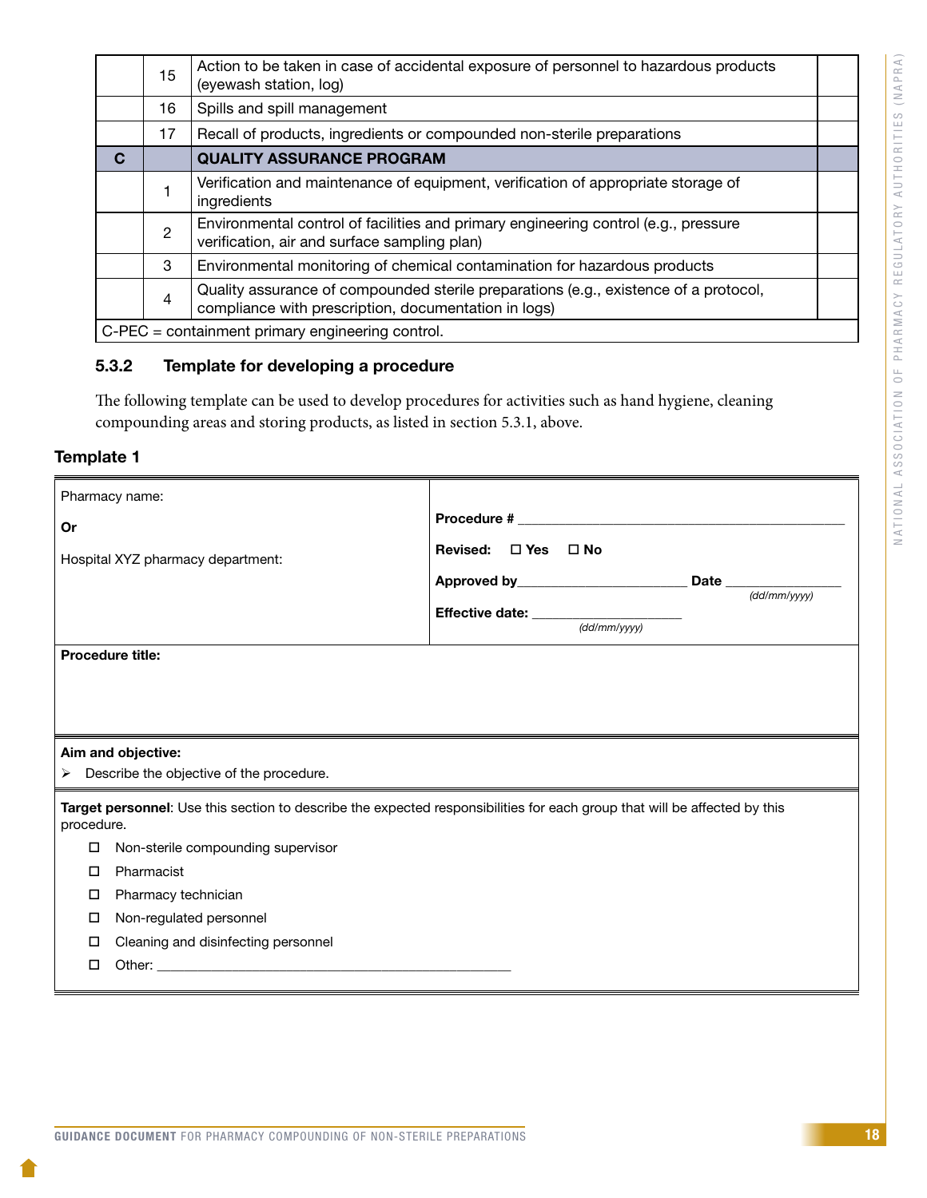| | | | |
|---|---|---|---|
| | 15 | Action to be taken in case of accidental exposure of personnel to hazardous products (eyewash station, log) | |
| | 16 | Spills and spill management | |
| | 17 | Recall of products, ingredients or compounded non-sterile preparations | |
| **C** | | **QUALITY ASSURANCE PROGRAM** | |
| | 1 | Verification and maintenance of equipment, verification of appropriate storage of ingredients | |
| | 2 | Environmental control of facilities and primary engineering control (e.g., pressure verification, air and surface sampling plan) | |
| | 3 | Environmental monitoring of chemical contamination for hazardous products | |
| | 4 | Quality assurance of compounded sterile preparations (e.g., existence of a protocol, compliance with prescription, documentation in logs) | |
| C-PEC = containment primary engineering control. | | | |

### 5.3.2 Template for developing a procedure

The following template can be used to develop procedures for activities such as hand hygiene, cleaning compounding areas and storing products, as listed in section 5.3.1, above.

#### Template 1

| | |
|---|---|
| Pharmacy name:<br><br>**Or**<br><br>Hospital XYZ pharmacy department: | **Procedure #** ______________________________<br><br>**Revised:** ☐ **Yes** ☐ **No**<br><br>**Approved by**____________________ **Date** ______________ *(dd/mm/yyyy)*<br><br>**Effective date:** ________________ *(dd/mm/yyyy)* |
| **Procedure title:** | |

**Aim and objective:**

- Describe the objective of the procedure.

**Target personnel**: Use this section to describe the expected responsibilities for each group that will be affected by this procedure.

- ☐ Non-sterile compounding supervisor
- ☐ Pharmacist
- ☐ Pharmacy technician
- ☐ Non-regulated personnel
- ☐ Cleaning and disinfecting personnel
- ☐ Other: ____________________________________________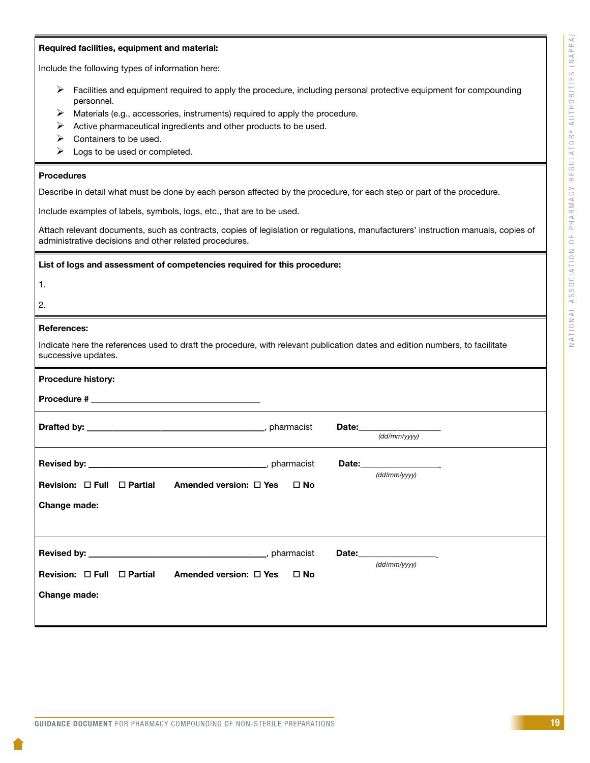**Required facilities, equipment and material:**

Include the following types of information here:

- Facilities and equipment required to apply the procedure, including personal protective equipment for compounding personnel.
- Materials (e.g., accessories, instruments) required to apply the procedure.
- Active pharmaceutical ingredients and other products to be used.
- Containers to be used.
- Logs to be used or completed.

**Procedures**

Describe in detail what must be done by each person affected by the procedure, for each step or part of the procedure.

Include examples of labels, symbols, logs, etc., that are to be used.

Attach relevant documents, such as contracts, copies of legislation or regulations, manufacturers' instruction manuals, copies of administrative decisions and other related procedures.

**List of logs and assessment of competencies required for this procedure:**

1.

2.

**References:**

Indicate here the references used to draft the procedure, with relevant publication dates and edition numbers, to facilitate successive updates.

**Procedure history:**

**Procedure #** ____________________________________

**Drafted by:** ______________________________________, pharmacist **Date:**_________________ *(dd/mm/yyyy)*

**Revised by:** ______________________________________, pharmacist **Date:**_________________ *(dd/mm/yyyy)*

**Revision:** ☐ **Full** ☐ **Partial** **Amended version:** ☐ **Yes** ☐ **No**

**Change made:**

**Revised by:** ______________________________________, pharmacist **Date:**_________________ *(dd/mm/yyyy)*

**Revision:** ☐ **Full** ☐ **Partial** **Amended version:** ☐ **Yes** ☐ **No**

**Change made:**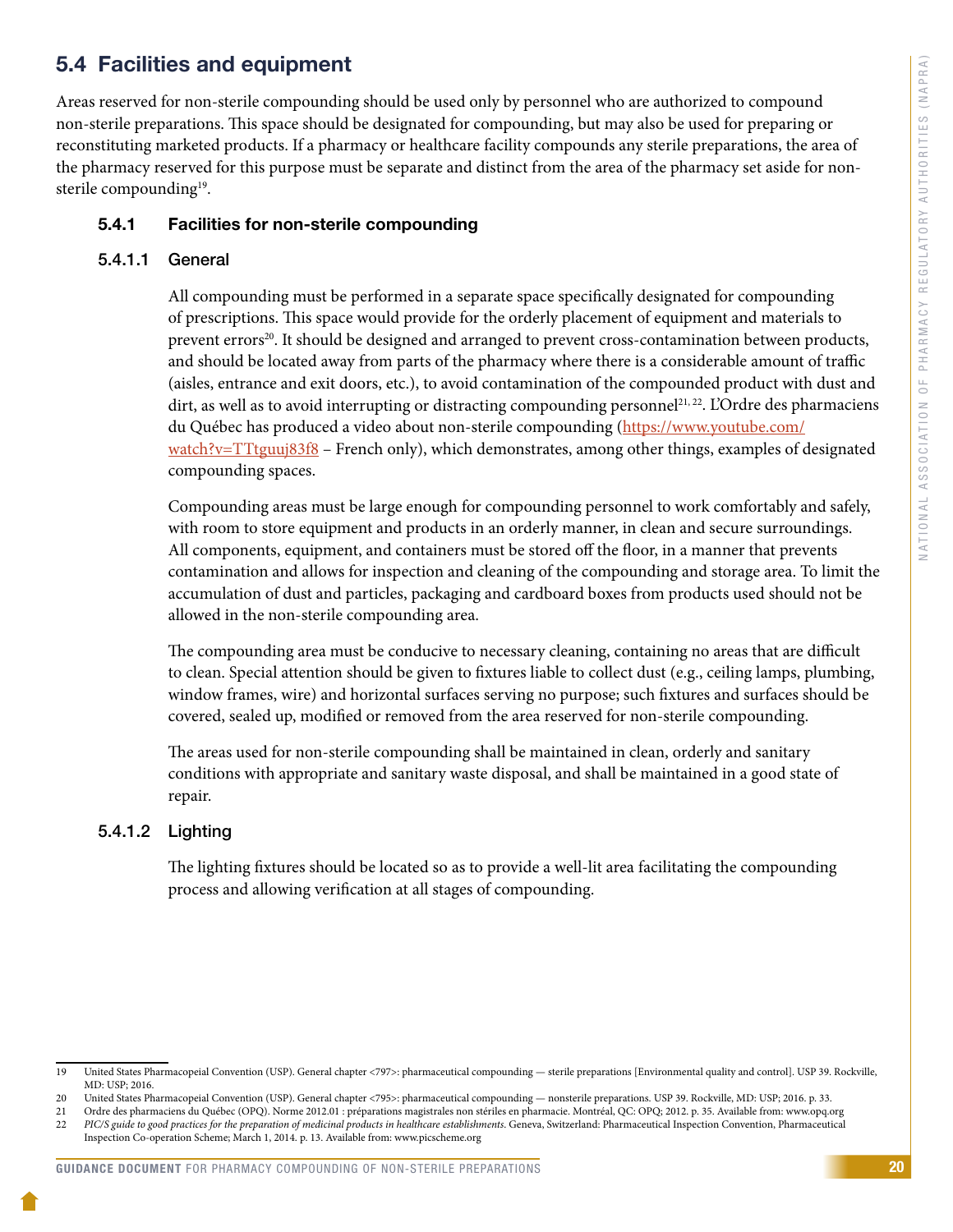## 5.4 Facilities and equipment

Areas reserved for non-sterile compounding should be used only by personnel who are authorized to compound non-sterile preparations. This space should be designated for compounding, but may also be used for preparing or reconstituting marketed products. If a pharmacy or healthcare facility compounds any sterile preparations, the area of the pharmacy reserved for this purpose must be separate and distinct from the area of the pharmacy set aside for non-sterile compounding[19].

### 5.4.1 Facilities for non-sterile compounding

#### 5.4.1.1 General

All compounding must be performed in a separate space specifically designated for compounding of prescriptions. This space would provide for the orderly placement of equipment and materials to prevent errors[20]. It should be designed and arranged to prevent cross-contamination between products, and should be located away from parts of the pharmacy where there is a considerable amount of traffic (aisles, entrance and exit doors, etc.), to avoid contamination of the compounded product with dust and dirt, as well as to avoid interrupting or distracting compounding personnel[21, 22]. L'Ordre des pharmaciens du Québec has produced a video about non-sterile compounding (https://www.youtube.com/watch?v=TTtguuj83f8 – French only), which demonstrates, among other things, examples of designated compounding spaces.

Compounding areas must be large enough for compounding personnel to work comfortably and safely, with room to store equipment and products in an orderly manner, in clean and secure surroundings. All components, equipment, and containers must be stored off the floor, in a manner that prevents contamination and allows for inspection and cleaning of the compounding and storage area. To limit the accumulation of dust and particles, packaging and cardboard boxes from products used should not be allowed in the non-sterile compounding area.

The compounding area must be conducive to necessary cleaning, containing no areas that are difficult to clean. Special attention should be given to fixtures liable to collect dust (e.g., ceiling lamps, plumbing, window frames, wire) and horizontal surfaces serving no purpose; such fixtures and surfaces should be covered, sealed up, modified or removed from the area reserved for non-sterile compounding.

The areas used for non-sterile compounding shall be maintained in clean, orderly and sanitary conditions with appropriate and sanitary waste disposal, and shall be maintained in a good state of repair.

#### 5.4.1.2 Lighting

The lighting fixtures should be located so as to provide a well-lit area facilitating the compounding process and allowing verification at all stages of compounding.

---

19 United States Pharmacopeial Convention (USP). General chapter <797>: pharmaceutical compounding — sterile preparations [Environmental quality and control]. USP 39. Rockville, MD: USP; 2016.

20 United States Pharmacopeial Convention (USP). General chapter <795>: pharmaceutical compounding — nonsterile preparations. USP 39. Rockville, MD: USP; 2016. p. 33.

21 Ordre des pharmaciens du Québec (OPQ). Norme 2012.01 : préparations magistrales non stériles en pharmacie. Montréal, QC: OPQ; 2012. p. 35. Available from: www.opq.org

22 *PIC/S guide to good practices for the preparation of medicinal products in healthcare establishments*. Geneva, Switzerland: Pharmaceutical Inspection Convention, Pharmaceutical Inspection Co-operation Scheme; March 1, 2014. p. 13. Available from: www.picscheme.org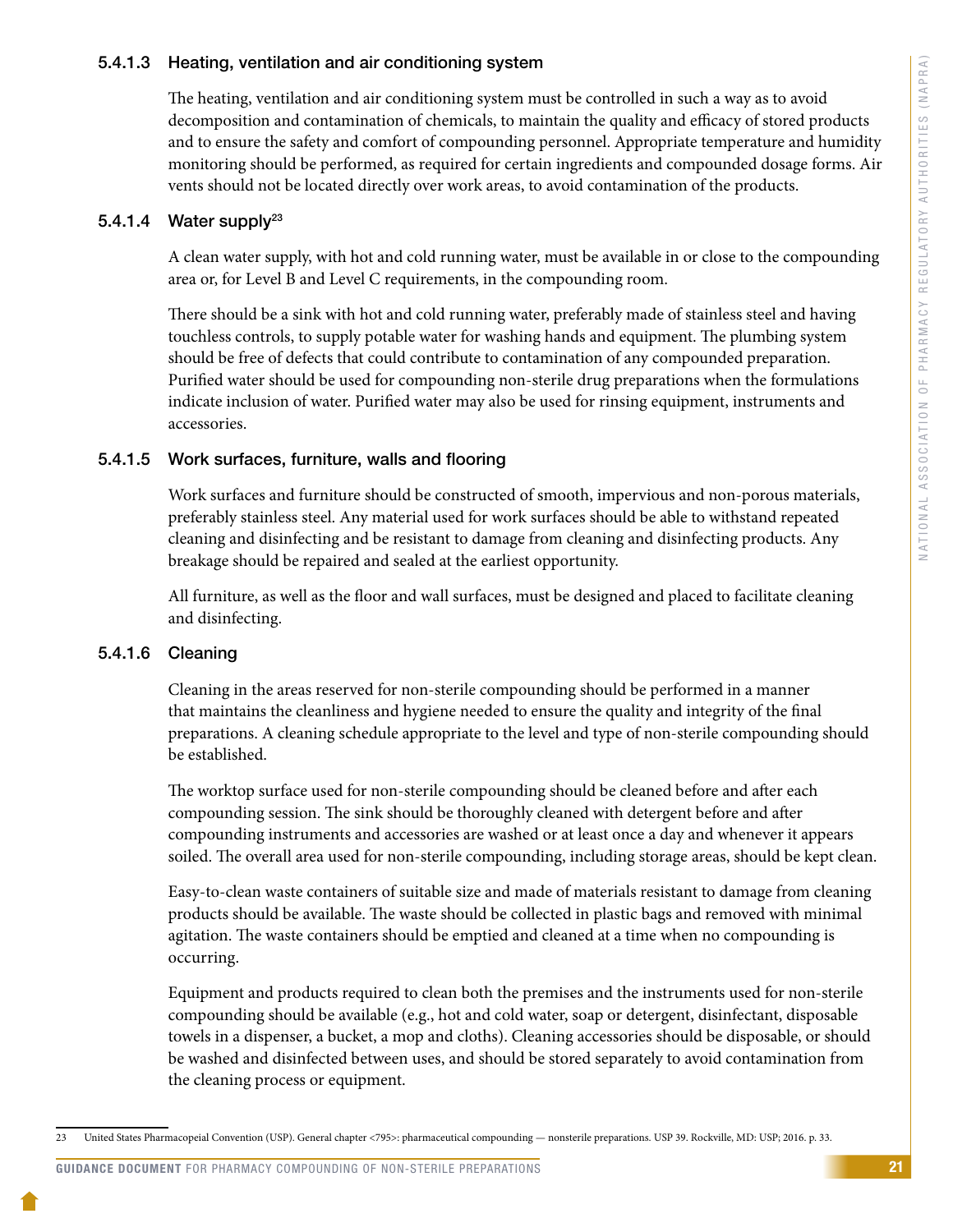#### 5.4.1.3 Heating, ventilation and air conditioning system

The heating, ventilation and air conditioning system must be controlled in such a way as to avoid decomposition and contamination of chemicals, to maintain the quality and efficacy of stored products and to ensure the safety and comfort of compounding personnel. Appropriate temperature and humidity monitoring should be performed, as required for certain ingredients and compounded dosage forms. Air vents should not be located directly over work areas, to avoid contamination of the products.

#### 5.4.1.4 Water supply[23]

A clean water supply, with hot and cold running water, must be available in or close to the compounding area or, for Level B and Level C requirements, in the compounding room.

There should be a sink with hot and cold running water, preferably made of stainless steel and having touchless controls, to supply potable water for washing hands and equipment. The plumbing system should be free of defects that could contribute to contamination of any compounded preparation. Purified water should be used for compounding non-sterile drug preparations when the formulations indicate inclusion of water. Purified water may also be used for rinsing equipment, instruments and accessories.

#### 5.4.1.5 Work surfaces, furniture, walls and flooring

Work surfaces and furniture should be constructed of smooth, impervious and non-porous materials, preferably stainless steel. Any material used for work surfaces should be able to withstand repeated cleaning and disinfecting and be resistant to damage from cleaning and disinfecting products. Any breakage should be repaired and sealed at the earliest opportunity.

All furniture, as well as the floor and wall surfaces, must be designed and placed to facilitate cleaning and disinfecting.

#### 5.4.1.6 Cleaning

Cleaning in the areas reserved for non-sterile compounding should be performed in a manner that maintains the cleanliness and hygiene needed to ensure the quality and integrity of the final preparations. A cleaning schedule appropriate to the level and type of non-sterile compounding should be established.

The worktop surface used for non-sterile compounding should be cleaned before and after each compounding session. The sink should be thoroughly cleaned with detergent before and after compounding instruments and accessories are washed or at least once a day and whenever it appears soiled. The overall area used for non-sterile compounding, including storage areas, should be kept clean.

Easy-to-clean waste containers of suitable size and made of materials resistant to damage from cleaning products should be available. The waste should be collected in plastic bags and removed with minimal agitation. The waste containers should be emptied and cleaned at a time when no compounding is occurring.

Equipment and products required to clean both the premises and the instruments used for non-sterile compounding should be available (e.g., hot and cold water, soap or detergent, disinfectant, disposable towels in a dispenser, a bucket, a mop and cloths). Cleaning accessories should be disposable, or should be washed and disinfected between uses, and should be stored separately to avoid contamination from the cleaning process or equipment.

---

23 United States Pharmacopeial Convention (USP). General chapter <795>: pharmaceutical compounding — nonsterile preparations. USP 39. Rockville, MD: USP; 2016. p. 33.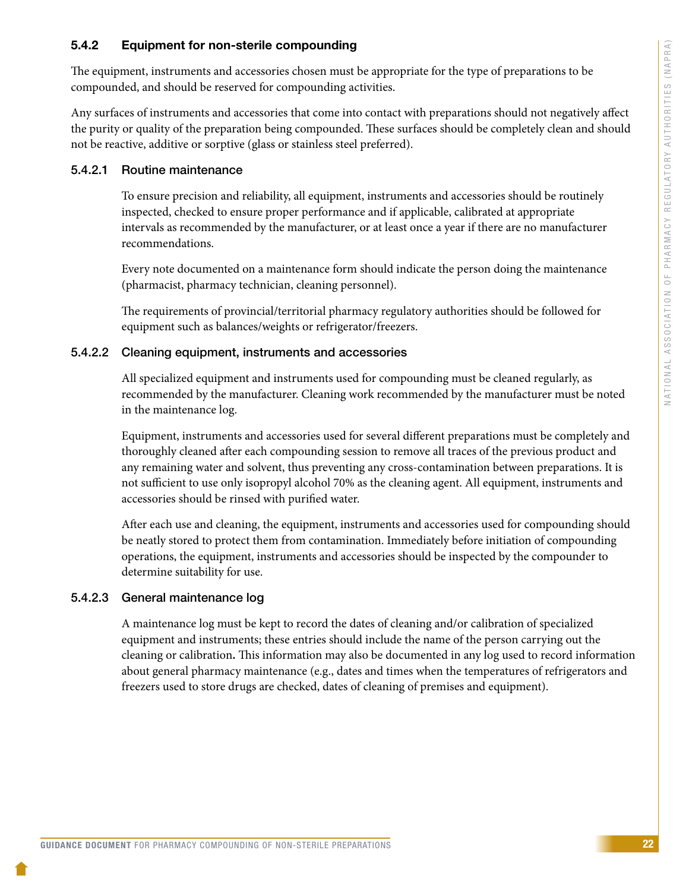### 5.4.2 Equipment for non-sterile compounding

The equipment, instruments and accessories chosen must be appropriate for the type of preparations to be compounded, and should be reserved for compounding activities.

Any surfaces of instruments and accessories that come into contact with preparations should not negatively affect the purity or quality of the preparation being compounded. These surfaces should be completely clean and should not be reactive, additive or sorptive (glass or stainless steel preferred).

#### 5.4.2.1 Routine maintenance

To ensure precision and reliability, all equipment, instruments and accessories should be routinely inspected, checked to ensure proper performance and if applicable, calibrated at appropriate intervals as recommended by the manufacturer, or at least once a year if there are no manufacturer recommendations.

Every note documented on a maintenance form should indicate the person doing the maintenance (pharmacist, pharmacy technician, cleaning personnel).

The requirements of provincial/territorial pharmacy regulatory authorities should be followed for equipment such as balances/weights or refrigerator/freezers.

#### 5.4.2.2 Cleaning equipment, instruments and accessories

All specialized equipment and instruments used for compounding must be cleaned regularly, as recommended by the manufacturer. Cleaning work recommended by the manufacturer must be noted in the maintenance log.

Equipment, instruments and accessories used for several different preparations must be completely and thoroughly cleaned after each compounding session to remove all traces of the previous product and any remaining water and solvent, thus preventing any cross-contamination between preparations. It is not sufficient to use only isopropyl alcohol 70% as the cleaning agent. All equipment, instruments and accessories should be rinsed with purified water.

After each use and cleaning, the equipment, instruments and accessories used for compounding should be neatly stored to protect them from contamination. Immediately before initiation of compounding operations, the equipment, instruments and accessories should be inspected by the compounder to determine suitability for use.

#### 5.4.2.3 General maintenance log

A maintenance log must be kept to record the dates of cleaning and/or calibration of specialized equipment and instruments; these entries should include the name of the person carrying out the cleaning or calibration. This information may also be documented in any log used to record information about general pharmacy maintenance (e.g., dates and times when the temperatures of refrigerators and freezers used to store drugs are checked, dates of cleaning of premises and equipment).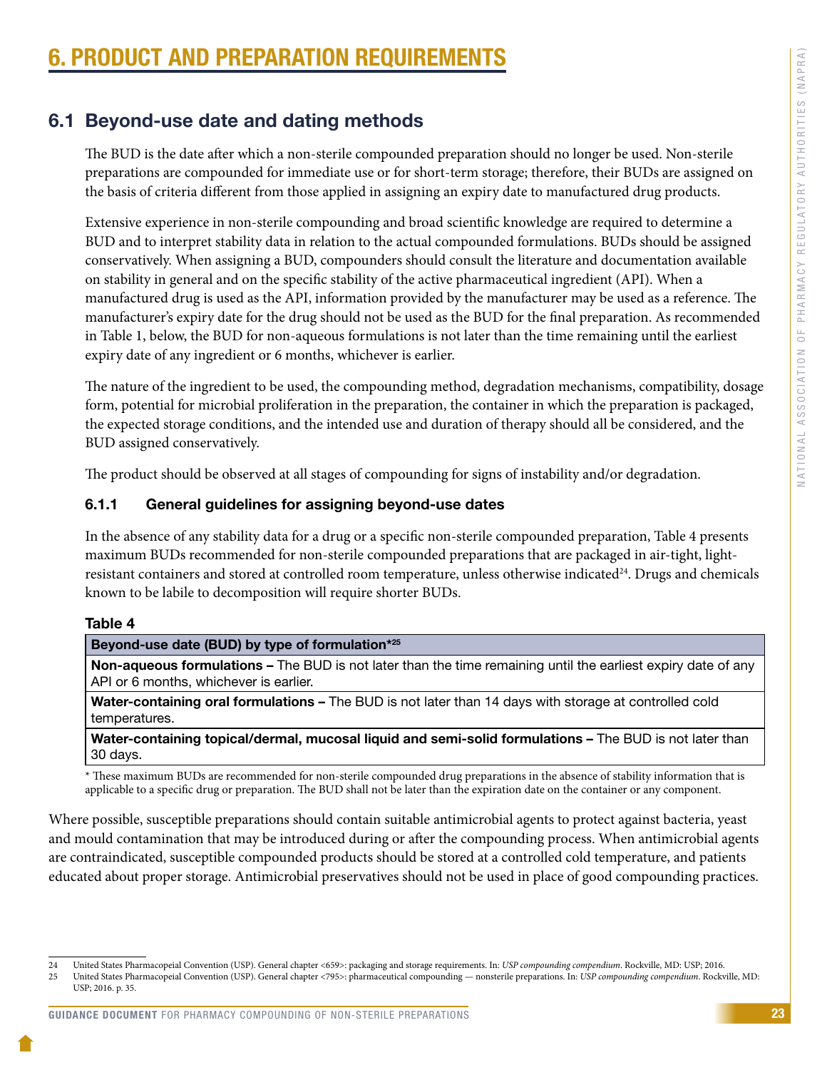// No images: text-only page
# 6. PRODUCT AND PREPARATION REQUIREMENTS

## 6.1 Beyond-use date and dating methods

The BUD is the date after which a non-sterile compounded preparation should no longer be used. Non-sterile preparations are compounded for immediate use or for short-term storage; therefore, their BUDs are assigned on the basis of criteria different from those applied in assigning an expiry date to manufactured drug products.

Extensive experience in non-sterile compounding and broad scientific knowledge are required to determine a BUD and to interpret stability data in relation to the actual compounded formulations. BUDs should be assigned conservatively. When assigning a BUD, compounders should consult the literature and documentation available on stability in general and on the specific stability of the active pharmaceutical ingredient (API). When a manufactured drug is used as the API, information provided by the manufacturer may be used as a reference. The manufacturer's expiry date for the drug should not be used as the BUD for the final preparation. As recommended in Table 1, below, the BUD for non-aqueous formulations is not later than the time remaining until the earliest expiry date of any ingredient or 6 months, whichever is earlier.

The nature of the ingredient to be used, the compounding method, degradation mechanisms, compatibility, dosage form, potential for microbial proliferation in the preparation, the container in which the preparation is packaged, the expected storage conditions, and the intended use and duration of therapy should all be considered, and the BUD assigned conservatively.

The product should be observed at all stages of compounding for signs of instability and/or degradation.

### 6.1.1 General guidelines for assigning beyond-use dates

In the absence of any stability data for a drug or a specific non-sterile compounded preparation, Table 4 presents maximum BUDs recommended for non-sterile compounded preparations that are packaged in air-tight, light-resistant containers and stored at controlled room temperature, unless otherwise indicated[24]. Drugs and chemicals known to be labile to decomposition will require shorter BUDs.

**Table 4**

| **Beyond-use date (BUD) by type of formulation*[25]** |
|---|
| **Non-aqueous formulations –** The BUD is not later than the time remaining until the earliest expiry date of any API or 6 months, whichever is earlier. |
| **Water-containing oral formulations –** The BUD is not later than 14 days with storage at controlled cold temperatures. |
| **Water-containing topical/dermal, mucosal liquid and semi-solid formulations –** The BUD is not later than 30 days. |

* These maximum BUDs are recommended for non-sterile compounded drug preparations in the absence of stability information that is applicable to a specific drug or preparation. The BUD shall not be later than the expiration date on the container or any component.

Where possible, susceptible preparations should contain suitable antimicrobial agents to protect against bacteria, yeast and mould contamination that may be introduced during or after the compounding process. When antimicrobial agents are contraindicated, susceptible compounded products should be stored at a controlled cold temperature, and patients educated about proper storage. Antimicrobial preservatives should not be used in place of good compounding practices.

---

24 United States Pharmacopeial Convention (USP). General chapter <659>: packaging and storage requirements. In: *USP compounding compendium*. Rockville, MD: USP; 2016.

25 United States Pharmacopeial Convention (USP). General chapter <795>: pharmaceutical compounding — nonsterile preparations. In: *USP compounding compendium*. Rockville, MD: USP; 2016. p. 35.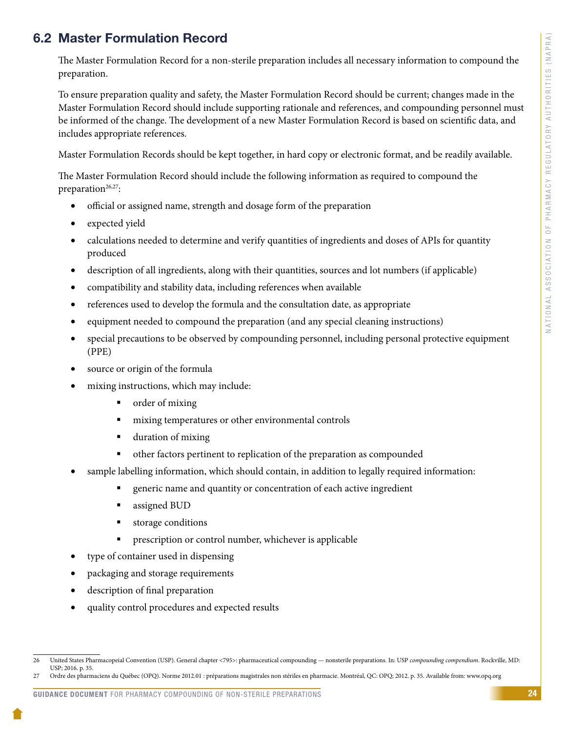## 6.2 Master Formulation Record

The Master Formulation Record for a non-sterile preparation includes all necessary information to compound the preparation.

To ensure preparation quality and safety, the Master Formulation Record should be current; changes made in the Master Formulation Record should include supporting rationale and references, and compounding personnel must be informed of the change. The development of a new Master Formulation Record is based on scientific data, and includes appropriate references.

Master Formulation Records should be kept together, in hard copy or electronic format, and be readily available.

The Master Formulation Record should include the following information as required to compound the preparation[26,27]:

- official or assigned name, strength and dosage form of the preparation
- expected yield
- calculations needed to determine and verify quantities of ingredients and doses of APIs for quantity produced
- description of all ingredients, along with their quantities, sources and lot numbers (if applicable)
- compatibility and stability data, including references when available
- references used to develop the formula and the consultation date, as appropriate
- equipment needed to compound the preparation (and any special cleaning instructions)
- special precautions to be observed by compounding personnel, including personal protective equipment (PPE)
- source or origin of the formula
- mixing instructions, which may include:
  - order of mixing
  - mixing temperatures or other environmental controls
  - duration of mixing
  - other factors pertinent to replication of the preparation as compounded
- sample labelling information, which should contain, in addition to legally required information:
  - generic name and quantity or concentration of each active ingredient
  - assigned BUD
  - storage conditions
  - prescription or control number, whichever is applicable
- type of container used in dispensing
- packaging and storage requirements
- description of final preparation
- quality control procedures and expected results

---

26 United States Pharmacopeial Convention (USP). General chapter <795>: pharmaceutical compounding — nonsterile preparations. In: USP *compounding compendium*. Rockville, MD: USP; 2016. p. 35.

27 Ordre des pharmaciens du Québec (OPQ). Norme 2012.01 : préparations magistrales non stériles en pharmacie. Montréal, QC: OPQ; 2012. p. 35. Available from: www.opq.org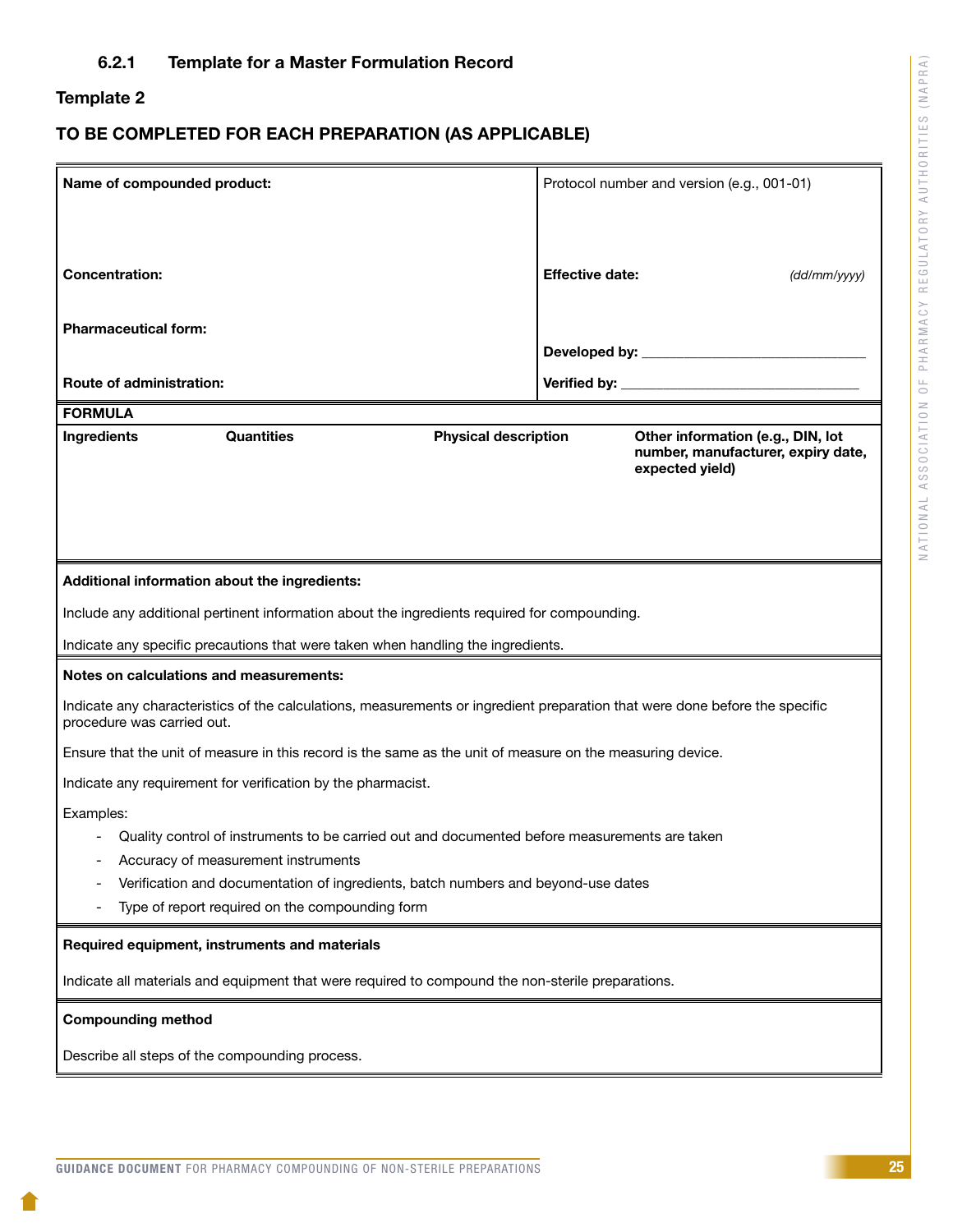### 6.2.1 Template for a Master Formulation Record

**Template 2**

**TO BE COMPLETED FOR EACH PREPARATION (AS APPLICABLE)**

| | |
|---|---|
| **Name of compounded product:** | Protocol number and version (e.g., 001-01) |
| **Concentration:** | **Effective date:** *(dd/mm/yyyy)* |
| **Pharmaceutical form:** | **Developed by:** ______________________________ |
| **Route of administration:** | **Verified by:** ______________________________ |

**FORMULA**

| **Ingredients** | **Quantities** | **Physical description** | **Other information (e.g., DIN, lot number, manufacturer, expiry date, expected yield)** |
|---|---|---|---|
| | | | |

**Additional information about the ingredients:**

Include any additional pertinent information about the ingredients required for compounding.

Indicate any specific precautions that were taken when handling the ingredients.

**Notes on calculations and measurements:**

Indicate any characteristics of the calculations, measurements or ingredient preparation that were done before the specific procedure was carried out.

Ensure that the unit of measure in this record is the same as the unit of measure on the measuring device.

Indicate any requirement for verification by the pharmacist.

Examples:

- Quality control of instruments to be carried out and documented before measurements are taken
- Accuracy of measurement instruments
- Verification and documentation of ingredients, batch numbers and beyond-use dates
- Type of report required on the compounding form

**Required equipment, instruments and materials**

Indicate all materials and equipment that were required to compound the non-sterile preparations.

**Compounding method**

Describe all steps of the compounding process.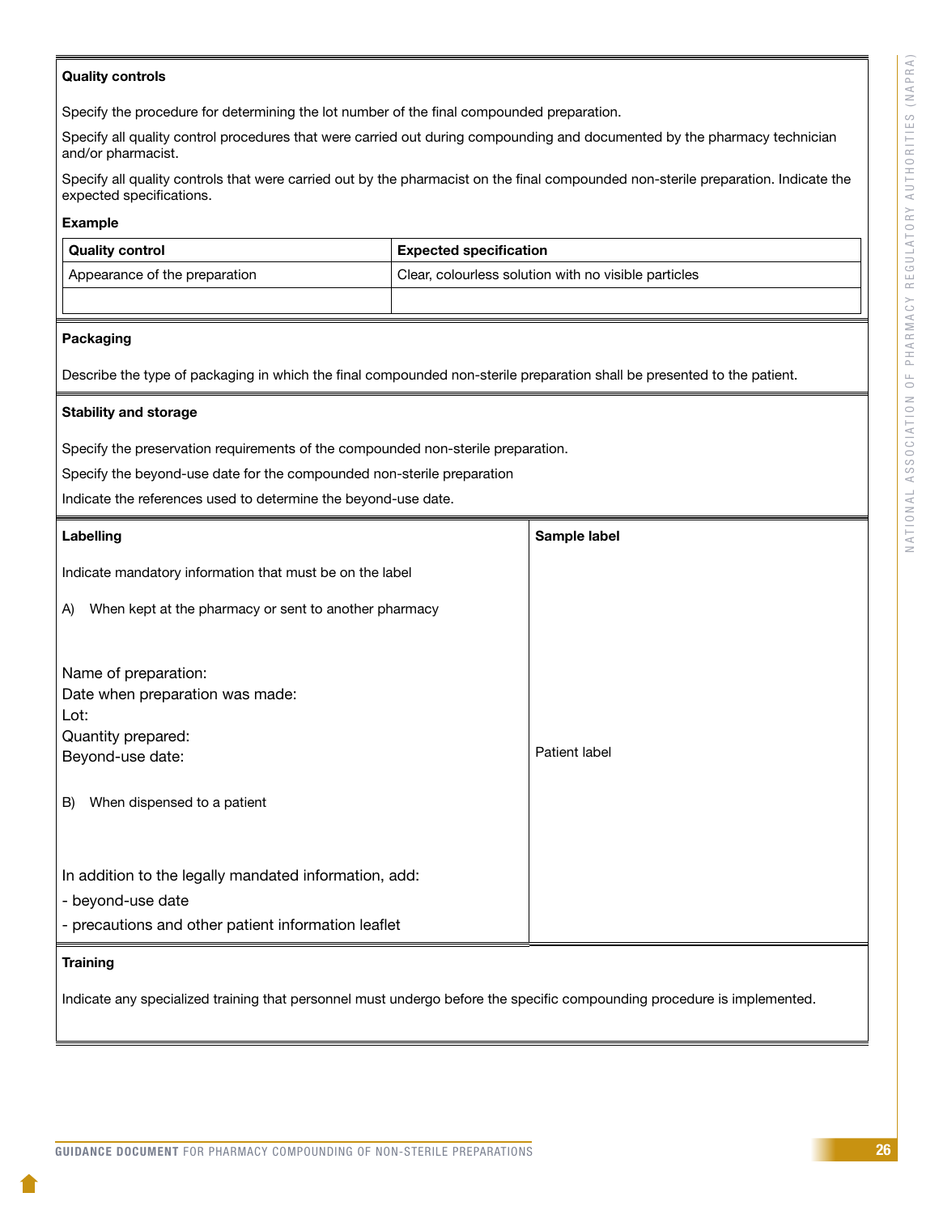**Quality controls**

Specify the procedure for determining the lot number of the final compounded preparation.

Specify all quality control procedures that were carried out during compounding and documented by the pharmacy technician and/or pharmacist.

Specify all quality controls that were carried out by the pharmacist on the final compounded non-sterile preparation. Indicate the expected specifications.

**Example**

| Quality control | Expected specification |
|---|---|
| Appearance of the preparation | Clear, colourless solution with no visible particles |
| | |

**Packaging**

Describe the type of packaging in which the final compounded non-sterile preparation shall be presented to the patient.

**Stability and storage**

Specify the preservation requirements of the compounded non-sterile preparation.

Specify the beyond-use date for the compounded non-sterile preparation

Indicate the references used to determine the beyond-use date.

**Labelling**

Indicate mandatory information that must be on the label

A) When kept at the pharmacy or sent to another pharmacy

Name of preparation:
Date when preparation was made:
Lot:
Quantity prepared:
Beyond-use date:

B) When dispensed to a patient

In addition to the legally mandated information, add:

- beyond-use date
- precautions and other patient information leaflet

**Sample label**

Patient label

**Training**

Indicate any specialized training that personnel must undergo before the specific compounding procedure is implemented.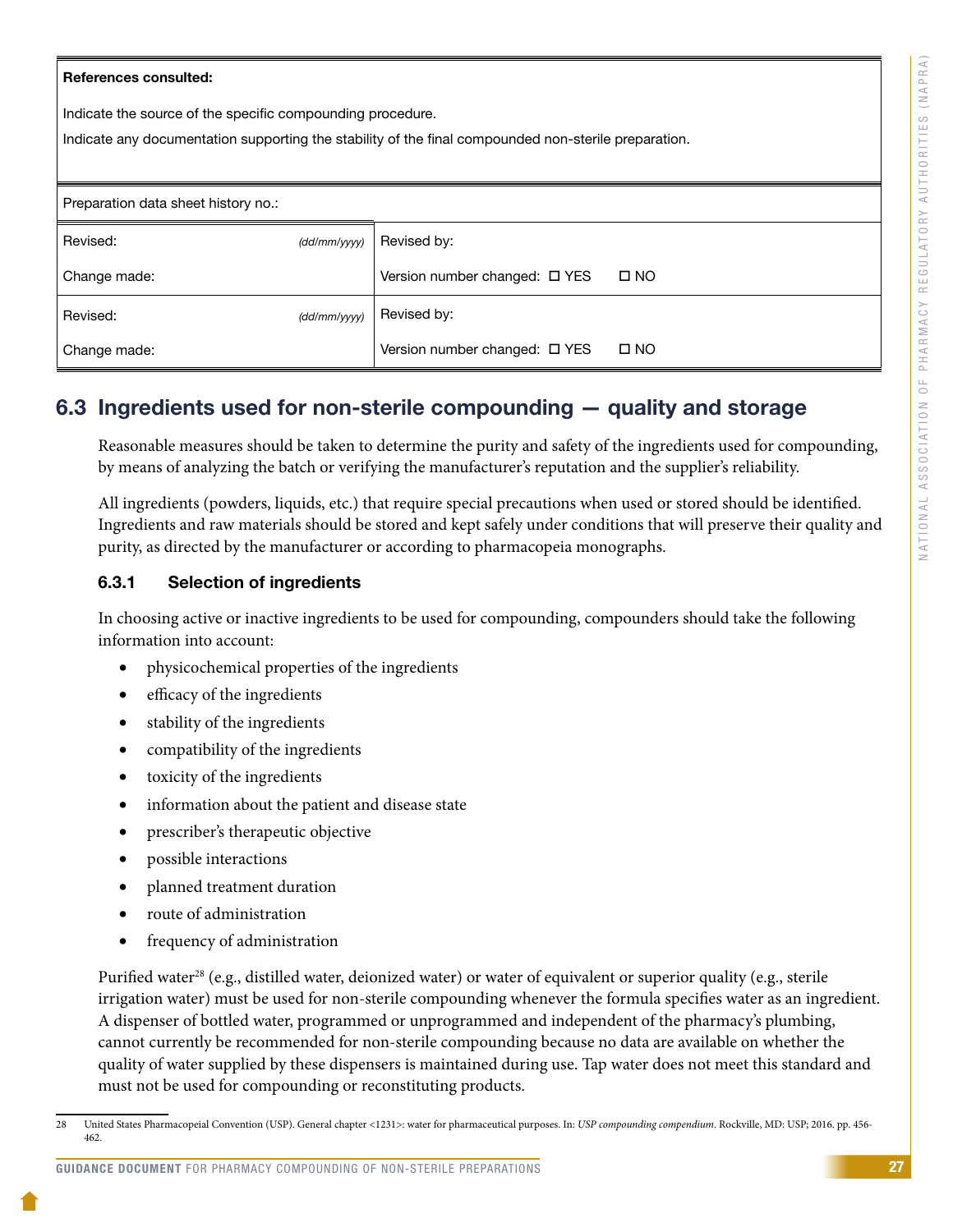| **References consulted:** |
|---|
| Indicate the source of the specific compounding procedure.<br>Indicate any documentation supporting the stability of the final compounded non-sterile preparation. |

| Preparation data sheet history no.: | |
|---|---|
| Revised: *(dd/mm/yyyy)* | Revised by: |
| Change made: | Version number changed: ☐ YES ☐ NO |
| Revised: *(dd/mm/yyyy)* | Revised by: |
| Change made: | Version number changed: ☐ YES ☐ NO |

## 6.3 Ingredients used for non-sterile compounding — quality and storage

Reasonable measures should be taken to determine the purity and safety of the ingredients used for compounding, by means of analyzing the batch or verifying the manufacturer's reputation and the supplier's reliability.

All ingredients (powders, liquids, etc.) that require special precautions when used or stored should be identified. Ingredients and raw materials should be stored and kept safely under conditions that will preserve their quality and purity, as directed by the manufacturer or according to pharmacopeia monographs.

### 6.3.1 Selection of ingredients

In choosing active or inactive ingredients to be used for compounding, compounders should take the following information into account:

- physicochemical properties of the ingredients
- efficacy of the ingredients
- stability of the ingredients
- compatibility of the ingredients
- toxicity of the ingredients
- information about the patient and disease state
- prescriber's therapeutic objective
- possible interactions
- planned treatment duration
- route of administration
- frequency of administration

Purified water[28] (e.g., distilled water, deionized water) or water of equivalent or superior quality (e.g., sterile irrigation water) must be used for non-sterile compounding whenever the formula specifies water as an ingredient. A dispenser of bottled water, programmed or unprogrammed and independent of the pharmacy's plumbing, cannot currently be recommended for non-sterile compounding because no data are available on whether the quality of water supplied by these dispensers is maintained during use. Tap water does not meet this standard and must not be used for compounding or reconstituting products.

---

28 United States Pharmacopeial Convention (USP). General chapter <1231>: water for pharmaceutical purposes. In: *USP compounding compendium*. Rockville, MD: USP; 2016. pp. 456-462.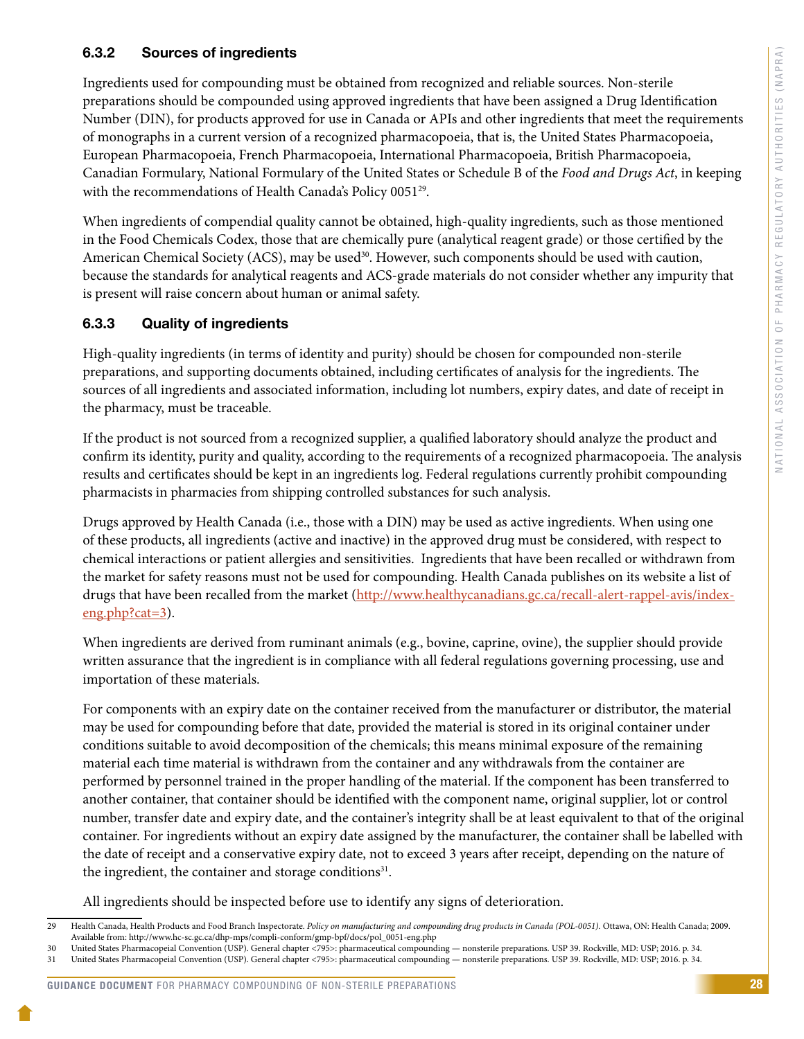### 6.3.2 Sources of ingredients

Ingredients used for compounding must be obtained from recognized and reliable sources. Non-sterile preparations should be compounded using approved ingredients that have been assigned a Drug Identification Number (DIN), for products approved for use in Canada or APIs and other ingredients that meet the requirements of monographs in a current version of a recognized pharmacopoeia, that is, the United States Pharmacopoeia, European Pharmacopoeia, French Pharmacopoeia, International Pharmacopoeia, British Pharmacopoeia, Canadian Formulary, National Formulary of the United States or Schedule B of the *Food and Drugs Act*, in keeping with the recommendations of Health Canada's Policy 0051[29].

When ingredients of compendial quality cannot be obtained, high-quality ingredients, such as those mentioned in the Food Chemicals Codex, those that are chemically pure (analytical reagent grade) or those certified by the American Chemical Society (ACS), may be used[30]. However, such components should be used with caution, because the standards for analytical reagents and ACS-grade materials do not consider whether any impurity that is present will raise concern about human or animal safety.

### 6.3.3 Quality of ingredients

High-quality ingredients (in terms of identity and purity) should be chosen for compounded non-sterile preparations, and supporting documents obtained, including certificates of analysis for the ingredients. The sources of all ingredients and associated information, including lot numbers, expiry dates, and date of receipt in the pharmacy, must be traceable.

If the product is not sourced from a recognized supplier, a qualified laboratory should analyze the product and confirm its identity, purity and quality, according to the requirements of a recognized pharmacopoeia. The analysis results and certificates should be kept in an ingredients log. Federal regulations currently prohibit compounding pharmacists in pharmacies from shipping controlled substances for such analysis.

Drugs approved by Health Canada (i.e., those with a DIN) may be used as active ingredients. When using one of these products, all ingredients (active and inactive) in the approved drug must be considered, with respect to chemical interactions or patient allergies and sensitivities. Ingredients that have been recalled or withdrawn from the market for safety reasons must not be used for compounding. Health Canada publishes on its website a list of drugs that have been recalled from the market (http://www.healthycanadians.gc.ca/recall-alert-rappel-avis/index-eng.php?cat=3).

When ingredients are derived from ruminant animals (e.g., bovine, caprine, ovine), the supplier should provide written assurance that the ingredient is in compliance with all federal regulations governing processing, use and importation of these materials.

For components with an expiry date on the container received from the manufacturer or distributor, the material may be used for compounding before that date, provided the material is stored in its original container under conditions suitable to avoid decomposition of the chemicals; this means minimal exposure of the remaining material each time material is withdrawn from the container and any withdrawals from the container are performed by personnel trained in the proper handling of the material. If the component has been transferred to another container, that container should be identified with the component name, original supplier, lot or control number, transfer date and expiry date, and the container's integrity shall be at least equivalent to that of the original container. For ingredients without an expiry date assigned by the manufacturer, the container shall be labelled with the date of receipt and a conservative expiry date, not to exceed 3 years after receipt, depending on the nature of the ingredient, the container and storage conditions[31].

All ingredients should be inspected before use to identify any signs of deterioration.

---

29 Health Canada, Health Products and Food Branch Inspectorate. *Policy on manufacturing and compounding drug products in Canada (POL-0051).* Ottawa, ON: Health Canada; 2009. Available from: http://www.hc-sc.gc.ca/dhp-mps/compli-conform/gmp-bpf/docs/pol_0051-eng.php

30 United States Pharmacopeial Convention (USP). General chapter <795>: pharmaceutical compounding — nonsterile preparations. USP 39. Rockville, MD: USP; 2016. p. 34.

31 United States Pharmacopeial Convention (USP). General chapter <795>: pharmaceutical compounding — nonsterile preparations. USP 39. Rockville, MD: USP; 2016. p. 34.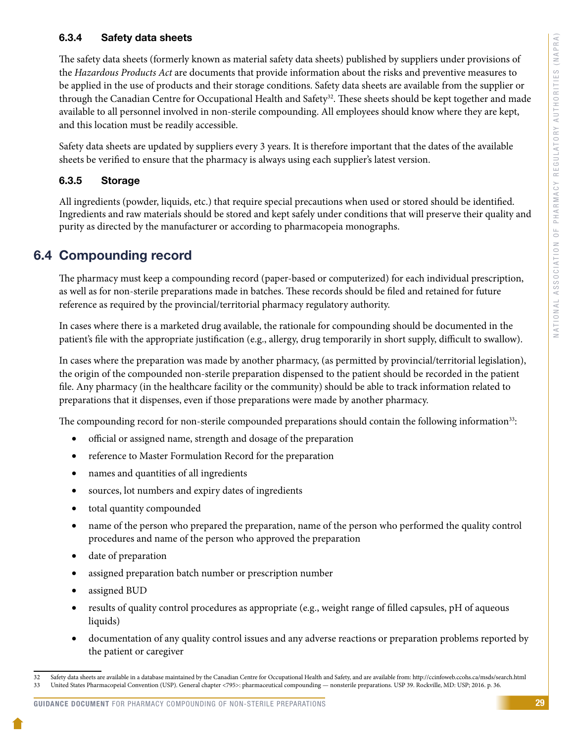#### 6.3.4 Safety data sheets

The safety data sheets (formerly known as material safety data sheets) published by suppliers under provisions of the *Hazardous Products Act* are documents that provide information about the risks and preventive measures to be applied in the use of products and their storage conditions. Safety data sheets are available from the supplier or through the Canadian Centre for Occupational Health and Safety[32]. These sheets should be kept together and made available to all personnel involved in non-sterile compounding. All employees should know where they are kept, and this location must be readily accessible.

Safety data sheets are updated by suppliers every 3 years. It is therefore important that the dates of the available sheets be verified to ensure that the pharmacy is always using each supplier's latest version.

#### 6.3.5 Storage

All ingredients (powder, liquids, etc.) that require special precautions when used or stored should be identified. Ingredients and raw materials should be stored and kept safely under conditions that will preserve their quality and purity as directed by the manufacturer or according to pharmacopeia monographs.

## 6.4 Compounding record

The pharmacy must keep a compounding record (paper-based or computerized) for each individual prescription, as well as for non-sterile preparations made in batches. These records should be filed and retained for future reference as required by the provincial/territorial pharmacy regulatory authority.

In cases where there is a marketed drug available, the rationale for compounding should be documented in the patient's file with the appropriate justification (e.g., allergy, drug temporarily in short supply, difficult to swallow).

In cases where the preparation was made by another pharmacy, (as permitted by provincial/territorial legislation), the origin of the compounded non-sterile preparation dispensed to the patient should be recorded in the patient file. Any pharmacy (in the healthcare facility or the community) should be able to track information related to preparations that it dispenses, even if those preparations were made by another pharmacy.

The compounding record for non-sterile compounded preparations should contain the following information[33]:

- official or assigned name, strength and dosage of the preparation
- reference to Master Formulation Record for the preparation
- names and quantities of all ingredients
- sources, lot numbers and expiry dates of ingredients
- total quantity compounded
- name of the person who prepared the preparation, name of the person who performed the quality control procedures and name of the person who approved the preparation
- date of preparation
- assigned preparation batch number or prescription number
- assigned BUD
- results of quality control procedures as appropriate (e.g., weight range of filled capsules, pH of aqueous liquids)
- documentation of any quality control issues and any adverse reactions or preparation problems reported by the patient or caregiver

---

32 Safety data sheets are available in a database maintained by the Canadian Centre for Occupational Health and Safety, and are available from: http://ccinfoweb.ccohs.ca/msds/search.html

33 United States Pharmacopeial Convention (USP). General chapter <795>: pharmaceutical compounding — nonsterile preparations. USP 39. Rockville, MD: USP; 2016. p. 36.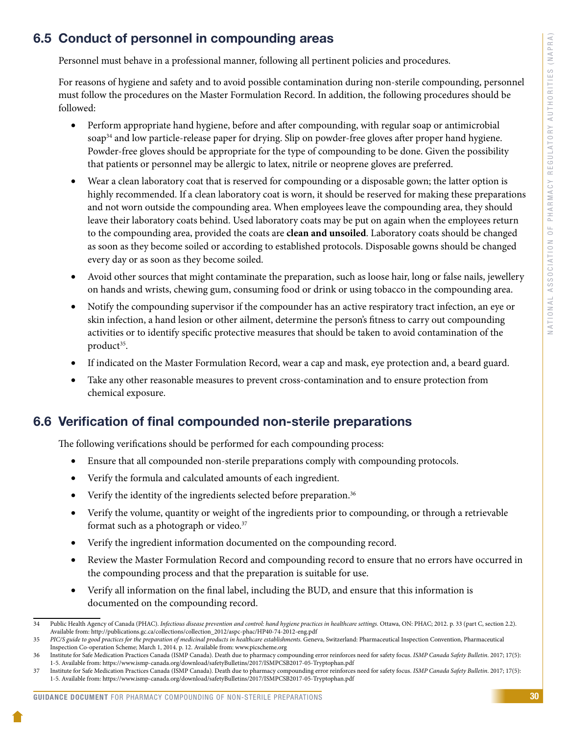## 6.5 Conduct of personnel in compounding areas

Personnel must behave in a professional manner, following all pertinent policies and procedures.

For reasons of hygiene and safety and to avoid possible contamination during non-sterile compounding, personnel must follow the procedures on the Master Formulation Record. In addition, the following procedures should be followed:

- Perform appropriate hand hygiene, before and after compounding, with regular soap or antimicrobial soap[34] and low particle-release paper for drying. Slip on powder-free gloves after proper hand hygiene. Powder-free gloves should be appropriate for the type of compounding to be done. Given the possibility that patients or personnel may be allergic to latex, nitrile or neoprene gloves are preferred.
- Wear a clean laboratory coat that is reserved for compounding or a disposable gown; the latter option is highly recommended. If a clean laboratory coat is worn, it should be reserved for making these preparations and not worn outside the compounding area. When employees leave the compounding area, they should leave their laboratory coats behind. Used laboratory coats may be put on again when the employees return to the compounding area, provided the coats are **clean and unsoiled**. Laboratory coats should be changed as soon as they become soiled or according to established protocols. Disposable gowns should be changed every day or as soon as they become soiled.
- Avoid other sources that might contaminate the preparation, such as loose hair, long or false nails, jewellery on hands and wrists, chewing gum, consuming food or drink or using tobacco in the compounding area.
- Notify the compounding supervisor if the compounder has an active respiratory tract infection, an eye or skin infection, a hand lesion or other ailment, determine the person's fitness to carry out compounding activities or to identify specific protective measures that should be taken to avoid contamination of the product[35].
- If indicated on the Master Formulation Record, wear a cap and mask, eye protection and, a beard guard.
- Take any other reasonable measures to prevent cross-contamination and to ensure protection from chemical exposure.

## 6.6 Verification of final compounded non-sterile preparations

The following verifications should be performed for each compounding process:

- Ensure that all compounded non-sterile preparations comply with compounding protocols.
- Verify the formula and calculated amounts of each ingredient.
- Verify the identity of the ingredients selected before preparation.[36]
- Verify the volume, quantity or weight of the ingredients prior to compounding, or through a retrievable format such as a photograph or video.[37]
- Verify the ingredient information documented on the compounding record.
- Review the Master Formulation Record and compounding record to ensure that no errors have occurred in the compounding process and that the preparation is suitable for use.
- Verify all information on the final label, including the BUD, and ensure that this information is documented on the compounding record.

---

34 Public Health Agency of Canada (PHAC). *Infectious disease prevention and control: hand hygiene practices in healthcare settings.* Ottawa, ON: PHAC; 2012. p. 33 (part C, section 2.2). Available from: http://publications.gc.ca/collections/collection_2012/aspc-phac/HP40-74-2012-eng.pdf

35 *PIC/S guide to good practices for the preparation of medicinal products in healthcare establishments.* Geneva, Switzerland: Pharmaceutical Inspection Convention, Pharmaceutical Inspection Co-operation Scheme; March 1, 2014. p. 12. Available from: www.picscheme.org

36 Institute for Safe Medication Practices Canada (ISMP Canada). Death due to pharmacy compounding error reinforces need for safety focus. *ISMP Canada Safety Bulletin*. 2017; 17(5): 1-5. Available from: https://www.ismp-canada.org/download/safetyBulletins/2017/ISMPCSB2017-05-Tryptophan.pdf

37 Institute for Safe Medication Practices Canada (ISMP Canada). Death due to pharmacy compounding error reinforces need for safety focus. *ISMP Canada Safety Bulletin*. 2017; 17(5): 1-5. Available from: https://www.ismp-canada.org/download/safetyBulletins/2017/ISMPCSB2017-05-Tryptophan.pdf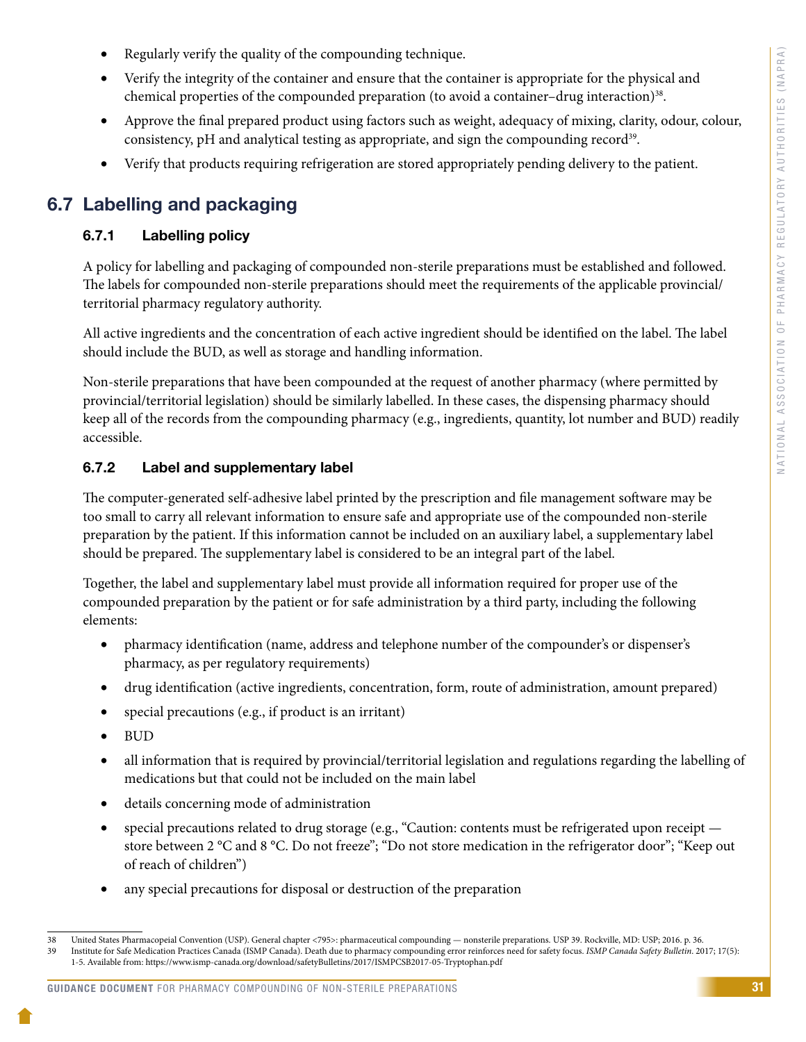- Regularly verify the quality of the compounding technique.
- Verify the integrity of the container and ensure that the container is appropriate for the physical and chemical properties of the compounded preparation (to avoid a container–drug interaction)[38].
- Approve the final prepared product using factors such as weight, adequacy of mixing, clarity, odour, colour, consistency, pH and analytical testing as appropriate, and sign the compounding record[39].
- Verify that products requiring refrigeration are stored appropriately pending delivery to the patient.

## 6.7 Labelling and packaging

### 6.7.1 Labelling policy

A policy for labelling and packaging of compounded non-sterile preparations must be established and followed. The labels for compounded non-sterile preparations should meet the requirements of the applicable provincial/territorial pharmacy regulatory authority.

All active ingredients and the concentration of each active ingredient should be identified on the label. The label should include the BUD, as well as storage and handling information.

Non-sterile preparations that have been compounded at the request of another pharmacy (where permitted by provincial/territorial legislation) should be similarly labelled. In these cases, the dispensing pharmacy should keep all of the records from the compounding pharmacy (e.g., ingredients, quantity, lot number and BUD) readily accessible.

### 6.7.2 Label and supplementary label

The computer-generated self-adhesive label printed by the prescription and file management software may be too small to carry all relevant information to ensure safe and appropriate use of the compounded non-sterile preparation by the patient. If this information cannot be included on an auxiliary label, a supplementary label should be prepared. The supplementary label is considered to be an integral part of the label.

Together, the label and supplementary label must provide all information required for proper use of the compounded preparation by the patient or for safe administration by a third party, including the following elements:

- pharmacy identification (name, address and telephone number of the compounder's or dispenser's pharmacy, as per regulatory requirements)
- drug identification (active ingredients, concentration, form, route of administration, amount prepared)
- special precautions (e.g., if product is an irritant)
- BUD
- all information that is required by provincial/territorial legislation and regulations regarding the labelling of medications but that could not be included on the main label
- details concerning mode of administration
- special precautions related to drug storage (e.g., "Caution: contents must be refrigerated upon receipt — store between 2 °C and 8 °C. Do not freeze"; "Do not store medication in the refrigerator door"; "Keep out of reach of children")
- any special precautions for disposal or destruction of the preparation

---

38 United States Pharmacopeial Convention (USP). General chapter <795>: pharmaceutical compounding — nonsterile preparations. USP 39. Rockville, MD: USP; 2016. p. 36.

39 Institute for Safe Medication Practices Canada (ISMP Canada). Death due to pharmacy compounding error reinforces need for safety focus. *ISMP Canada Safety Bulletin*. 2017; 17(5): 1-5. Available from: https://www.ismp-canada.org/download/safetyBulletins/2017/ISMPCSB2017-05-Tryptophan.pdf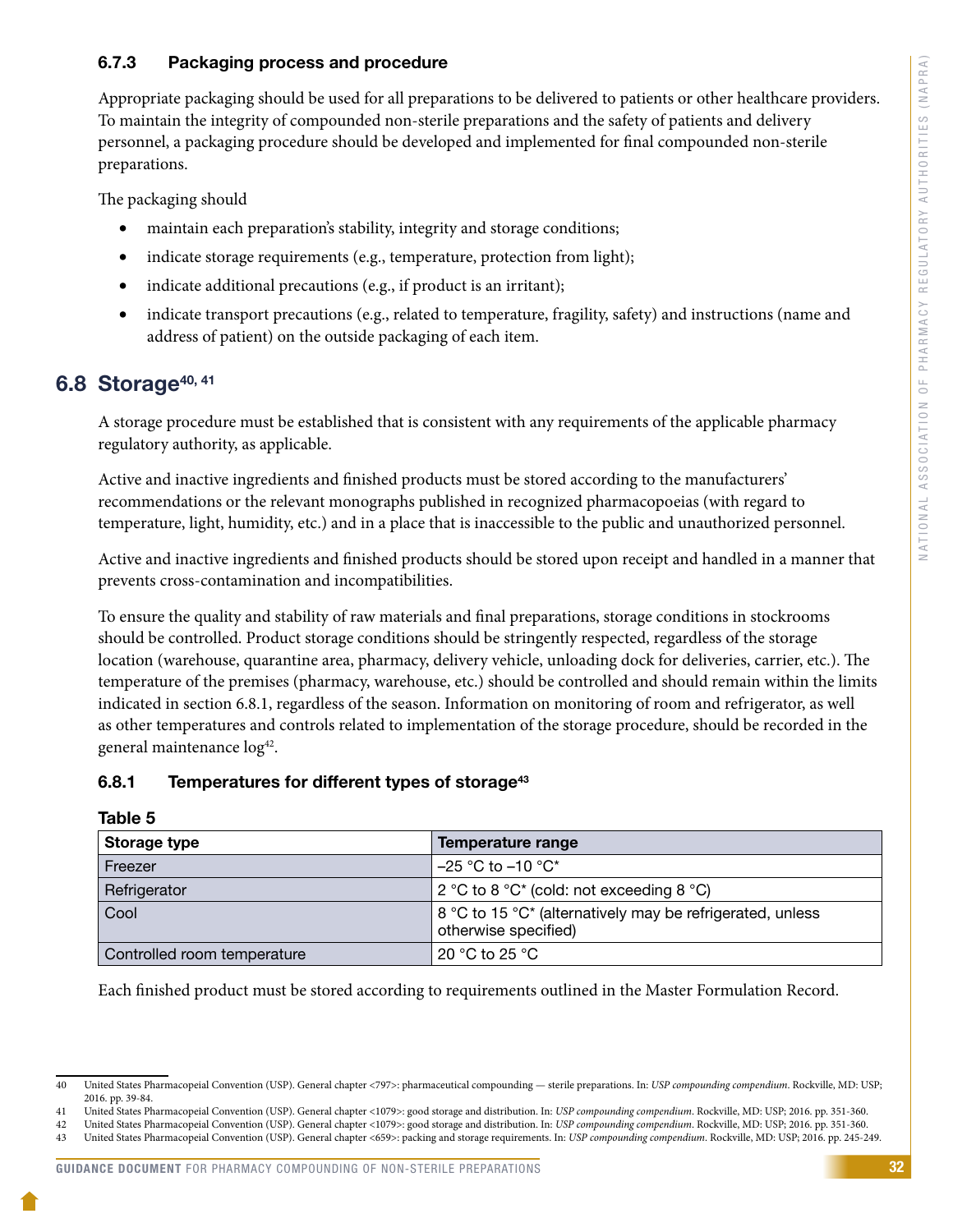### 6.7.3 Packaging process and procedure

Appropriate packaging should be used for all preparations to be delivered to patients or other healthcare providers. To maintain the integrity of compounded non-sterile preparations and the safety of patients and delivery personnel, a packaging procedure should be developed and implemented for final compounded non-sterile preparations.

The packaging should

- maintain each preparation's stability, integrity and storage conditions;
- indicate storage requirements (e.g., temperature, protection from light);
- indicate additional precautions (e.g., if product is an irritant);
- indicate transport precautions (e.g., related to temperature, fragility, safety) and instructions (name and address of patient) on the outside packaging of each item.

## 6.8 Storage[40, 41]

A storage procedure must be established that is consistent with any requirements of the applicable pharmacy regulatory authority, as applicable.

Active and inactive ingredients and finished products must be stored according to the manufacturers' recommendations or the relevant monographs published in recognized pharmacopoeias (with regard to temperature, light, humidity, etc.) and in a place that is inaccessible to the public and unauthorized personnel.

Active and inactive ingredients and finished products should be stored upon receipt and handled in a manner that prevents cross-contamination and incompatibilities.

To ensure the quality and stability of raw materials and final preparations, storage conditions in stockrooms should be controlled. Product storage conditions should be stringently respected, regardless of the storage location (warehouse, quarantine area, pharmacy, delivery vehicle, unloading dock for deliveries, carrier, etc.). The temperature of the premises (pharmacy, warehouse, etc.) should be controlled and should remain within the limits indicated in section 6.8.1, regardless of the season. Information on monitoring of room and refrigerator, as well as other temperatures and controls related to implementation of the storage procedure, should be recorded in the general maintenance log[42].

### 6.8.1 Temperatures for different types of storage[43]

**Table 5**

| Storage type | Temperature range |
|---|---|
| Freezer | –25 °C to –10 °C* |
| Refrigerator | 2 °C to 8 °C* (cold: not exceeding 8 °C) |
| Cool | 8 °C to 15 °C* (alternatively may be refrigerated, unless otherwise specified) |
| Controlled room temperature | 20 °C to 25 °C |

Each finished product must be stored according to requirements outlined in the Master Formulation Record.

---

40 United States Pharmacopeial Convention (USP). General chapter <797>: pharmaceutical compounding — sterile preparations. In: *USP compounding compendium*. Rockville, MD: USP; 2016. pp. 39-84.

41 United States Pharmacopeial Convention (USP). General chapter <1079>: good storage and distribution. In: *USP compounding compendium*. Rockville, MD: USP; 2016. pp. 351-360.

42 United States Pharmacopeial Convention (USP). General chapter <1079>: good storage and distribution. In: *USP compounding compendium*. Rockville, MD: USP; 2016. pp. 351-360.

43 United States Pharmacopeial Convention (USP). General chapter <659>: packing and storage requirements. In: *USP compounding compendium*. Rockville, MD: USP; 2016. pp. 245-249.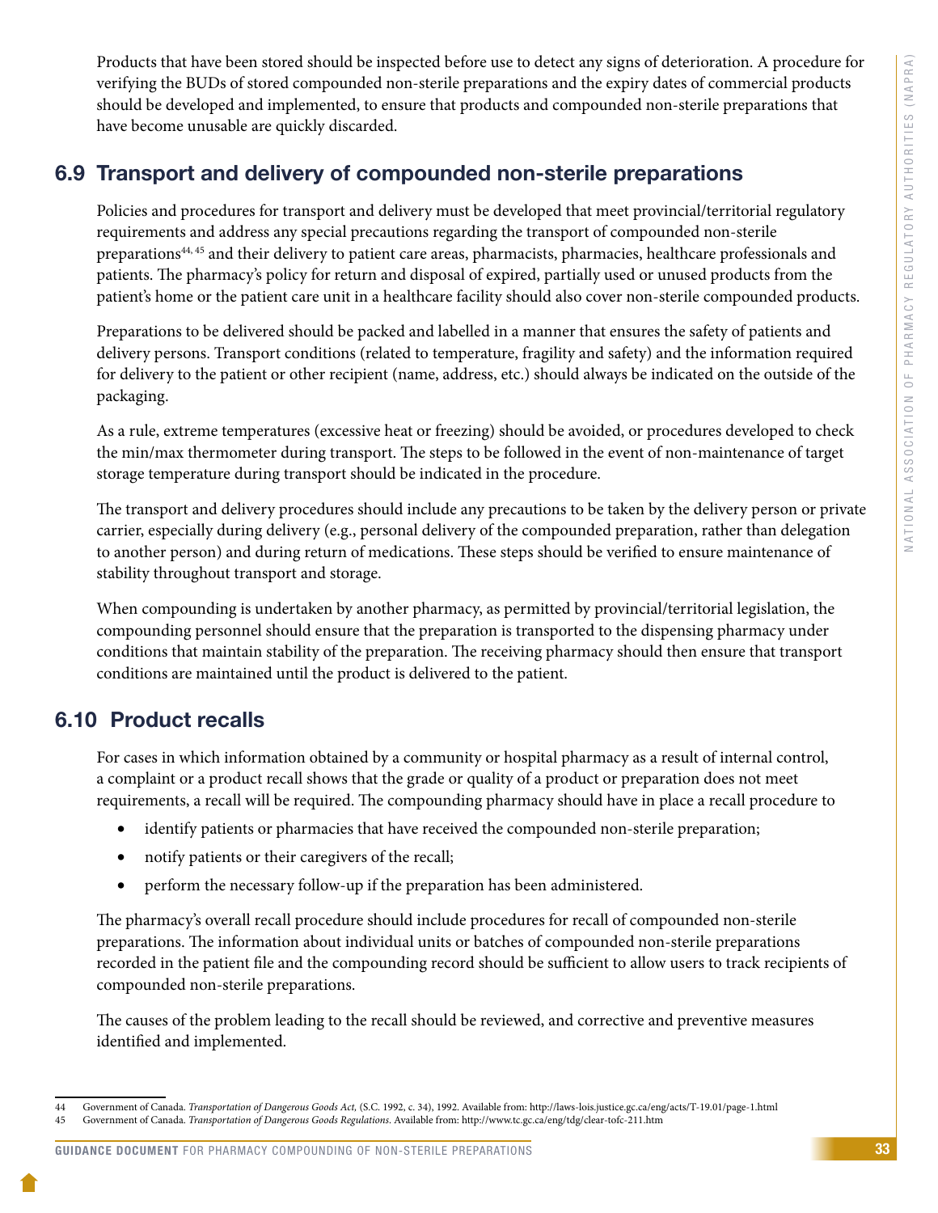Products that have been stored should be inspected before use to detect any signs of deterioration. A procedure for verifying the BUDs of stored compounded non-sterile preparations and the expiry dates of commercial products should be developed and implemented, to ensure that products and compounded non-sterile preparations that have become unusable are quickly discarded.

## 6.9 Transport and delivery of compounded non-sterile preparations

Policies and procedures for transport and delivery must be developed that meet provincial/territorial regulatory requirements and address any special precautions regarding the transport of compounded non-sterile preparations[44, 45] and their delivery to patient care areas, pharmacists, pharmacies, healthcare professionals and patients. The pharmacy's policy for return and disposal of expired, partially used or unused products from the patient's home or the patient care unit in a healthcare facility should also cover non-sterile compounded products.

Preparations to be delivered should be packed and labelled in a manner that ensures the safety of patients and delivery persons. Transport conditions (related to temperature, fragility and safety) and the information required for delivery to the patient or other recipient (name, address, etc.) should always be indicated on the outside of the packaging.

As a rule, extreme temperatures (excessive heat or freezing) should be avoided, or procedures developed to check the min/max thermometer during transport. The steps to be followed in the event of non-maintenance of target storage temperature during transport should be indicated in the procedure.

The transport and delivery procedures should include any precautions to be taken by the delivery person or private carrier, especially during delivery (e.g., personal delivery of the compounded preparation, rather than delegation to another person) and during return of medications. These steps should be verified to ensure maintenance of stability throughout transport and storage.

When compounding is undertaken by another pharmacy, as permitted by provincial/territorial legislation, the compounding personnel should ensure that the preparation is transported to the dispensing pharmacy under conditions that maintain stability of the preparation. The receiving pharmacy should then ensure that transport conditions are maintained until the product is delivered to the patient.

## 6.10 Product recalls

For cases in which information obtained by a community or hospital pharmacy as a result of internal control, a complaint or a product recall shows that the grade or quality of a product or preparation does not meet requirements, a recall will be required. The compounding pharmacy should have in place a recall procedure to

- identify patients or pharmacies that have received the compounded non-sterile preparation;
- notify patients or their caregivers of the recall;
- perform the necessary follow-up if the preparation has been administered.

The pharmacy's overall recall procedure should include procedures for recall of compounded non-sterile preparations. The information about individual units or batches of compounded non-sterile preparations recorded in the patient file and the compounding record should be sufficient to allow users to track recipients of compounded non-sterile preparations.

The causes of the problem leading to the recall should be reviewed, and corrective and preventive measures identified and implemented.

---

44 Government of Canada. *Transportation of Dangerous Goods Act,* (S.C. 1992, c. 34), 1992. Available from: http://laws-lois.justice.gc.ca/eng/acts/T-19.01/page-1.html

45 Government of Canada. *Transportation of Dangerous Goods Regulations*. Available from: http://www.tc.gc.ca/eng/tdg/clear-tofc-211.htm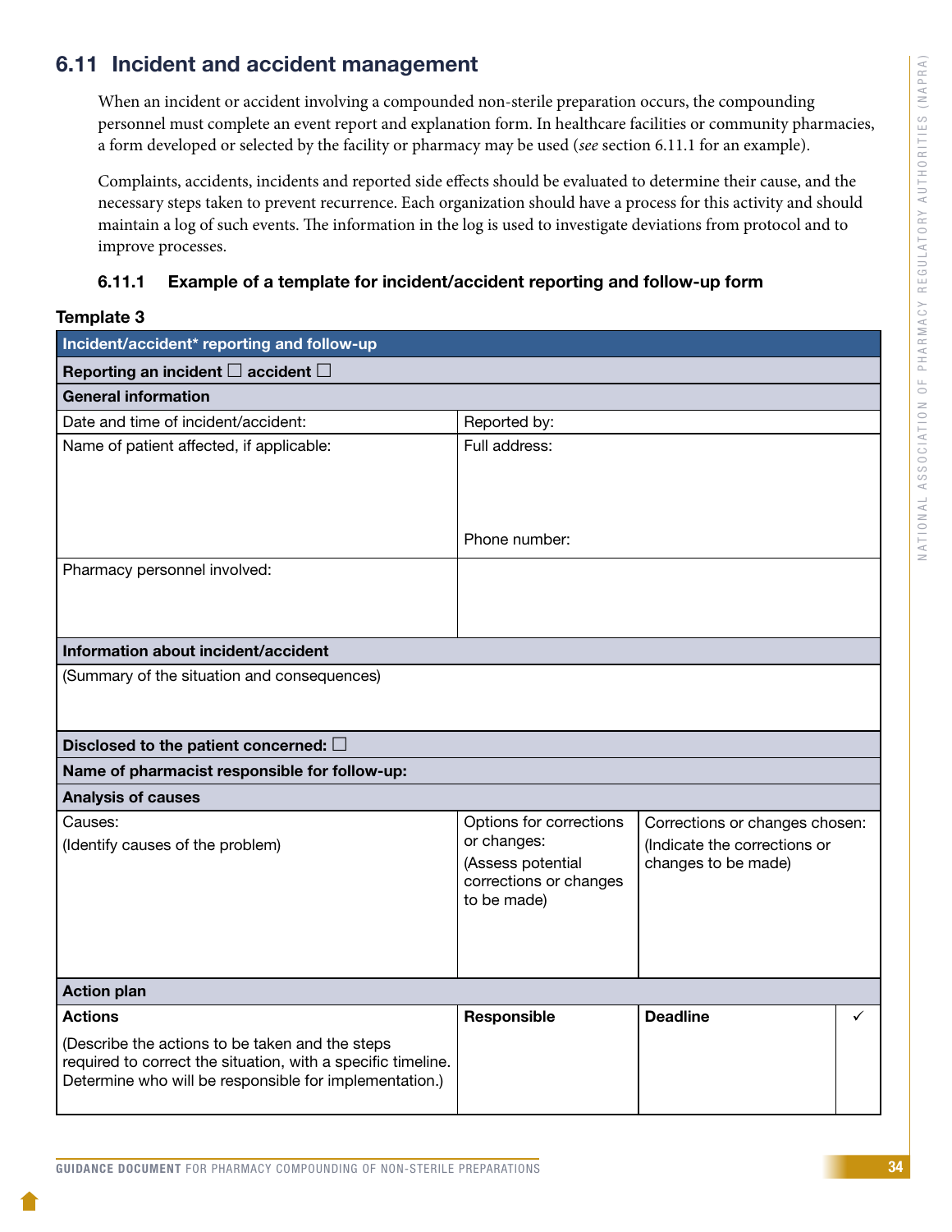## 6.11 Incident and accident management

When an incident or accident involving a compounded non-sterile preparation occurs, the compounding personnel must complete an event report and explanation form. In healthcare facilities or community pharmacies, a form developed or selected by the facility or pharmacy may be used (*see* section 6.11.1 for an example).

Complaints, accidents, incidents and reported side effects should be evaluated to determine their cause, and the necessary steps taken to prevent recurrence. Each organization should have a process for this activity and should maintain a log of such events. The information in the log is used to investigate deviations from protocol and to improve processes.

### 6.11.1 Example of a template for incident/accident reporting and follow-up form

**Template 3**

| **Incident/accident* reporting and follow-up** | | | |
|---|---|---|---|
| **Reporting an incident ☐ accident ☐** | | | |
| **General information** | | | |
| Date and time of incident/accident: | Reported by: | | |
| Name of patient affected, if applicable: | Full address:<br><br>Phone number: | | |
| Pharmacy personnel involved: | | | |
| **Information about incident/accident** | | | |
| (Summary of the situation and consequences) | | | |
| **Disclosed to the patient concerned: ☐** | | | |
| **Name of pharmacist responsible for follow-up:** | | | |
| **Analysis of causes** | | | |
| Causes:<br>(Identify causes of the problem) | Options for corrections or changes:<br>(Assess potential corrections or changes to be made) | Corrections or changes chosen:<br>(Indicate the corrections or changes to be made) | |
| **Action plan** | | | |
| **Actions**<br>(Describe the actions to be taken and the steps required to correct the situation, with a specific timeline. Determine who will be responsible for implementation.) | **Responsible** | **Deadline** | ✓ |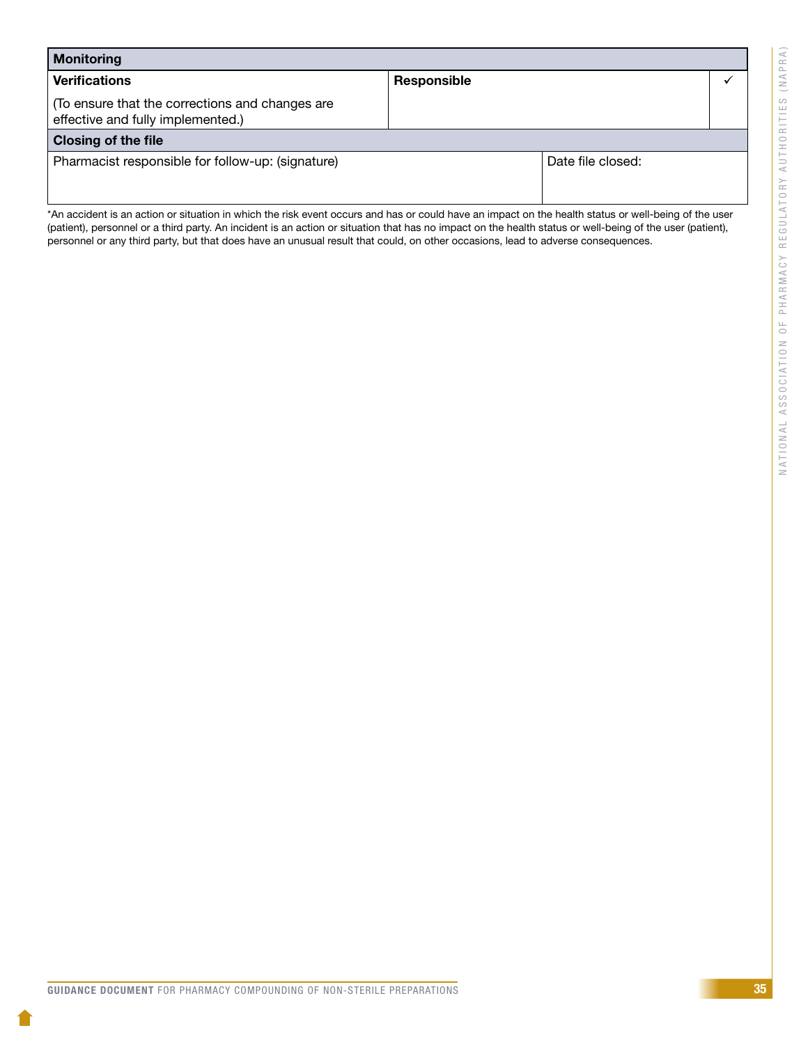| Monitoring | | |
|---|---|---|
| **Verifications**<br><br>(To ensure that the corrections and changes are effective and fully implemented.) | **Responsible** | ✓ |
| **Closing of the file** | | |
| Pharmacist responsible for follow-up: (signature) | Date file closed: | |

*An accident is an action or situation in which the risk event occurs and has or could have an impact on the health status or well-being of the user (patient), personnel or a third party. An incident is an action or situation that has no impact on the health status or well-being of the user (patient), personnel or any third party, but that does have an unusual result that could, on other occasions, lead to adverse consequences.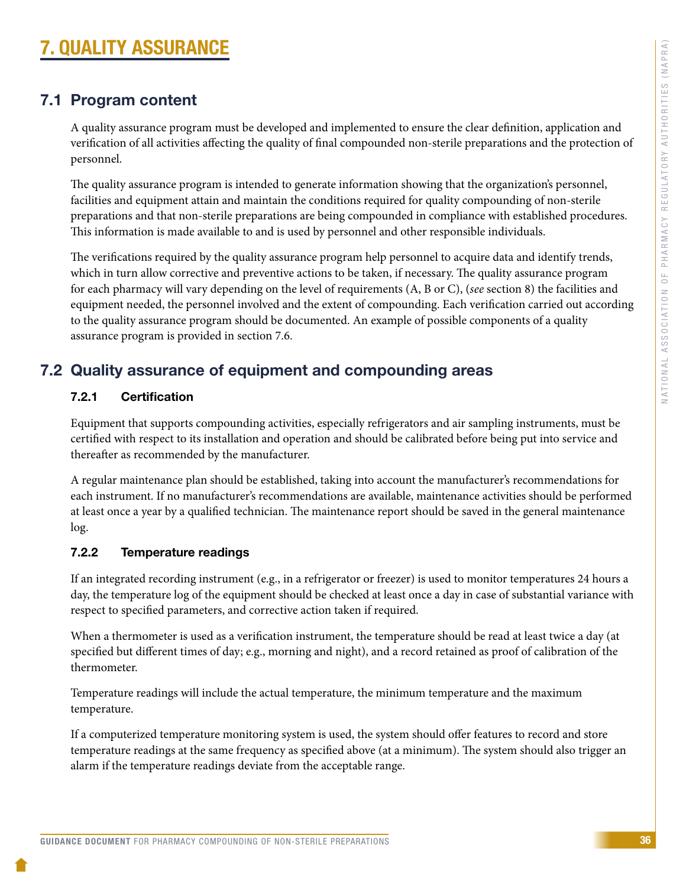# 7. QUALITY ASSURANCE

## 7.1 Program content

A quality assurance program must be developed and implemented to ensure the clear definition, application and verification of all activities affecting the quality of final compounded non-sterile preparations and the protection of personnel.

The quality assurance program is intended to generate information showing that the organization's personnel, facilities and equipment attain and maintain the conditions required for quality compounding of non-sterile preparations and that non-sterile preparations are being compounded in compliance with established procedures. This information is made available to and is used by personnel and other responsible individuals.

The verifications required by the quality assurance program help personnel to acquire data and identify trends, which in turn allow corrective and preventive actions to be taken, if necessary. The quality assurance program for each pharmacy will vary depending on the level of requirements (A, B or C), (*see* section 8) the facilities and equipment needed, the personnel involved and the extent of compounding. Each verification carried out according to the quality assurance program should be documented. An example of possible components of a quality assurance program is provided in section 7.6.

## 7.2 Quality assurance of equipment and compounding areas

### 7.2.1 Certification

Equipment that supports compounding activities, especially refrigerators and air sampling instruments, must be certified with respect to its installation and operation and should be calibrated before being put into service and thereafter as recommended by the manufacturer.

A regular maintenance plan should be established, taking into account the manufacturer's recommendations for each instrument. If no manufacturer's recommendations are available, maintenance activities should be performed at least once a year by a qualified technician. The maintenance report should be saved in the general maintenance log.

### 7.2.2 Temperature readings

If an integrated recording instrument (e.g., in a refrigerator or freezer) is used to monitor temperatures 24 hours a day, the temperature log of the equipment should be checked at least once a day in case of substantial variance with respect to specified parameters, and corrective action taken if required.

When a thermometer is used as a verification instrument, the temperature should be read at least twice a day (at specified but different times of day; e.g., morning and night), and a record retained as proof of calibration of the thermometer.

Temperature readings will include the actual temperature, the minimum temperature and the maximum temperature.

If a computerized temperature monitoring system is used, the system should offer features to record and store temperature readings at the same frequency as specified above (at a minimum). The system should also trigger an alarm if the temperature readings deviate from the acceptable range.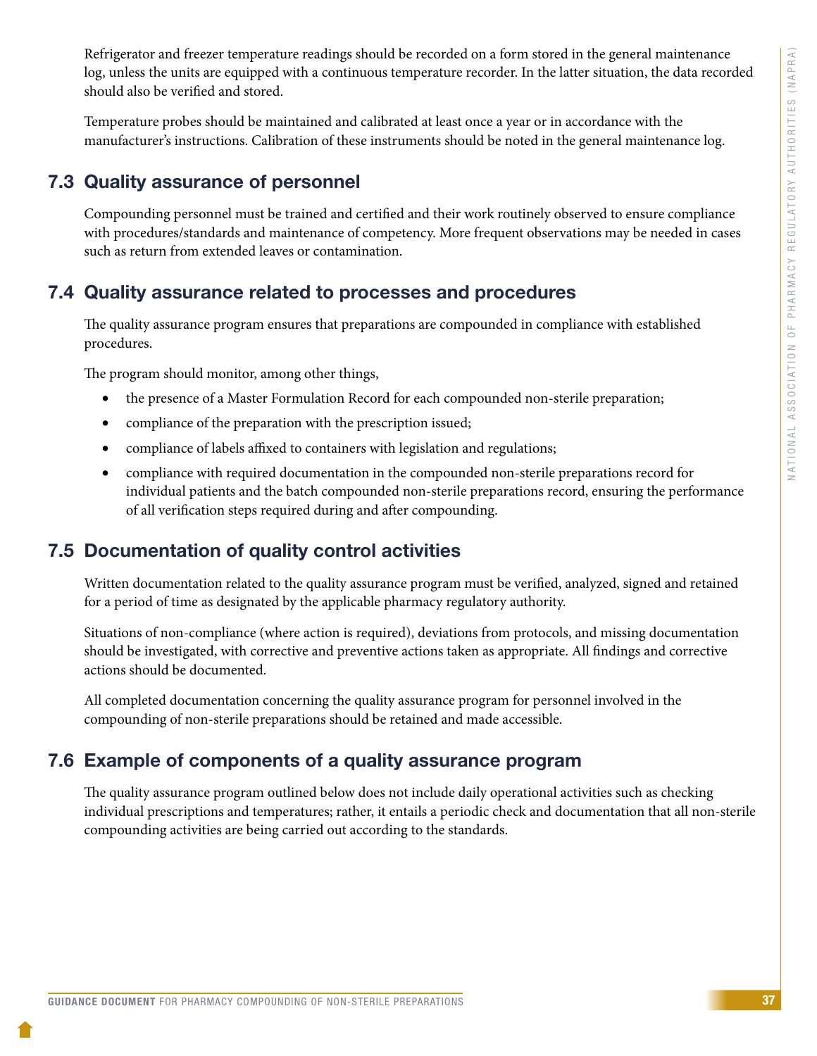Refrigerator and freezer temperature readings should be recorded on a form stored in the general maintenance log, unless the units are equipped with a continuous temperature recorder. In the latter situation, the data recorded should also be verified and stored.

Temperature probes should be maintained and calibrated at least once a year or in accordance with the manufacturer's instructions. Calibration of these instruments should be noted in the general maintenance log.

## 7.3 Quality assurance of personnel

Compounding personnel must be trained and certified and their work routinely observed to ensure compliance with procedures/standards and maintenance of competency. More frequent observations may be needed in cases such as return from extended leaves or contamination.

## 7.4 Quality assurance related to processes and procedures

The quality assurance program ensures that preparations are compounded in compliance with established procedures.

The program should monitor, among other things,

- the presence of a Master Formulation Record for each compounded non-sterile preparation;
- compliance of the preparation with the prescription issued;
- compliance of labels affixed to containers with legislation and regulations;
- compliance with required documentation in the compounded non-sterile preparations record for individual patients and the batch compounded non-sterile preparations record, ensuring the performance of all verification steps required during and after compounding.

## 7.5 Documentation of quality control activities

Written documentation related to the quality assurance program must be verified, analyzed, signed and retained for a period of time as designated by the applicable pharmacy regulatory authority.

Situations of non-compliance (where action is required), deviations from protocols, and missing documentation should be investigated, with corrective and preventive actions taken as appropriate. All findings and corrective actions should be documented.

All completed documentation concerning the quality assurance program for personnel involved in the compounding of non-sterile preparations should be retained and made accessible.

## 7.6 Example of components of a quality assurance program

The quality assurance program outlined below does not include daily operational activities such as checking individual prescriptions and temperatures; rather, it entails a periodic check and documentation that all non-sterile compounding activities are being carried out according to the standards.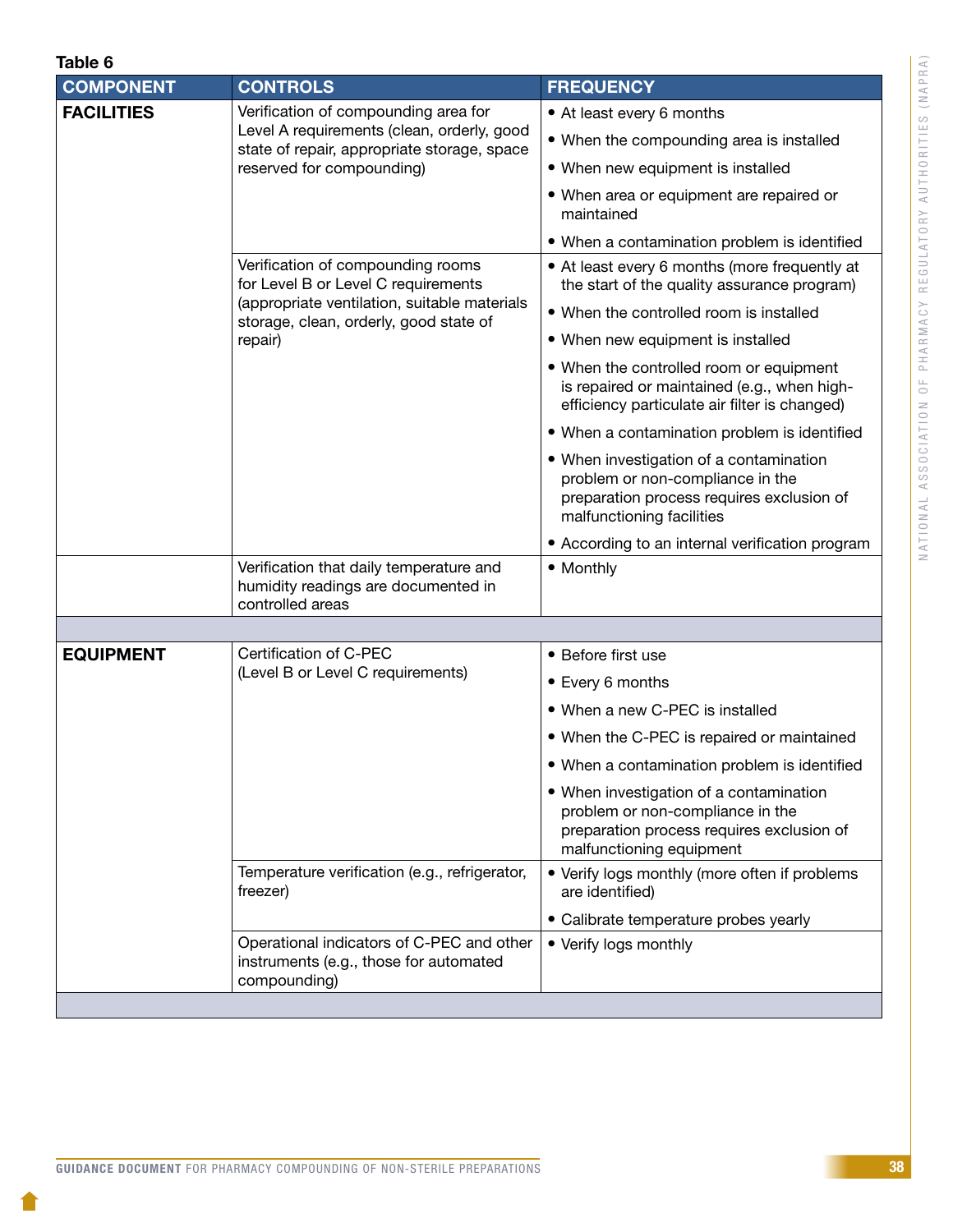**Table 6**

| COMPONENT | CONTROLS | FREQUENCY |
|---|---|---|
| **FACILITIES** | Verification of compounding area for Level A requirements (clean, orderly, good state of repair, appropriate storage, space reserved for compounding) | • At least every 6 months<br>• When the compounding area is installed<br>• When new equipment is installed<br>• When area or equipment are repaired or maintained<br>• When a contamination problem is identified |
| | Verification of compounding rooms for Level B or Level C requirements (appropriate ventilation, suitable materials storage, clean, orderly, good state of repair) | • At least every 6 months (more frequently at the start of the quality assurance program)<br>• When the controlled room is installed<br>• When new equipment is installed<br>• When the controlled room or equipment is repaired or maintained (e.g., when high-efficiency particulate air filter is changed)<br>• When a contamination problem is identified<br>• When investigation of a contamination problem or non-compliance in the preparation process requires exclusion of malfunctioning facilities<br>• According to an internal verification program |
| | Verification that daily temperature and humidity readings are documented in controlled areas | • Monthly |
| | | |
| **EQUIPMENT** | Certification of C-PEC (Level B or Level C requirements) | • Before first use<br>• Every 6 months<br>• When a new C-PEC is installed<br>• When the C-PEC is repaired or maintained<br>• When a contamination problem is identified<br>• When investigation of a contamination problem or non-compliance in the preparation process requires exclusion of malfunctioning equipment |
| | Temperature verification (e.g., refrigerator, freezer) | • Verify logs monthly (more often if problems are identified)<br>• Calibrate temperature probes yearly |
| | Operational indicators of C-PEC and other instruments (e.g., those for automated compounding) | • Verify logs monthly |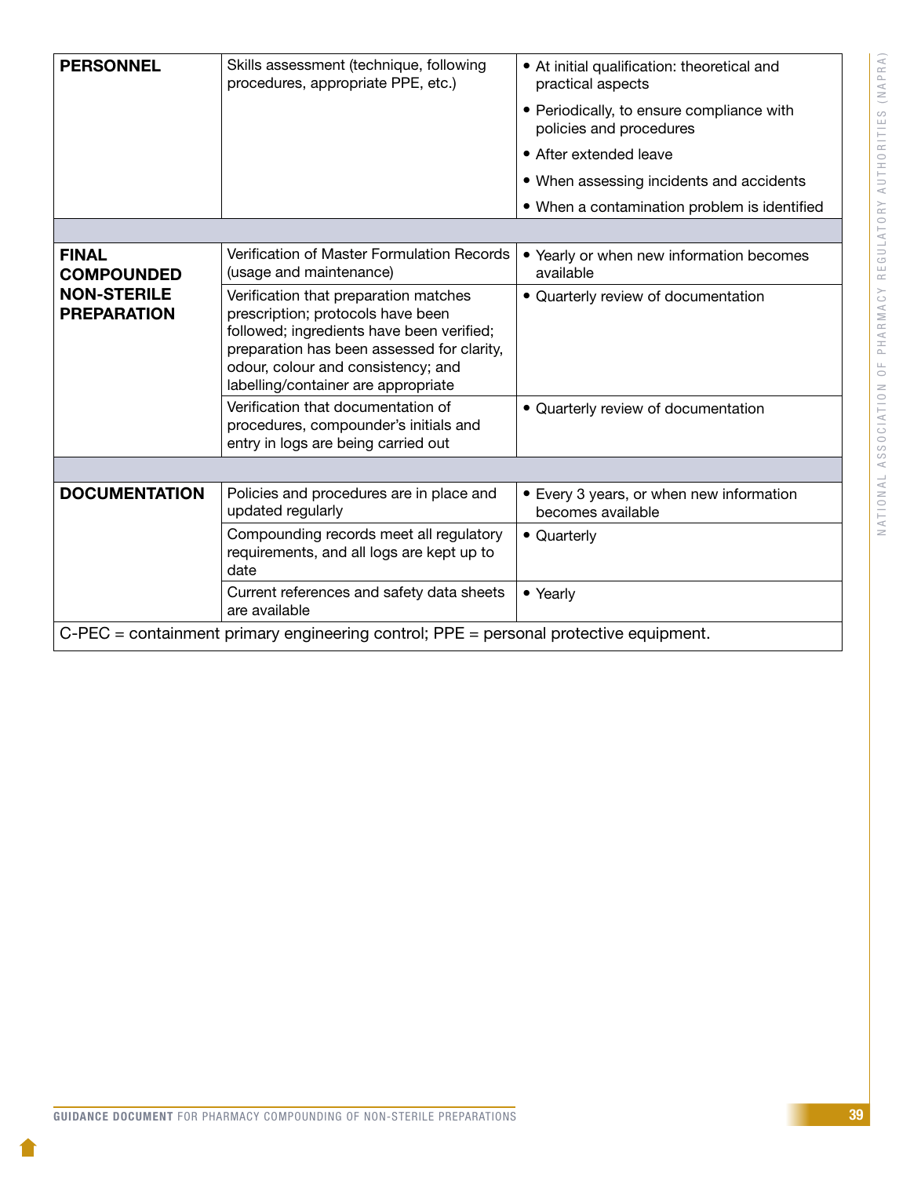| | | |
|---|---|---|
| **PERSONNEL** | Skills assessment (technique, following procedures, appropriate PPE, etc.) | • At initial qualification: theoretical and practical aspects<br>• Periodically, to ensure compliance with policies and procedures<br>• After extended leave<br>• When assessing incidents and accidents<br>• When a contamination problem is identified |
| | | |
| **FINAL COMPOUNDED NON-STERILE PREPARATION** | Verification of Master Formulation Records (usage and maintenance) | • Yearly or when new information becomes available |
| | Verification that preparation matches prescription; protocols have been followed; ingredients have been verified; preparation has been assessed for clarity, odour, colour and consistency; and labelling/container are appropriate | • Quarterly review of documentation |
| | Verification that documentation of procedures, compounder's initials and entry in logs are being carried out | • Quarterly review of documentation |
| | | |
| **DOCUMENTATION** | Policies and procedures are in place and updated regularly | • Every 3 years, or when new information becomes available |
| | Compounding records meet all regulatory requirements, and all logs are kept up to date | • Quarterly |
| | Current references and safety data sheets are available | • Yearly |

C-PEC = containment primary engineering control; PPE = personal protective equipment.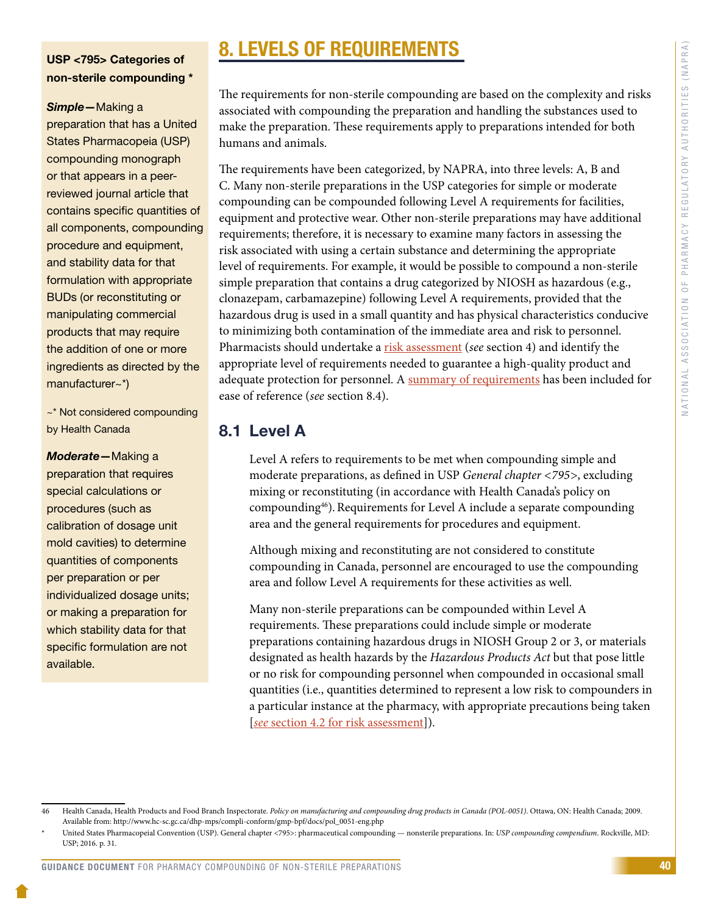**USP <795> Categories of non-sterile compounding ***

***Simple***—Making a preparation that has a United States Pharmacopeia (USP) compounding monograph or that appears in a peer-reviewed journal article that contains specific quantities of all components, compounding procedure and equipment, and stability data for that formulation with appropriate BUDs (or reconstituting or manipulating commercial products that may require the addition of one or more ingredients as directed by the manufacturer~*)

~* Not considered compounding by Health Canada

***Moderate***—Making a preparation that requires special calculations or procedures (such as calibration of dosage unit mold cavities) to determine quantities of components per preparation or per individualized dosage units; or making a preparation for which stability data for that specific formulation are not available.

# 8. LEVELS OF REQUIREMENTS

The requirements for non-sterile compounding are based on the complexity and risks associated with compounding the preparation and handling the substances used to make the preparation. These requirements apply to preparations intended for both humans and animals.

The requirements have been categorized, by NAPRA, into three levels: A, B and C. Many non-sterile preparations in the USP categories for simple or moderate compounding can be compounded following Level A requirements for facilities, equipment and protective wear. Other non-sterile preparations may have additional requirements; therefore, it is necessary to examine many factors in assessing the risk associated with using a certain substance and determining the appropriate level of requirements. For example, it would be possible to compound a non-sterile simple preparation that contains a drug categorized by NIOSH as hazardous (e.g., clonazepam, carbamazepine) following Level A requirements, provided that the hazardous drug is used in a small quantity and has physical characteristics conducive to minimizing both contamination of the immediate area and risk to personnel. Pharmacists should undertake a risk assessment (*see* section 4) and identify the appropriate level of requirements needed to guarantee a high-quality product and adequate protection for personnel. A summary of requirements has been included for ease of reference (*see* section 8.4).

## 8.1 Level A

Level A refers to requirements to be met when compounding simple and moderate preparations, as defined in USP *General chapter <795>*, excluding mixing or reconstituting (in accordance with Health Canada's policy on compounding[46]). Requirements for Level A include a separate compounding area and the general requirements for procedures and equipment.

Although mixing and reconstituting are not considered to constitute compounding in Canada, personnel are encouraged to use the compounding area and follow Level A requirements for these activities as well.

Many non-sterile preparations can be compounded within Level A requirements. These preparations could include simple or moderate preparations containing hazardous drugs in NIOSH Group 2 or 3, or materials designated as health hazards by the *Hazardous Products Act* but that pose little or no risk for compounding personnel when compounded in occasional small quantities (i.e., quantities determined to represent a low risk to compounders in a particular instance at the pharmacy, with appropriate precautions being taken [*see* section 4.2 for risk assessment]).

---

46 Health Canada, Health Products and Food Branch Inspectorate. *Policy on manufacturing and compounding drug products in Canada (POL-0051)*. Ottawa, ON: Health Canada; 2009. Available from: http://www.hc-sc.gc.ca/dhp-mps/compli-conform/gmp-bpf/docs/pol_0051-eng.php

\* United States Pharmacopeial Convention (USP). General chapter <795>: pharmaceutical compounding — nonsterile preparations. In: *USP compounding compendium*. Rockville, MD: USP; 2016. p. 31.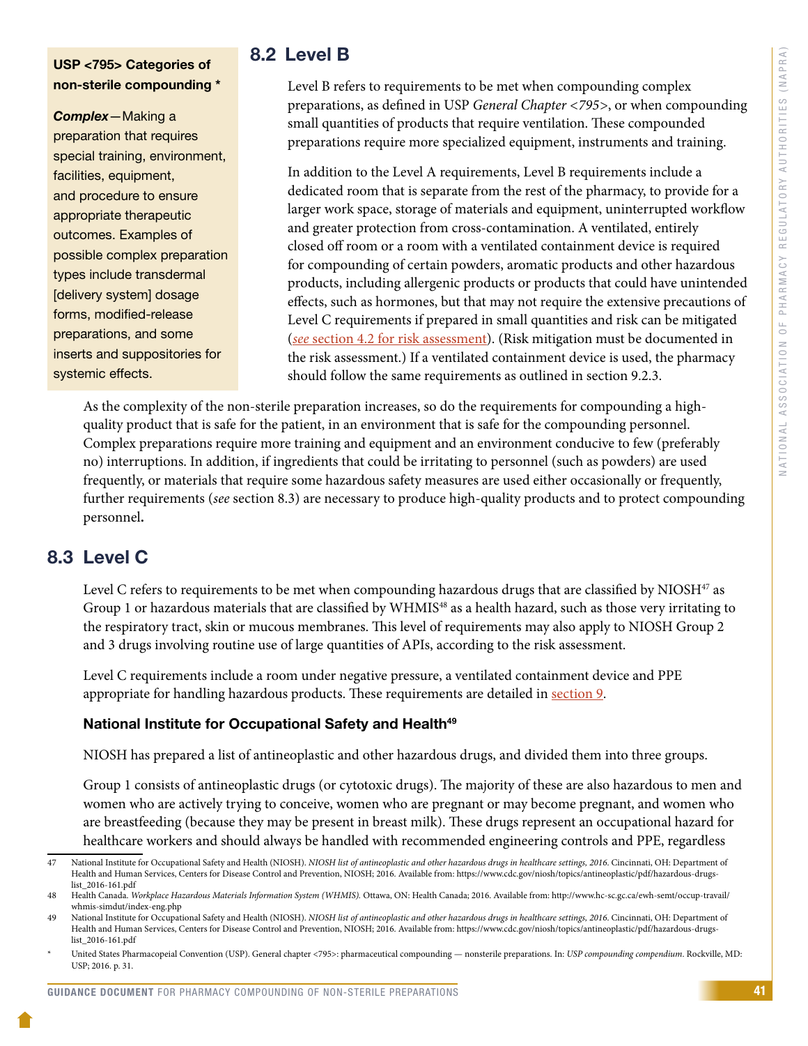**USP <795> Categories of non-sterile compounding ***

***Complex***—Making a preparation that requires special training, environment, facilities, equipment, and procedure to ensure appropriate therapeutic outcomes. Examples of possible complex preparation types include transdermal [delivery system] dosage forms, modified-release preparations, and some inserts and suppositories for systemic effects.

## 8.2 Level B

Level B refers to requirements to be met when compounding complex preparations, as defined in USP *General Chapter <795>*, or when compounding small quantities of products that require ventilation. These compounded preparations require more specialized equipment, instruments and training.

In addition to the Level A requirements, Level B requirements include a dedicated room that is separate from the rest of the pharmacy, to provide for a larger work space, storage of materials and equipment, uninterrupted workflow and greater protection from cross-contamination. A ventilated, entirely closed off room or a room with a ventilated containment device is required for compounding of certain powders, aromatic products and other hazardous products, including allergenic products or products that could have unintended effects, such as hormones, but that may not require the extensive precautions of Level C requirements if prepared in small quantities and risk can be mitigated (*see* section 4.2 for risk assessment). (Risk mitigation must be documented in the risk assessment.) If a ventilated containment device is used, the pharmacy should follow the same requirements as outlined in section 9.2.3.

As the complexity of the non-sterile preparation increases, so do the requirements for compounding a high-quality product that is safe for the patient, in an environment that is safe for the compounding personnel. Complex preparations require more training and equipment and an environment conducive to few (preferably no) interruptions. In addition, if ingredients that could be irritating to personnel (such as powders) are used frequently, or materials that require some hazardous safety measures are used either occasionally or frequently, further requirements (*see* section 8.3) are necessary to produce high-quality products and to protect compounding personnel.

## 8.3 Level C

Level C refers to requirements to be met when compounding hazardous drugs that are classified by NIOSH[47] as Group 1 or hazardous materials that are classified by WHMIS[48] as a health hazard, such as those very irritating to the respiratory tract, skin or mucous membranes. This level of requirements may also apply to NIOSH Group 2 and 3 drugs involving routine use of large quantities of APIs, according to the risk assessment.

Level C requirements include a room under negative pressure, a ventilated containment device and PPE appropriate for handling hazardous products. These requirements are detailed in section 9.

### National Institute for Occupational Safety and Health[49]

NIOSH has prepared a list of antineoplastic and other hazardous drugs, and divided them into three groups.

Group 1 consists of antineoplastic drugs (or cytotoxic drugs). The majority of these are also hazardous to men and women who are actively trying to conceive, women who are pregnant or may become pregnant, and women who are breastfeeding (because they may be present in breast milk). These drugs represent an occupational hazard for healthcare workers and should always be handled with recommended engineering controls and PPE, regardless

---

47 National Institute for Occupational Safety and Health (NIOSH). *NIOSH list of antineoplastic and other hazardous drugs in healthcare settings, 2016*. Cincinnati, OH: Department of Health and Human Services, Centers for Disease Control and Prevention, NIOSH; 2016. Available from: https://www.cdc.gov/niosh/topics/antineoplastic/pdf/hazardous-drugs-list_2016-161.pdf

48 Health Canada. *Workplace Hazardous Materials Information System (WHMIS)*. Ottawa, ON: Health Canada; 2016. Available from: http://www.hc-sc.gc.ca/ewh-semt/occup-travail/whmis-simdut/index-eng.php

49 National Institute for Occupational Safety and Health (NIOSH). *NIOSH list of antineoplastic and other hazardous drugs in healthcare settings, 2016*. Cincinnati, OH: Department of Health and Human Services, Centers for Disease Control and Prevention, NIOSH; 2016. Available from: https://www.cdc.gov/niosh/topics/antineoplastic/pdf/hazardous-drugs-list_2016-161.pdf

\* United States Pharmacopeial Convention (USP). General chapter <795>: pharmaceutical compounding — nonsterile preparations. In: *USP compounding compendium*. Rockville, MD: USP; 2016. p. 31.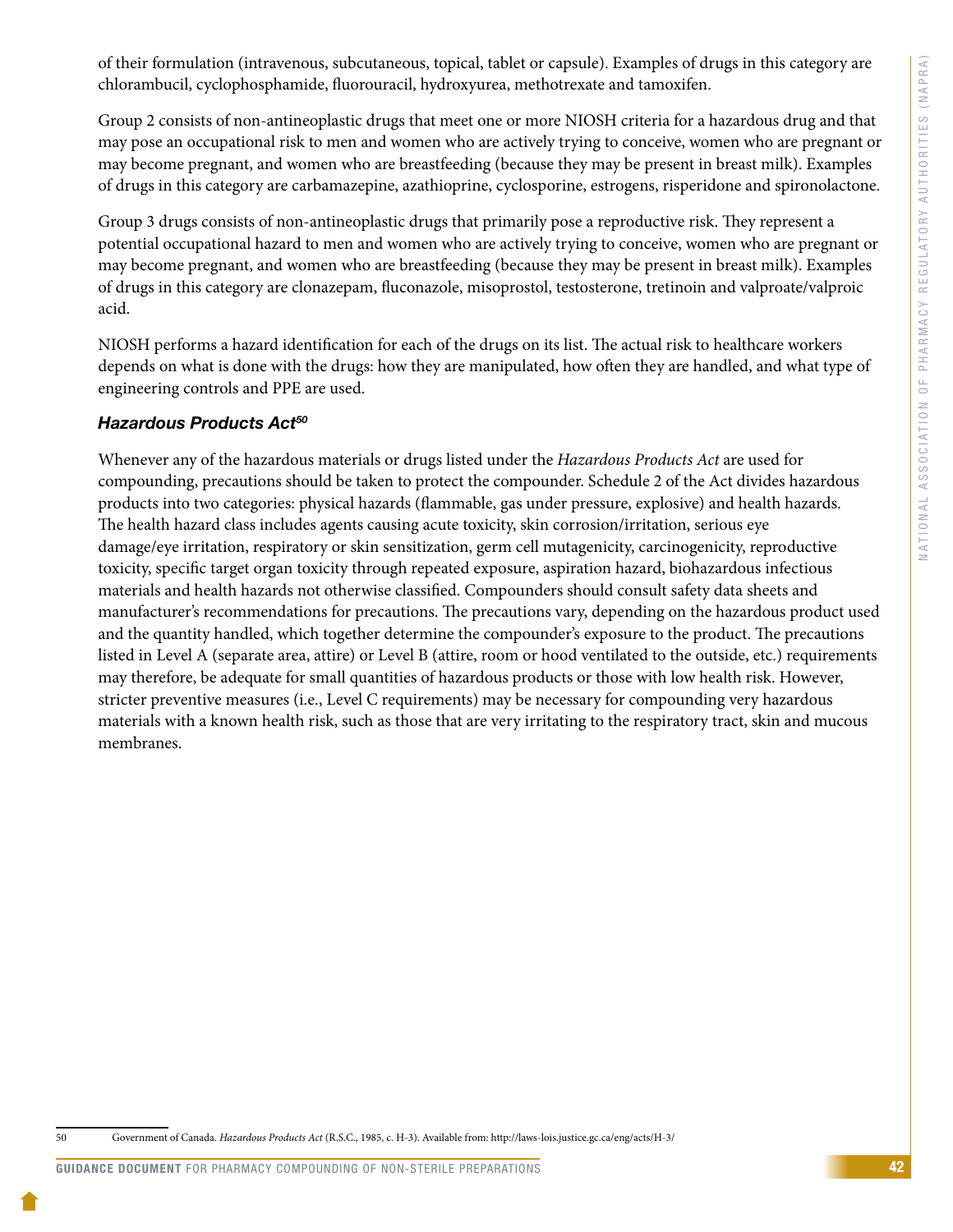of their formulation (intravenous, subcutaneous, topical, tablet or capsule). Examples of drugs in this category are chlorambucil, cyclophosphamide, fluorouracil, hydroxyurea, methotrexate and tamoxifen.

Group 2 consists of non-antineoplastic drugs that meet one or more NIOSH criteria for a hazardous drug and that may pose an occupational risk to men and women who are actively trying to conceive, women who are pregnant or may become pregnant, and women who are breastfeeding (because they may be present in breast milk). Examples of drugs in this category are carbamazepine, azathioprine, cyclosporine, estrogens, risperidone and spironolactone.

Group 3 drugs consists of non-antineoplastic drugs that primarily pose a reproductive risk. They represent a potential occupational hazard to men and women who are actively trying to conceive, women who are pregnant or may become pregnant, and women who are breastfeeding (because they may be present in breast milk). Examples of drugs in this category are clonazepam, fluconazole, misoprostol, testosterone, tretinoin and valproate/valproic acid.

NIOSH performs a hazard identification for each of the drugs on its list. The actual risk to healthcare workers depends on what is done with the drugs: how they are manipulated, how often they are handled, and what type of engineering controls and PPE are used.

### *Hazardous Products Act*[50]

Whenever any of the hazardous materials or drugs listed under the *Hazardous Products Act* are used for compounding, precautions should be taken to protect the compounder. Schedule 2 of the Act divides hazardous products into two categories: physical hazards (flammable, gas under pressure, explosive) and health hazards. The health hazard class includes agents causing acute toxicity, skin corrosion/irritation, serious eye damage/eye irritation, respiratory or skin sensitization, germ cell mutagenicity, carcinogenicity, reproductive toxicity, specific target organ toxicity through repeated exposure, aspiration hazard, biohazardous infectious materials and health hazards not otherwise classified. Compounders should consult safety data sheets and manufacturer's recommendations for precautions. The precautions vary, depending on the hazardous product used and the quantity handled, which together determine the compounder's exposure to the product. The precautions listed in Level A (separate area, attire) or Level B (attire, room or hood ventilated to the outside, etc.) requirements may therefore, be adequate for small quantities of hazardous products or those with low health risk. However, stricter preventive measures (i.e., Level C requirements) may be necessary for compounding very hazardous materials with a known health risk, such as those that are very irritating to the respiratory tract, skin and mucous membranes.

---

50 Government of Canada. *Hazardous Products Act* (R.S.C., 1985, c. H-3). Available from: http://laws-lois.justice.gc.ca/eng/acts/H-3/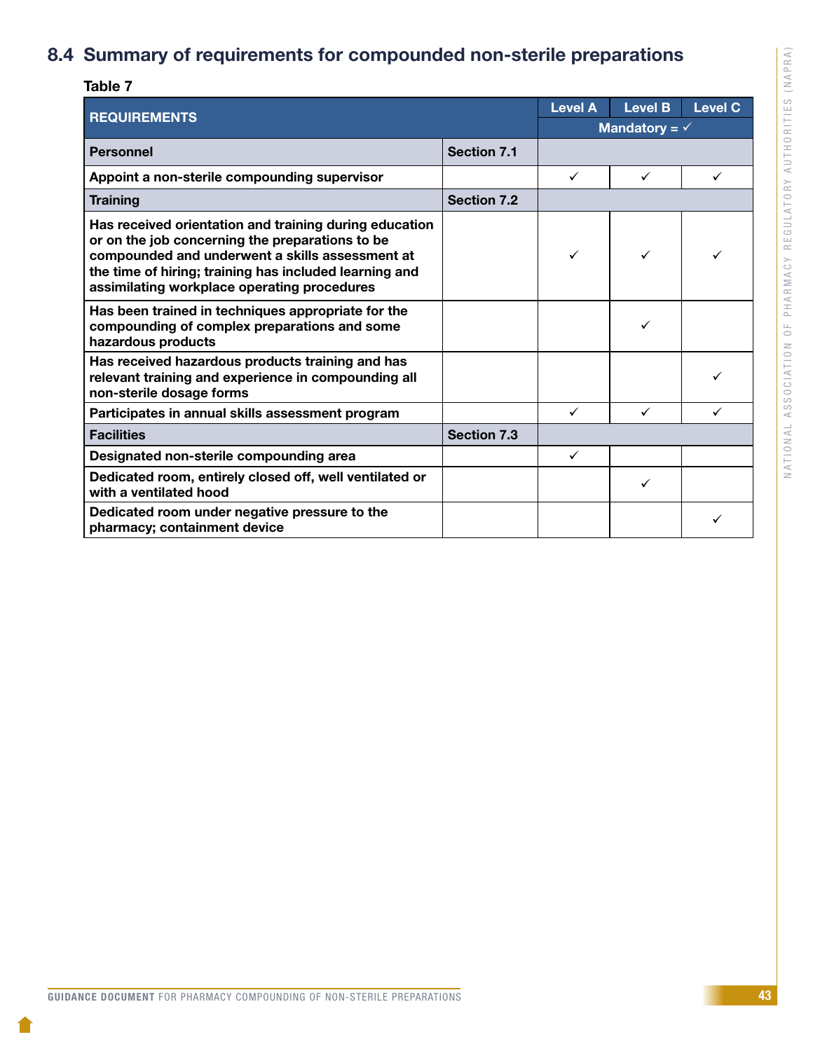## 8.4 Summary of requirements for compounded non-sterile preparations

**Table 7**

| REQUIREMENTS | | Level A | Level B | Level C |
|---|---|---|---|---|
| | | Mandatory = ✓ | | |
| **Personnel** | **Section 7.1** | | | |
| **Appoint a non-sterile compounding supervisor** | | ✓ | ✓ | ✓ |
| **Training** | **Section 7.2** | | | |
| **Has received orientation and training during education or on the job concerning the preparations to be compounded and underwent a skills assessment at the time of hiring; training has included learning and assimilating workplace operating procedures** | | ✓ | ✓ | ✓ |
| **Has been trained in techniques appropriate for the compounding of complex preparations and some hazardous products** | | | ✓ | |
| **Has received hazardous products training and has relevant training and experience in compounding all non-sterile dosage forms** | | | | ✓ |
| **Participates in annual skills assessment program** | | ✓ | ✓ | ✓ |
| **Facilities** | **Section 7.3** | | | |
| **Designated non-sterile compounding area** | | ✓ | | |
| **Dedicated room, entirely closed off, well ventilated or with a ventilated hood** | | | ✓ | |
| **Dedicated room under negative pressure to the pharmacy; containment device** | | | | ✓ |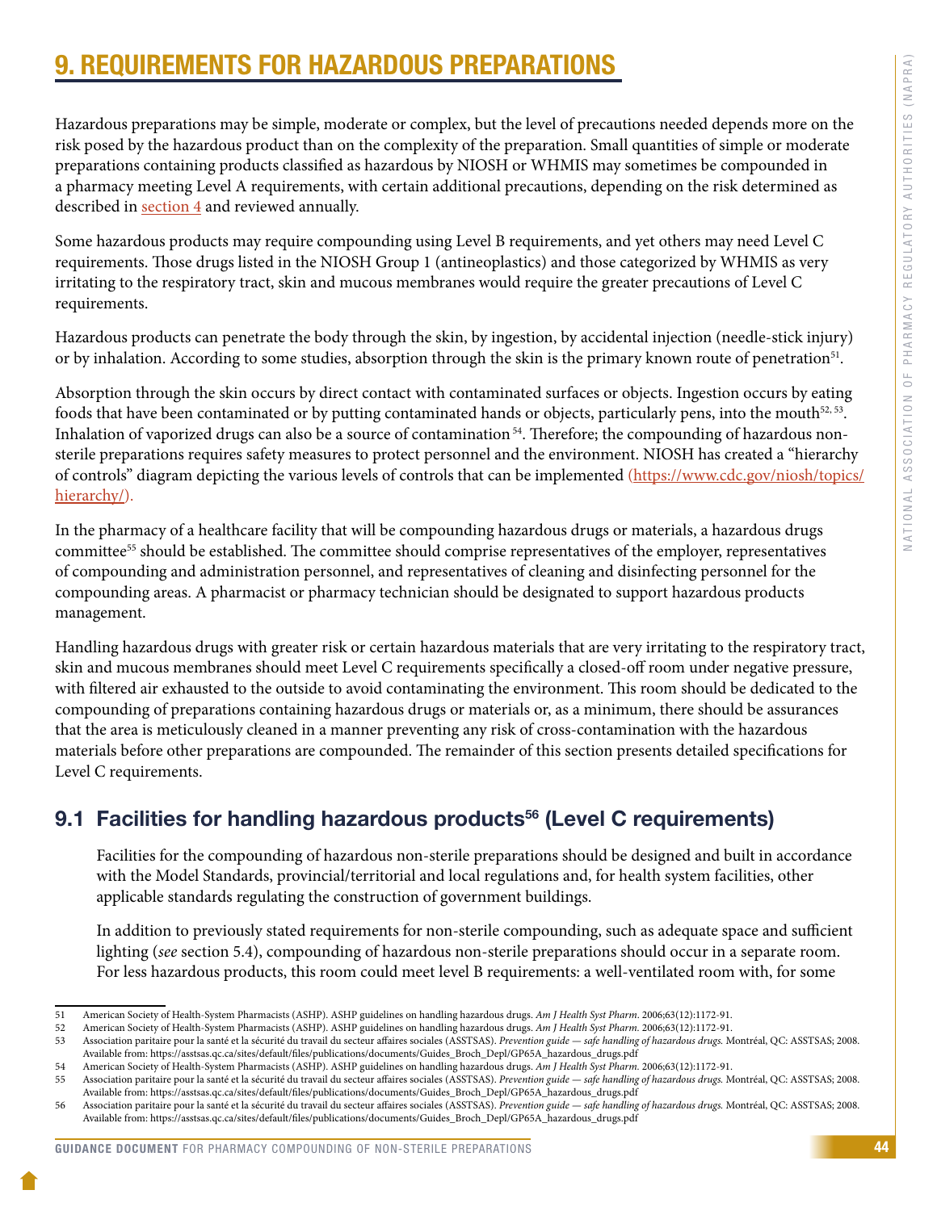# 9. REQUIREMENTS FOR HAZARDOUS PREPARATIONS

Hazardous preparations may be simple, moderate or complex, but the level of precautions needed depends more on the risk posed by the hazardous product than on the complexity of the preparation. Small quantities of simple or moderate preparations containing products classified as hazardous by NIOSH or WHMIS may sometimes be compounded in a pharmacy meeting Level A requirements, with certain additional precautions, depending on the risk determined as described in section 4 and reviewed annually.

Some hazardous products may require compounding using Level B requirements, and yet others may need Level C requirements. Those drugs listed in the NIOSH Group 1 (antineoplastics) and those categorized by WHMIS as very irritating to the respiratory tract, skin and mucous membranes would require the greater precautions of Level C requirements.

Hazardous products can penetrate the body through the skin, by ingestion, by accidental injection (needle-stick injury) or by inhalation. According to some studies, absorption through the skin is the primary known route of penetration[51].

Absorption through the skin occurs by direct contact with contaminated surfaces or objects. Ingestion occurs by eating foods that have been contaminated or by putting contaminated hands or objects, particularly pens, into the mouth[52, 53]. Inhalation of vaporized drugs can also be a source of contamination [54]. Therefore; the compounding of hazardous non-sterile preparations requires safety measures to protect personnel and the environment. NIOSH has created a "hierarchy of controls" diagram depicting the various levels of controls that can be implemented (https://www.cdc.gov/niosh/topics/hierarchy/).

In the pharmacy of a healthcare facility that will be compounding hazardous drugs or materials, a hazardous drugs committee[55] should be established. The committee should comprise representatives of the employer, representatives of compounding and administration personnel, and representatives of cleaning and disinfecting personnel for the compounding areas. A pharmacist or pharmacy technician should be designated to support hazardous products management.

Handling hazardous drugs with greater risk or certain hazardous materials that are very irritating to the respiratory tract, skin and mucous membranes should meet Level C requirements specifically a closed-off room under negative pressure, with filtered air exhausted to the outside to avoid contaminating the environment. This room should be dedicated to the compounding of preparations containing hazardous drugs or materials or, as a minimum, there should be assurances that the area is meticulously cleaned in a manner preventing any risk of cross-contamination with the hazardous materials before other preparations are compounded. The remainder of this section presents detailed specifications for Level C requirements.

## 9.1 Facilities for handling hazardous products[56] (Level C requirements)

Facilities for the compounding of hazardous non-sterile preparations should be designed and built in accordance with the Model Standards, provincial/territorial and local regulations and, for health system facilities, other applicable standards regulating the construction of government buildings.

In addition to previously stated requirements for non-sterile compounding, such as adequate space and sufficient lighting (*see* section 5.4), compounding of hazardous non-sterile preparations should occur in a separate room. For less hazardous products, this room could meet level B requirements: a well-ventilated room with, for some

---

51 American Society of Health-System Pharmacists (ASHP). ASHP guidelines on handling hazardous drugs. *Am J Health Syst Pharm*. 2006;63(12):1172-91.

52 American Society of Health-System Pharmacists (ASHP). ASHP guidelines on handling hazardous drugs. *Am J Health Syst Pharm*. 2006;63(12):1172-91.

53 Association paritaire pour la santé et la sécurité du travail du secteur affaires sociales (ASSTSAS). *Prevention guide — safe handling of hazardous drugs.* Montréal, QC: ASSTSAS; 2008. Available from: https://asstsas.qc.ca/sites/default/files/publications/documents/Guides_Broch_Depl/GP65A_hazardous_drugs.pdf

54 American Society of Health-System Pharmacists (ASHP). ASHP guidelines on handling hazardous drugs. *Am J Health Syst Pharm*. 2006;63(12):1172-91.

55 Association paritaire pour la santé et la sécurité du travail du secteur affaires sociales (ASSTSAS). *Prevention guide — safe handling of hazardous drugs.* Montréal, QC: ASSTSAS; 2008. Available from: https://asstsas.qc.ca/sites/default/files/publications/documents/Guides_Broch_Depl/GP65A_hazardous_drugs.pdf

56 Association paritaire pour la santé et la sécurité du travail du secteur affaires sociales (ASSTSAS). *Prevention guide — safe handling of hazardous drugs.* Montréal, QC: ASSTSAS; 2008. Available from: https://asstsas.qc.ca/sites/default/files/publications/documents/Guides_Broch_Depl/GP65A_hazardous_drugs.pdf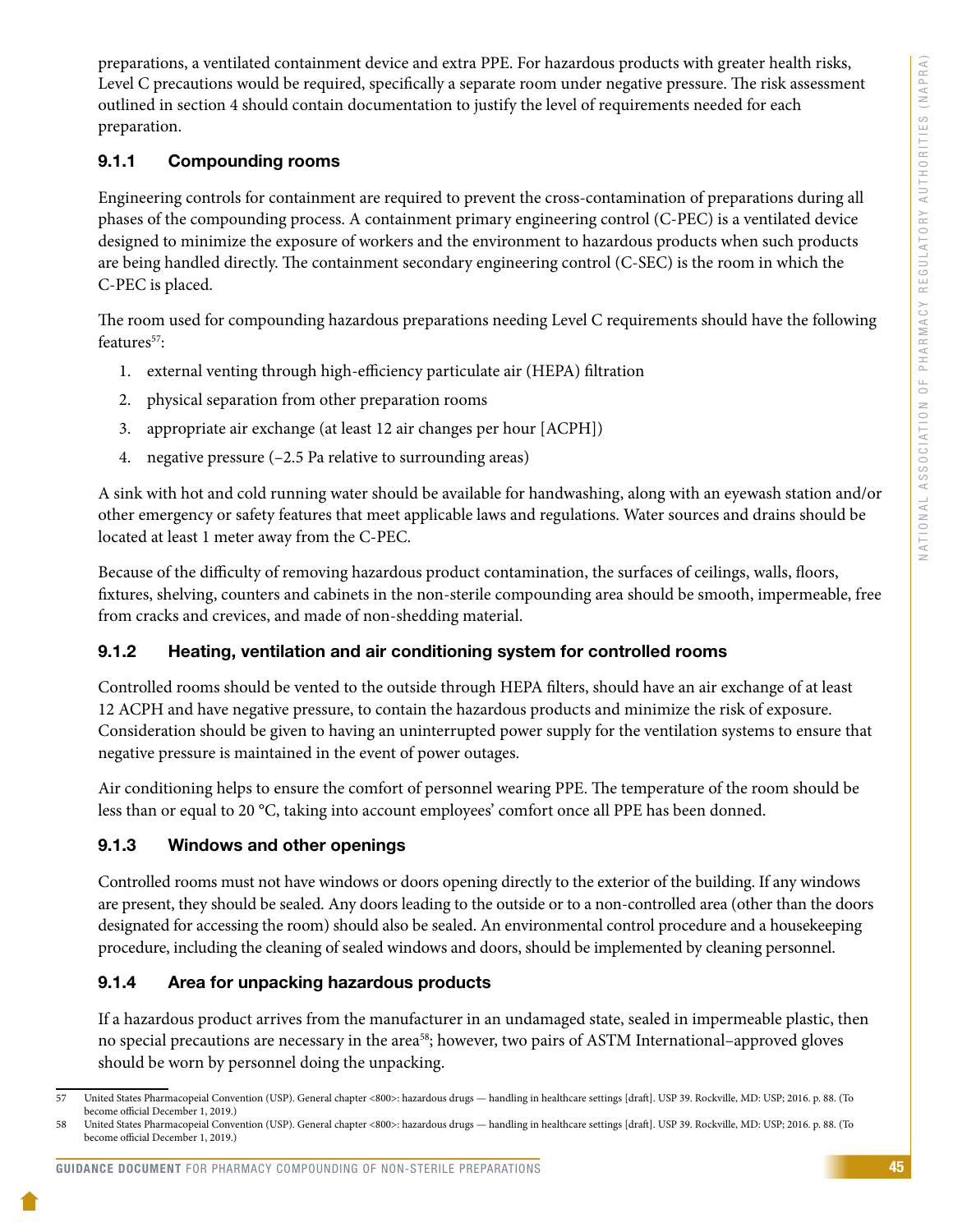preparations, a ventilated containment device and extra PPE. For hazardous products with greater health risks, Level C precautions would be required, specifically a separate room under negative pressure. The risk assessment outlined in section 4 should contain documentation to justify the level of requirements needed for each preparation.

### 9.1.1 Compounding rooms

Engineering controls for containment are required to prevent the cross-contamination of preparations during all phases of the compounding process. A containment primary engineering control (C-PEC) is a ventilated device designed to minimize the exposure of workers and the environment to hazardous products when such products are being handled directly. The containment secondary engineering control (C-SEC) is the room in which the C-PEC is placed.

The room used for compounding hazardous preparations needing Level C requirements should have the following features[57]:

1. external venting through high-efficiency particulate air (HEPA) filtration
2. physical separation from other preparation rooms
3. appropriate air exchange (at least 12 air changes per hour [ACPH])
4. negative pressure (–2.5 Pa relative to surrounding areas)

A sink with hot and cold running water should be available for handwashing, along with an eyewash station and/or other emergency or safety features that meet applicable laws and regulations. Water sources and drains should be located at least 1 meter away from the C-PEC.

Because of the difficulty of removing hazardous product contamination, the surfaces of ceilings, walls, floors, fixtures, shelving, counters and cabinets in the non-sterile compounding area should be smooth, impermeable, free from cracks and crevices, and made of non-shedding material.

### 9.1.2 Heating, ventilation and air conditioning system for controlled rooms

Controlled rooms should be vented to the outside through HEPA filters, should have an air exchange of at least 12 ACPH and have negative pressure, to contain the hazardous products and minimize the risk of exposure. Consideration should be given to having an uninterrupted power supply for the ventilation systems to ensure that negative pressure is maintained in the event of power outages.

Air conditioning helps to ensure the comfort of personnel wearing PPE. The temperature of the room should be less than or equal to 20 °C, taking into account employees' comfort once all PPE has been donned.

### 9.1.3 Windows and other openings

Controlled rooms must not have windows or doors opening directly to the exterior of the building. If any windows are present, they should be sealed. Any doors leading to the outside or to a non-controlled area (other than the doors designated for accessing the room) should also be sealed. An environmental control procedure and a housekeeping procedure, including the cleaning of sealed windows and doors, should be implemented by cleaning personnel.

### 9.1.4 Area for unpacking hazardous products

If a hazardous product arrives from the manufacturer in an undamaged state, sealed in impermeable plastic, then no special precautions are necessary in the area[58]; however, two pairs of ASTM International–approved gloves should be worn by personnel doing the unpacking.

---

57 United States Pharmacopeial Convention (USP). General chapter <800>: hazardous drugs — handling in healthcare settings [draft]. USP 39. Rockville, MD: USP; 2016. p. 88. (To become official December 1, 2019.)

58 United States Pharmacopeial Convention (USP). General chapter <800>: hazardous drugs — handling in healthcare settings [draft]. USP 39. Rockville, MD: USP; 2016. p. 88. (To become official December 1, 2019.)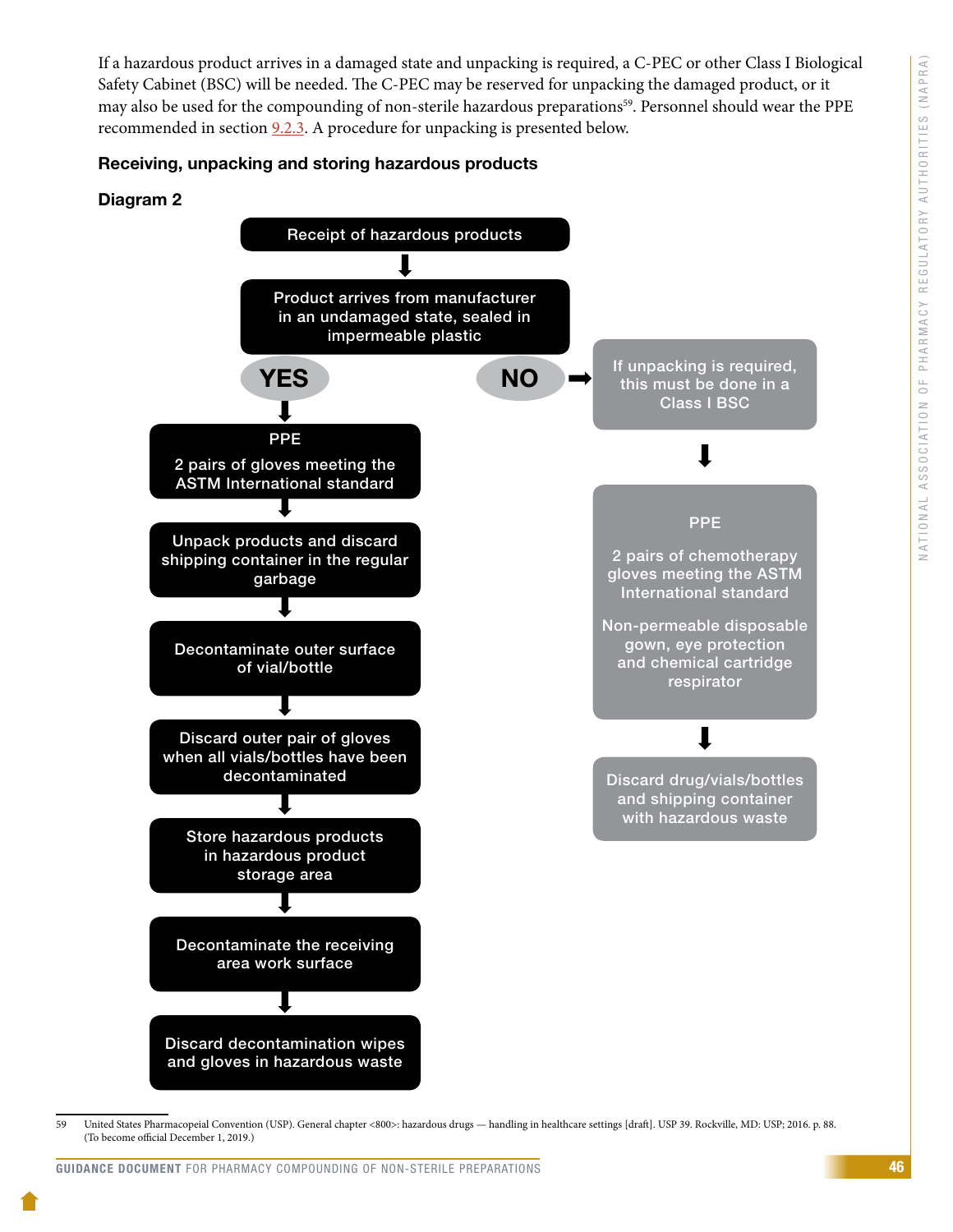If a hazardous product arrives in a damaged state and unpacking is required, a C-PEC or other Class I Biological Safety Cabinet (BSC) will be needed. The C-PEC may be reserved for unpacking the damaged product, or it may also be used for the compounding of non-sterile hazardous preparations[59]. Personnel should wear the PPE recommended in section 9.2.3. A procedure for unpacking is presented below.

### Receiving, unpacking and storing hazardous products

### Diagram 2

**Receipt of hazardous products**

↓

**Product arrives from manufacturer in an undamaged state, sealed in impermeable plastic**

**YES**

↓

**PPE**

2 pairs of gloves meeting the ASTM International standard

↓

Unpack products and discard shipping container in the regular garbage

↓

Decontaminate outer surface of vial/bottle

↓

Discard outer pair of gloves when all vials/bottles have been decontaminated

↓

Store hazardous products in hazardous product storage area

↓

Decontaminate the receiving area work surface

↓

Discard decontamination wipes and gloves in hazardous waste

**NO** →

If unpacking is required, this must be done in a Class I BSC

↓

**PPE**

2 pairs of chemotherapy gloves meeting the ASTM International standard

Non-permeable disposable gown, eye protection and chemical cartridge respirator

↓

Discard drug/vials/bottles and shipping container with hazardous waste

---

59 United States Pharmacopeial Convention (USP). General chapter <800>: hazardous drugs — handling in healthcare settings [draft]. USP 39. Rockville, MD: USP; 2016. p. 88. (To become official December 1, 2019.)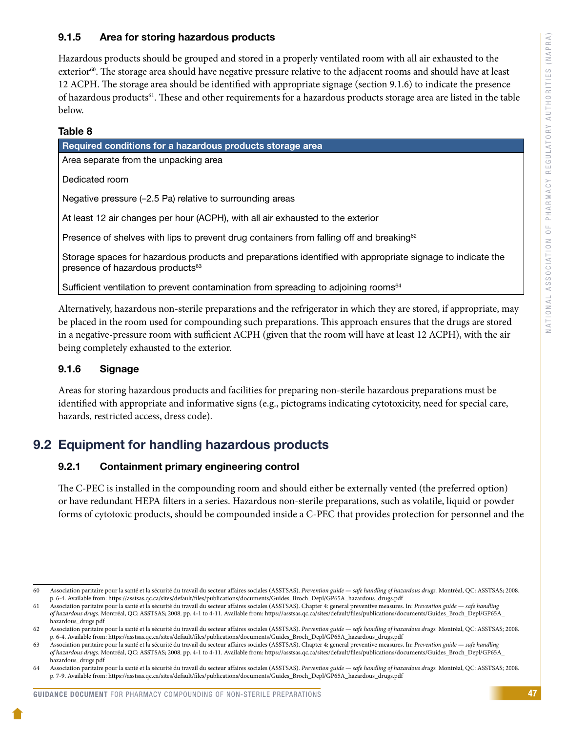### 9.1.5 Area for storing hazardous products

Hazardous products should be grouped and stored in a properly ventilated room with all air exhausted to the exterior[60]. The storage area should have negative pressure relative to the adjacent rooms and should have at least 12 ACPH. The storage area should be identified with appropriate signage (section 9.1.6) to indicate the presence of hazardous products[61]. These and other requirements for a hazardous products storage area are listed in the table below.

**Table 8**

| Required conditions for a hazardous products storage area |
|---|
| Area separate from the unpacking area |
| Dedicated room |
| Negative pressure (–2.5 Pa) relative to surrounding areas |
| At least 12 air changes per hour (ACPH), with all air exhausted to the exterior |
| Presence of shelves with lips to prevent drug containers from falling off and breaking[62] |
| Storage spaces for hazardous products and preparations identified with appropriate signage to indicate the presence of hazardous products[63] |
| Sufficient ventilation to prevent contamination from spreading to adjoining rooms[64] |

Alternatively, hazardous non-sterile preparations and the refrigerator in which they are stored, if appropriate, may be placed in the room used for compounding such preparations. This approach ensures that the drugs are stored in a negative-pressure room with sufficient ACPH (given that the room will have at least 12 ACPH), with the air being completely exhausted to the exterior.

### 9.1.6 Signage

Areas for storing hazardous products and facilities for preparing non-sterile hazardous preparations must be identified with appropriate and informative signs (e.g., pictograms indicating cytotoxicity, need for special care, hazards, restricted access, dress code).

## 9.2 Equipment for handling hazardous products

### 9.2.1 Containment primary engineering control

The C-PEC is installed in the compounding room and should either be externally vented (the preferred option) or have redundant HEPA filters in a series. Hazardous non-sterile preparations, such as volatile, liquid or powder forms of cytotoxic products, should be compounded inside a C-PEC that provides protection for personnel and the

---

60 Association paritaire pour la santé et la sécurité du travail du secteur affaires sociales (ASSTSAS). *Prevention guide — safe handling of hazardous drugs.* Montréal, QC: ASSTSAS; 2008. p. 6-4. Available from: https://asstsas.qc.ca/sites/default/files/publications/documents/Guides_Broch_Depl/GP65A_hazardous_drugs.pdf

61 Association paritaire pour la santé et la sécurité du travail du secteur affaires sociales (ASSTSAS). Chapter 4: general preventive measures. In: *Prevention guide — safe handling of hazardous drugs.* Montréal, QC: ASSTSAS; 2008. pp. 4-1 to 4-11. Available from: https://asstsas.qc.ca/sites/default/files/publications/documents/Guides_Broch_Depl/GP65A_hazardous_drugs.pdf

62 Association paritaire pour la santé et la sécurité du travail du secteur affaires sociales (ASSTSAS). *Prevention guide — safe handling of hazardous drugs.* Montréal, QC: ASSTSAS; 2008. p. 6-4. Available from: https://asstsas.qc.ca/sites/default/files/publications/documents/Guides_Broch_Depl/GP65A_hazardous_drugs.pdf

63 Association paritaire pour la santé et la sécurité du travail du secteur affaires sociales (ASSTSAS). Chapter 4: general preventive measures. In: *Prevention guide — safe handling of hazardous drugs.* Montréal, QC: ASSTSAS; 2008. pp. 4-1 to 4-11. Available from: https://asstsas.qc.ca/sites/default/files/publications/documents/Guides_Broch_Depl/GP65A_hazardous_drugs.pdf

64 Association paritaire pour la santé et la sécurité du travail du secteur affaires sociales (ASSTSAS). *Prevention guide — safe handling of hazardous drugs.* Montréal, QC: ASSTSAS; 2008. p. 7-9. Available from: https://asstsas.qc.ca/sites/default/files/publications/documents/Guides_Broch_Depl/GP65A_hazardous_drugs.pdf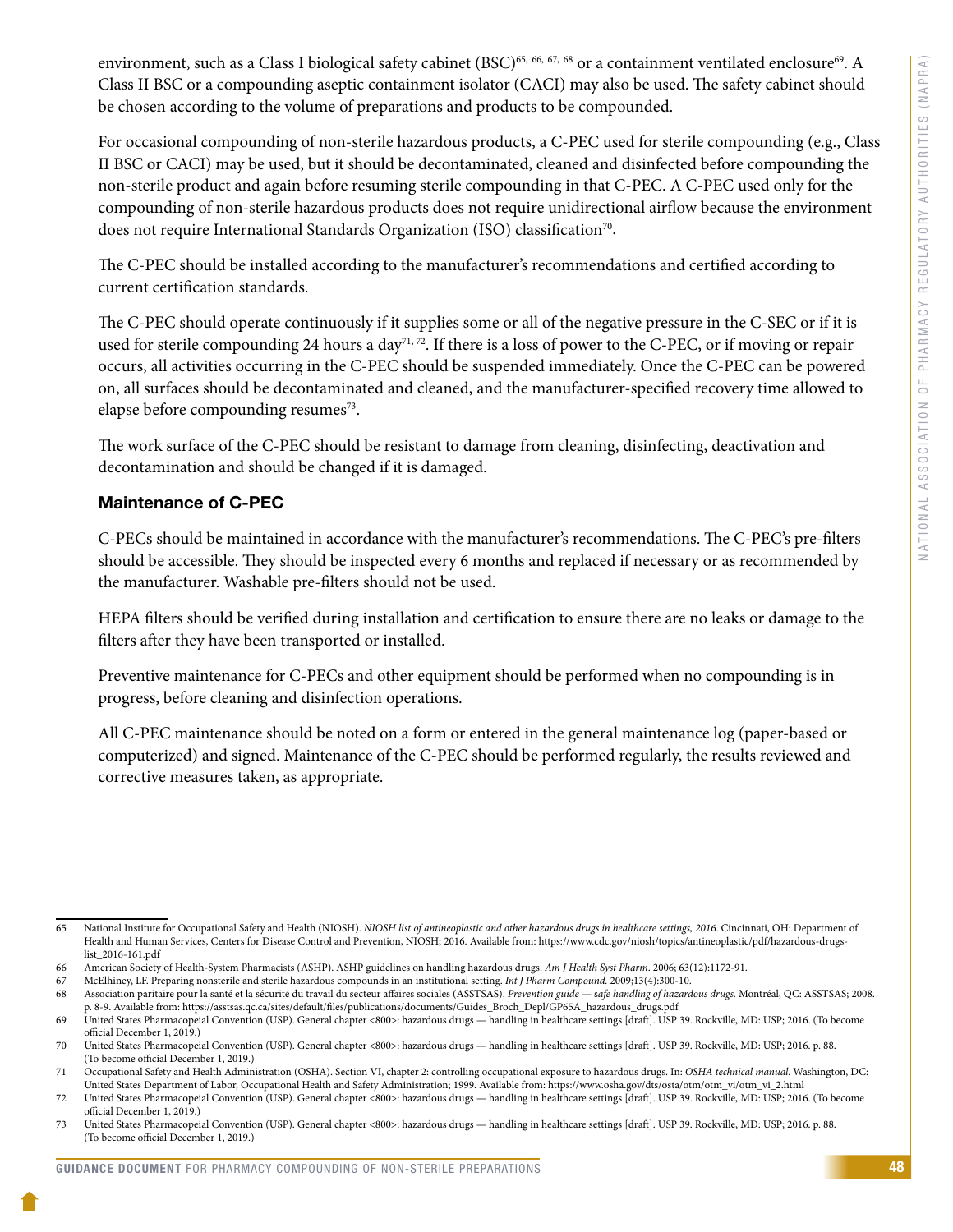environment, such as a Class I biological safety cabinet (BSC)[65, 66, 67, 68] or a containment ventilated enclosure[69]. A Class II BSC or a compounding aseptic containment isolator (CACI) may also be used. The safety cabinet should be chosen according to the volume of preparations and products to be compounded.

For occasional compounding of non-sterile hazardous products, a C-PEC used for sterile compounding (e.g., Class II BSC or CACI) may be used, but it should be decontaminated, cleaned and disinfected before compounding the non-sterile product and again before resuming sterile compounding in that C-PEC. A C-PEC used only for the compounding of non-sterile hazardous products does not require unidirectional airflow because the environment does not require International Standards Organization (ISO) classification[70].

The C-PEC should be installed according to the manufacturer's recommendations and certified according to current certification standards.

The C-PEC should operate continuously if it supplies some or all of the negative pressure in the C-SEC or if it is used for sterile compounding 24 hours a day[71, 72]. If there is a loss of power to the C-PEC, or if moving or repair occurs, all activities occurring in the C-PEC should be suspended immediately. Once the C-PEC can be powered on, all surfaces should be decontaminated and cleaned, and the manufacturer-specified recovery time allowed to elapse before compounding resumes[73].

The work surface of the C-PEC should be resistant to damage from cleaning, disinfecting, deactivation and decontamination and should be changed if it is damaged.

### Maintenance of C-PEC

C-PECs should be maintained in accordance with the manufacturer's recommendations. The C-PEC's pre-filters should be accessible. They should be inspected every 6 months and replaced if necessary or as recommended by the manufacturer. Washable pre-filters should not be used.

HEPA filters should be verified during installation and certification to ensure there are no leaks or damage to the filters after they have been transported or installed.

Preventive maintenance for C-PECs and other equipment should be performed when no compounding is in progress, before cleaning and disinfection operations.

All C-PEC maintenance should be noted on a form or entered in the general maintenance log (paper-based or computerized) and signed. Maintenance of the C-PEC should be performed regularly, the results reviewed and corrective measures taken, as appropriate.

---

65 National Institute for Occupational Safety and Health (NIOSH). *NIOSH list of antineoplastic and other hazardous drugs in healthcare settings, 2016*. Cincinnati, OH: Department of Health and Human Services, Centers for Disease Control and Prevention, NIOSH; 2016. Available from: https://www.cdc.gov/niosh/topics/antineoplastic/pdf/hazardous-drugs-list_2016-161.pdf

66 American Society of Health-System Pharmacists (ASHP). ASHP guidelines on handling hazardous drugs. *Am J Health Syst Pharm*. 2006; 63(12):1172-91.

67 McElhiney, LF. Preparing nonsterile and sterile hazardous compounds in an institutional setting. *Int J Pharm Compound*. 2009;13(4):300-10.

68 Association paritaire pour la santé et la sécurité du travail du secteur affaires sociales (ASSTSAS). *Prevention guide — safe handling of hazardous drugs*. Montréal, QC: ASSTSAS; 2008. p. 8-9. Available from: https://asstsas.qc.ca/sites/default/files/publications/documents/Guides_Broch_Depl/GP65A_hazardous_drugs.pdf

69 United States Pharmacopeial Convention (USP). General chapter <800>: hazardous drugs — handling in healthcare settings [draft]. USP 39. Rockville, MD: USP; 2016. (To become official December 1, 2019.)

70 United States Pharmacopeial Convention (USP). General chapter <800>: hazardous drugs — handling in healthcare settings [draft]. USP 39. Rockville, MD: USP; 2016. p. 88. (To become official December 1, 2019.)

71 Occupational Safety and Health Administration (OSHA). Section VI, chapter 2: controlling occupational exposure to hazardous drugs. In: *OSHA technical manual*. Washington, DC: United States Department of Labor, Occupational Health and Safety Administration; 1999. Available from: https://www.osha.gov/dts/osta/otm/otm_vi/otm_vi_2.html

72 United States Pharmacopeial Convention (USP). General chapter <800>: hazardous drugs — handling in healthcare settings [draft]. USP 39. Rockville, MD: USP; 2016. (To become official December 1, 2019.)

73 United States Pharmacopeial Convention (USP). General chapter <800>: hazardous drugs — handling in healthcare settings [draft]. USP 39. Rockville, MD: USP; 2016. p. 88. (To become official December 1, 2019.)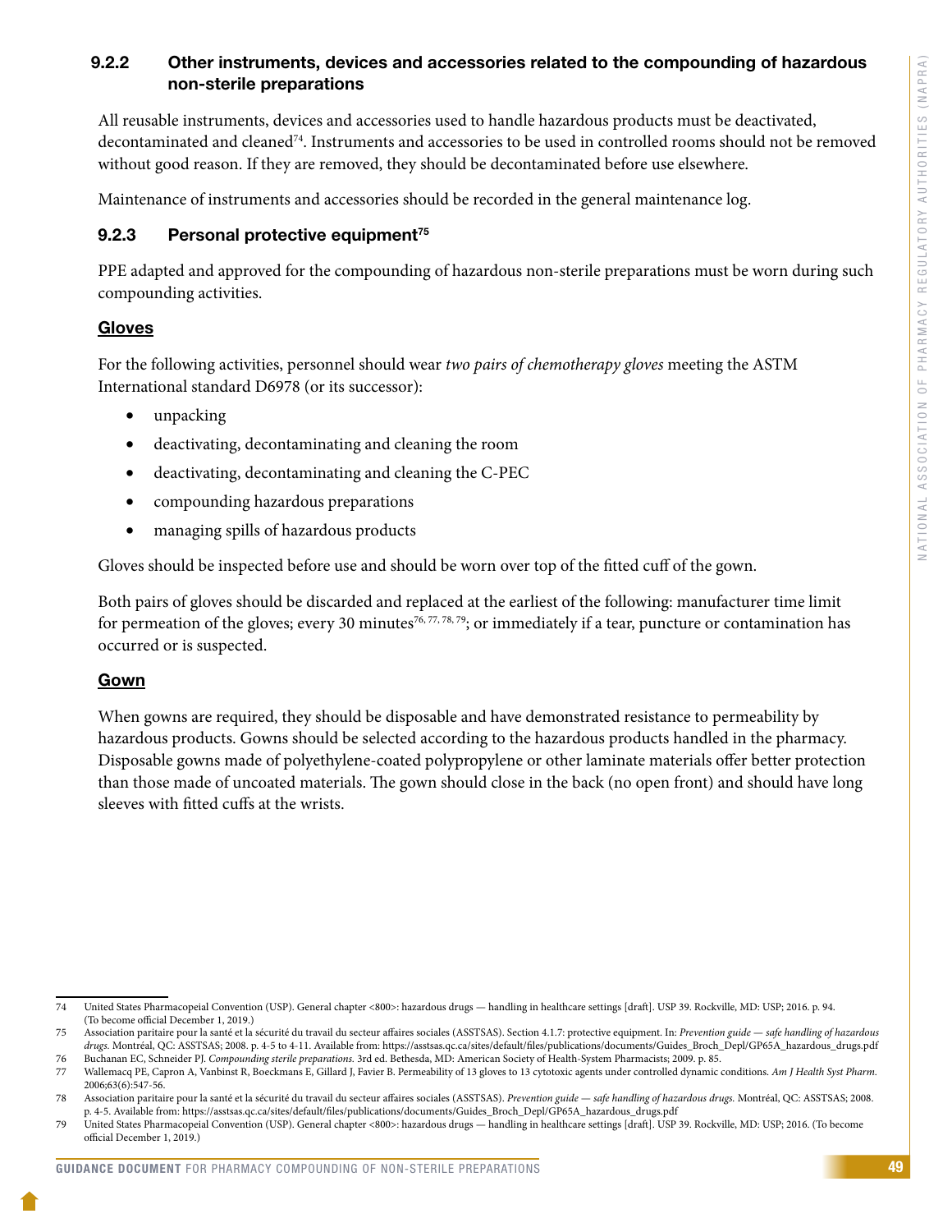### 9.2.2 Other instruments, devices and accessories related to the compounding of hazardous non-sterile preparations

All reusable instruments, devices and accessories used to handle hazardous products must be deactivated, decontaminated and cleaned[74]. Instruments and accessories to be used in controlled rooms should not be removed without good reason. If they are removed, they should be decontaminated before use elsewhere.

Maintenance of instruments and accessories should be recorded in the general maintenance log.

### 9.2.3 Personal protective equipment[75]

PPE adapted and approved for the compounding of hazardous non-sterile preparations must be worn during such compounding activities.

**Gloves**

For the following activities, personnel should wear *two pairs of chemotherapy gloves* meeting the ASTM International standard D6978 (or its successor):

- unpacking
- deactivating, decontaminating and cleaning the room
- deactivating, decontaminating and cleaning the C-PEC
- compounding hazardous preparations
- managing spills of hazardous products

Gloves should be inspected before use and should be worn over top of the fitted cuff of the gown.

Both pairs of gloves should be discarded and replaced at the earliest of the following: manufacturer time limit for permeation of the gloves; every 30 minutes[76, 77, 78, 79]; or immediately if a tear, puncture or contamination has occurred or is suspected.

**Gown**

When gowns are required, they should be disposable and have demonstrated resistance to permeability by hazardous products. Gowns should be selected according to the hazardous products handled in the pharmacy. Disposable gowns made of polyethylene-coated polypropylene or other laminate materials offer better protection than those made of uncoated materials. The gown should close in the back (no open front) and should have long sleeves with fitted cuffs at the wrists.

---

74 United States Pharmacopeial Convention (USP). General chapter <800>: hazardous drugs — handling in healthcare settings [draft]. USP 39. Rockville, MD: USP; 2016. p. 94. (To become official December 1, 2019.)

75 Association paritaire pour la santé et la sécurité du travail du secteur affaires sociales (ASSTSAS). Section 4.1.7: protective equipment. In: *Prevention guide — safe handling of hazardous drugs.* Montréal, QC: ASSTSAS; 2008. p. 4-5 to 4-11. Available from: https://asstsas.qc.ca/sites/default/files/publications/documents/Guides_Broch_Depl/GP65A_hazardous_drugs.pdf

76 Buchanan EC, Schneider PJ. *Compounding sterile preparations.* 3rd ed. Bethesda, MD: American Society of Health-System Pharmacists; 2009. p. 85.

77 Wallemacq PE, Capron A, Vanbinst R, Boeckmans E, Gillard J, Favier B. Permeability of 13 gloves to 13 cytotoxic agents under controlled dynamic conditions. *Am J Health Syst Pharm.* 2006;63(6):547-56.

78 Association paritaire pour la santé et la sécurité du travail du secteur affaires sociales (ASSTSAS). *Prevention guide — safe handling of hazardous drugs.* Montréal, QC: ASSTSAS; 2008. p. 4-5. Available from: https://asstsas.qc.ca/sites/default/files/publications/documents/Guides_Broch_Depl/GP65A_hazardous_drugs.pdf

79 United States Pharmacopeial Convention (USP). General chapter <800>: hazardous drugs — handling in healthcare settings [draft]. USP 39. Rockville, MD: USP; 2016. (To become official December 1, 2019.)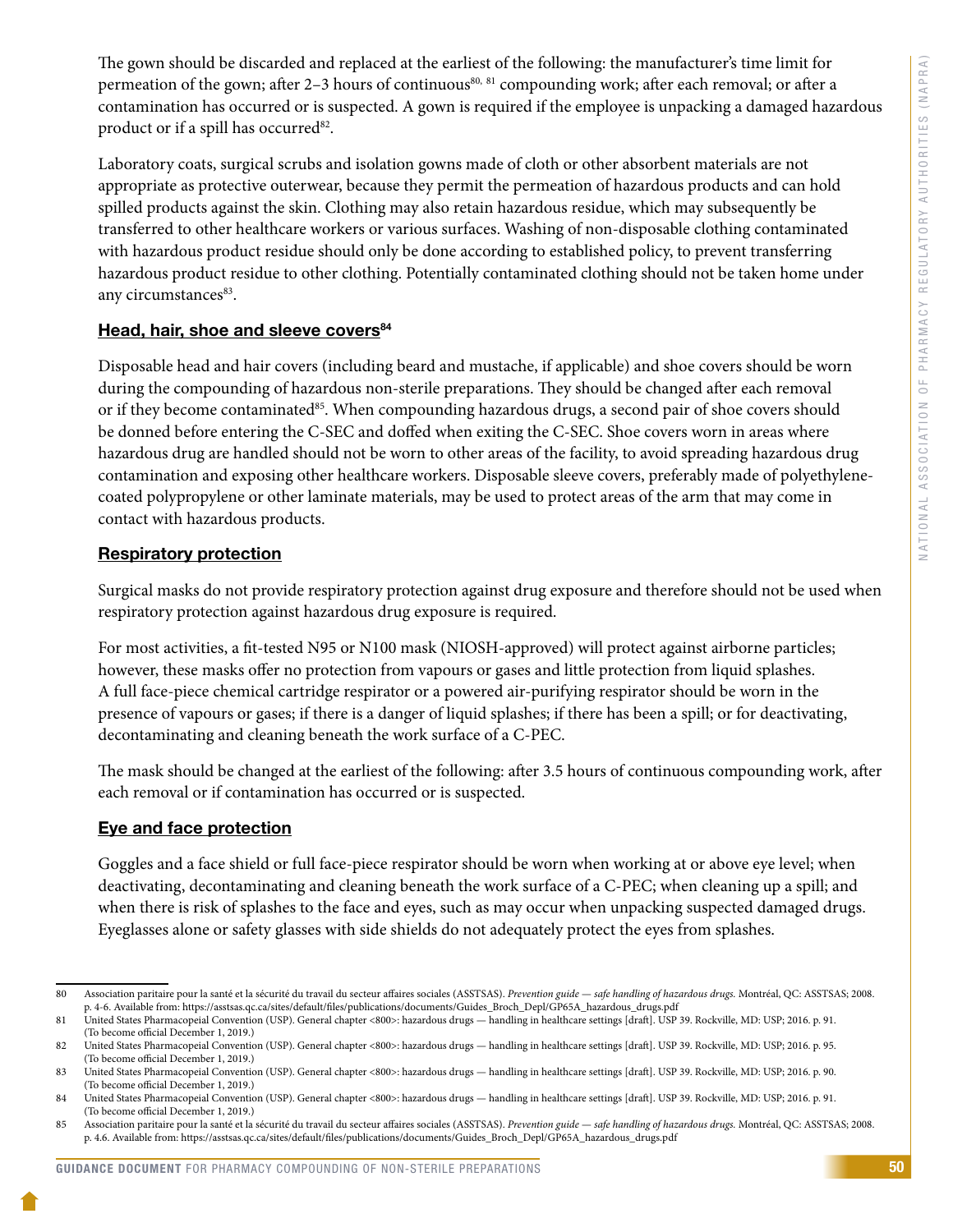The gown should be discarded and replaced at the earliest of the following: the manufacturer's time limit for permeation of the gown; after 2–3 hours of continuous[80, 81] compounding work; after each removal; or after a contamination has occurred or is suspected. A gown is required if the employee is unpacking a damaged hazardous product or if a spill has occurred[82].

Laboratory coats, surgical scrubs and isolation gowns made of cloth or other absorbent materials are not appropriate as protective outerwear, because they permit the permeation of hazardous products and can hold spilled products against the skin. Clothing may also retain hazardous residue, which may subsequently be transferred to other healthcare workers or various surfaces. Washing of non-disposable clothing contaminated with hazardous product residue should only be done according to established policy, to prevent transferring hazardous product residue to other clothing. Potentially contaminated clothing should not be taken home under any circumstances[83].

### Head, hair, shoe and sleeve covers[84]

Disposable head and hair covers (including beard and mustache, if applicable) and shoe covers should be worn during the compounding of hazardous non-sterile preparations. They should be changed after each removal or if they become contaminated[85]. When compounding hazardous drugs, a second pair of shoe covers should be donned before entering the C-SEC and doffed when exiting the C-SEC. Shoe covers worn in areas where hazardous drug are handled should not be worn to other areas of the facility, to avoid spreading hazardous drug contamination and exposing other healthcare workers. Disposable sleeve covers, preferably made of polyethylene-coated polypropylene or other laminate materials, may be used to protect areas of the arm that may come in contact with hazardous products.

### Respiratory protection

Surgical masks do not provide respiratory protection against drug exposure and therefore should not be used when respiratory protection against hazardous drug exposure is required.

For most activities, a fit-tested N95 or N100 mask (NIOSH-approved) will protect against airborne particles; however, these masks offer no protection from vapours or gases and little protection from liquid splashes. A full face-piece chemical cartridge respirator or a powered air-purifying respirator should be worn in the presence of vapours or gases; if there is a danger of liquid splashes; if there has been a spill; or for deactivating, decontaminating and cleaning beneath the work surface of a C-PEC.

The mask should be changed at the earliest of the following: after 3.5 hours of continuous compounding work, after each removal or if contamination has occurred or is suspected.

### Eye and face protection

Goggles and a face shield or full face-piece respirator should be worn when working at or above eye level; when deactivating, decontaminating and cleaning beneath the work surface of a C-PEC; when cleaning up a spill; and when there is risk of splashes to the face and eyes, such as may occur when unpacking suspected damaged drugs. Eyeglasses alone or safety glasses with side shields do not adequately protect the eyes from splashes.

---

80 Association paritaire pour la santé et la sécurité du travail du secteur affaires sociales (ASSTSAS). *Prevention guide — safe handling of hazardous drugs.* Montréal, QC: ASSTSAS; 2008. p. 4-6. Available from: https://asstsas.qc.ca/sites/default/files/publications/documents/Guides_Broch_Depl/GP65A_hazardous_drugs.pdf

81 United States Pharmacopeial Convention (USP). General chapter <800>: hazardous drugs — handling in healthcare settings [draft]. USP 39. Rockville, MD: USP; 2016. p. 91. (To become official December 1, 2019.)

82 United States Pharmacopeial Convention (USP). General chapter <800>: hazardous drugs — handling in healthcare settings [draft]. USP 39. Rockville, MD: USP; 2016. p. 95. (To become official December 1, 2019.)

83 United States Pharmacopeial Convention (USP). General chapter <800>: hazardous drugs — handling in healthcare settings [draft]. USP 39. Rockville, MD: USP; 2016. p. 90. (To become official December 1, 2019.)

84 United States Pharmacopeial Convention (USP). General chapter <800>: hazardous drugs — handling in healthcare settings [draft]. USP 39. Rockville, MD: USP; 2016. p. 91. (To become official December 1, 2019.)

85 Association paritaire pour la santé et la sécurité du travail du secteur affaires sociales (ASSTSAS). *Prevention guide — safe handling of hazardous drugs.* Montréal, QC: ASSTSAS; 2008. p. 4.6. Available from: https://asstsas.qc.ca/sites/default/files/publications/documents/Guides_Broch_Depl/GP65A_hazardous_drugs.pdf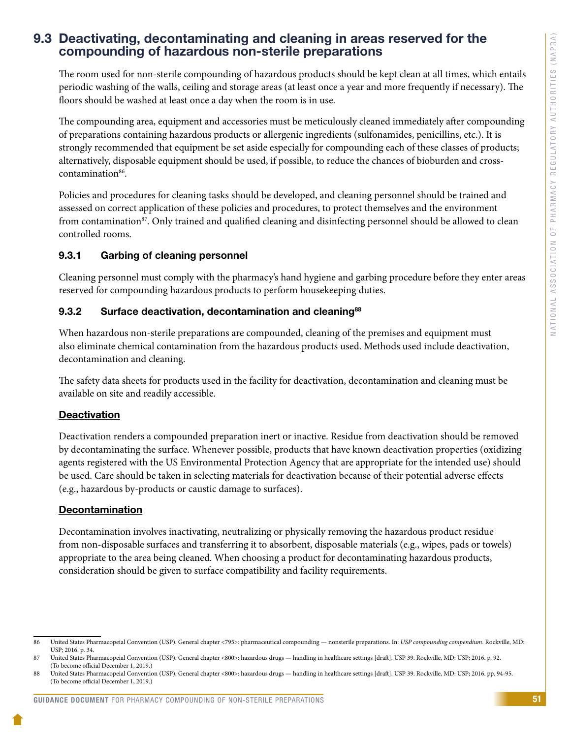## 9.3 Deactivating, decontaminating and cleaning in areas reserved for the compounding of hazardous non-sterile preparations

The room used for non-sterile compounding of hazardous products should be kept clean at all times, which entails periodic washing of the walls, ceiling and storage areas (at least once a year and more frequently if necessary). The floors should be washed at least once a day when the room is in use.

The compounding area, equipment and accessories must be meticulously cleaned immediately after compounding of preparations containing hazardous products or allergenic ingredients (sulfonamides, penicillins, etc.). It is strongly recommended that equipment be set aside especially for compounding each of these classes of products; alternatively, disposable equipment should be used, if possible, to reduce the chances of bioburden and cross-contamination[86].

Policies and procedures for cleaning tasks should be developed, and cleaning personnel should be trained and assessed on correct application of these policies and procedures, to protect themselves and the environment from contamination[87]. Only trained and qualified cleaning and disinfecting personnel should be allowed to clean controlled rooms.

### 9.3.1 Garbing of cleaning personnel

Cleaning personnel must comply with the pharmacy's hand hygiene and garbing procedure before they enter areas reserved for compounding hazardous products to perform housekeeping duties.

### 9.3.2 Surface deactivation, decontamination and cleaning[88]

When hazardous non-sterile preparations are compounded, cleaning of the premises and equipment must also eliminate chemical contamination from the hazardous products used. Methods used include deactivation, decontamination and cleaning.

The safety data sheets for products used in the facility for deactivation, decontamination and cleaning must be available on site and readily accessible.

**Deactivation**

Deactivation renders a compounded preparation inert or inactive. Residue from deactivation should be removed by decontaminating the surface. Whenever possible, products that have known deactivation properties (oxidizing agents registered with the US Environmental Protection Agency that are appropriate for the intended use) should be used. Care should be taken in selecting materials for deactivation because of their potential adverse effects (e.g., hazardous by-products or caustic damage to surfaces).

**Decontamination**

Decontamination involves inactivating, neutralizing or physically removing the hazardous product residue from non-disposable surfaces and transferring it to absorbent, disposable materials (e.g., wipes, pads or towels) appropriate to the area being cleaned. When choosing a product for decontaminating hazardous products, consideration should be given to surface compatibility and facility requirements.

---

86 United States Pharmacopeial Convention (USP). General chapter <795>: pharmaceutical compounding — nonsterile preparations. In: *USP compounding compendium*. Rockville, MD: USP; 2016. p. 34.

87 United States Pharmacopeial Convention (USP). General chapter <800>: hazardous drugs — handling in healthcare settings [draft]. USP 39. Rockville, MD: USP; 2016. p. 92. (To become official December 1, 2019.)

88 United States Pharmacopeial Convention (USP). General chapter <800>: hazardous drugs — handling in healthcare settings [draft]. USP 39. Rockville, MD: USP; 2016. pp. 94-95. (To become official December 1, 2019.)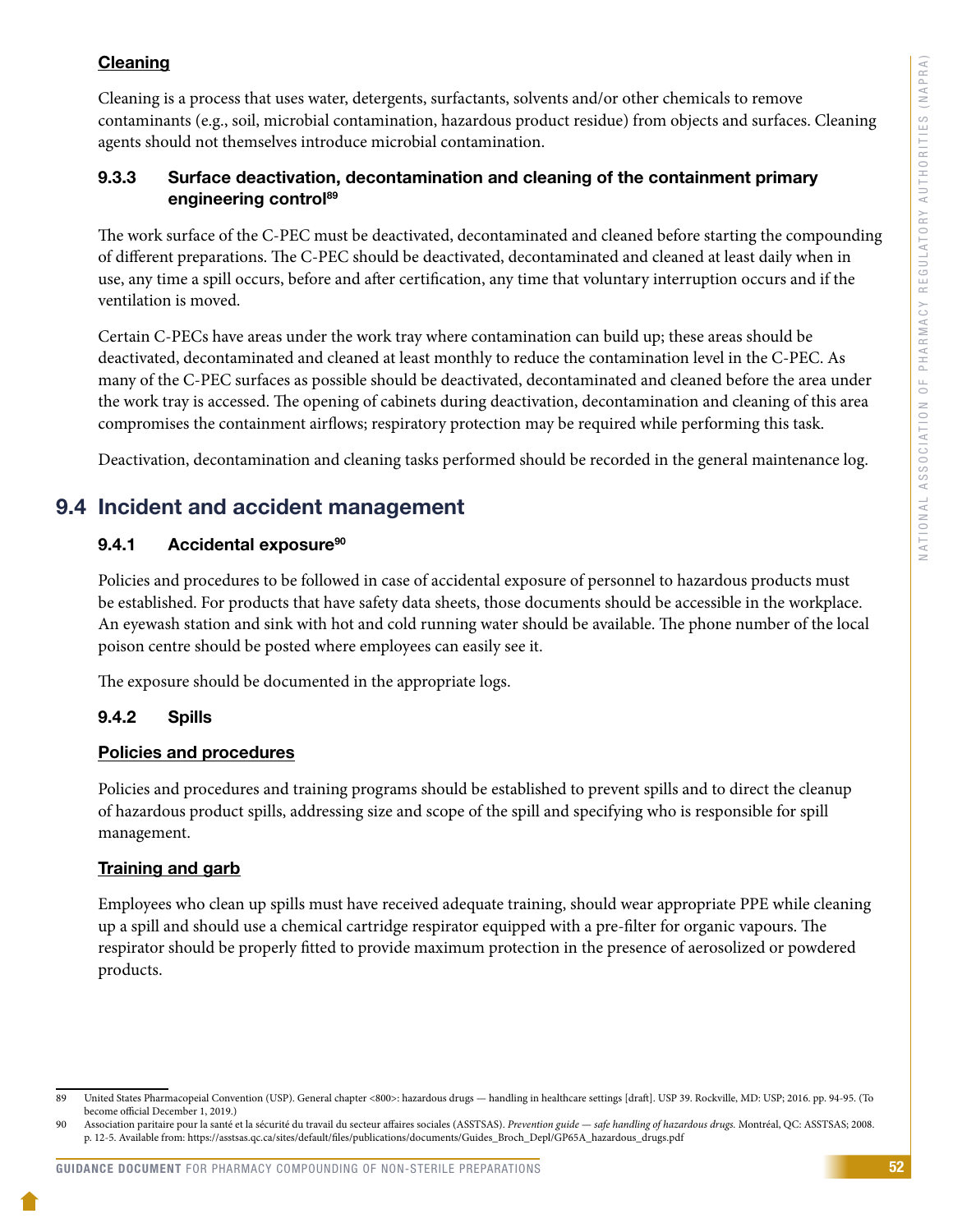**Cleaning**

Cleaning is a process that uses water, detergents, surfactants, solvents and/or other chemicals to remove contaminants (e.g., soil, microbial contamination, hazardous product residue) from objects and surfaces. Cleaning agents should not themselves introduce microbial contamination.

### 9.3.3 Surface deactivation, decontamination and cleaning of the containment primary engineering control[89]

The work surface of the C-PEC must be deactivated, decontaminated and cleaned before starting the compounding of different preparations. The C-PEC should be deactivated, decontaminated and cleaned at least daily when in use, any time a spill occurs, before and after certification, any time that voluntary interruption occurs and if the ventilation is moved.

Certain C-PECs have areas under the work tray where contamination can build up; these areas should be deactivated, decontaminated and cleaned at least monthly to reduce the contamination level in the C-PEC. As many of the C-PEC surfaces as possible should be deactivated, decontaminated and cleaned before the area under the work tray is accessed. The opening of cabinets during deactivation, decontamination and cleaning of this area compromises the containment airflows; respiratory protection may be required while performing this task.

Deactivation, decontamination and cleaning tasks performed should be recorded in the general maintenance log.

## 9.4 Incident and accident management

### 9.4.1 Accidental exposure[90]

Policies and procedures to be followed in case of accidental exposure of personnel to hazardous products must be established. For products that have safety data sheets, those documents should be accessible in the workplace. An eyewash station and sink with hot and cold running water should be available. The phone number of the local poison centre should be posted where employees can easily see it.

The exposure should be documented in the appropriate logs.

### 9.4.2 Spills

**Policies and procedures**

Policies and procedures and training programs should be established to prevent spills and to direct the cleanup of hazardous product spills, addressing size and scope of the spill and specifying who is responsible for spill management.

**Training and garb**

Employees who clean up spills must have received adequate training, should wear appropriate PPE while cleaning up a spill and should use a chemical cartridge respirator equipped with a pre-filter for organic vapours. The respirator should be properly fitted to provide maximum protection in the presence of aerosolized or powdered products.

---

89 United States Pharmacopeial Convention (USP). General chapter <800>: hazardous drugs — handling in healthcare settings [draft]. USP 39. Rockville, MD: USP; 2016. pp. 94-95. (To become official December 1, 2019.)

90 Association paritaire pour la santé et la sécurité du travail du secteur affaires sociales (ASSTSAS). *Prevention guide — safe handling of hazardous drugs.* Montréal, QC: ASSTSAS; 2008. p. 12-5. Available from: https://asstsas.qc.ca/sites/default/files/publications/documents/Guides_Broch_Depl/GP65A_hazardous_drugs.pdf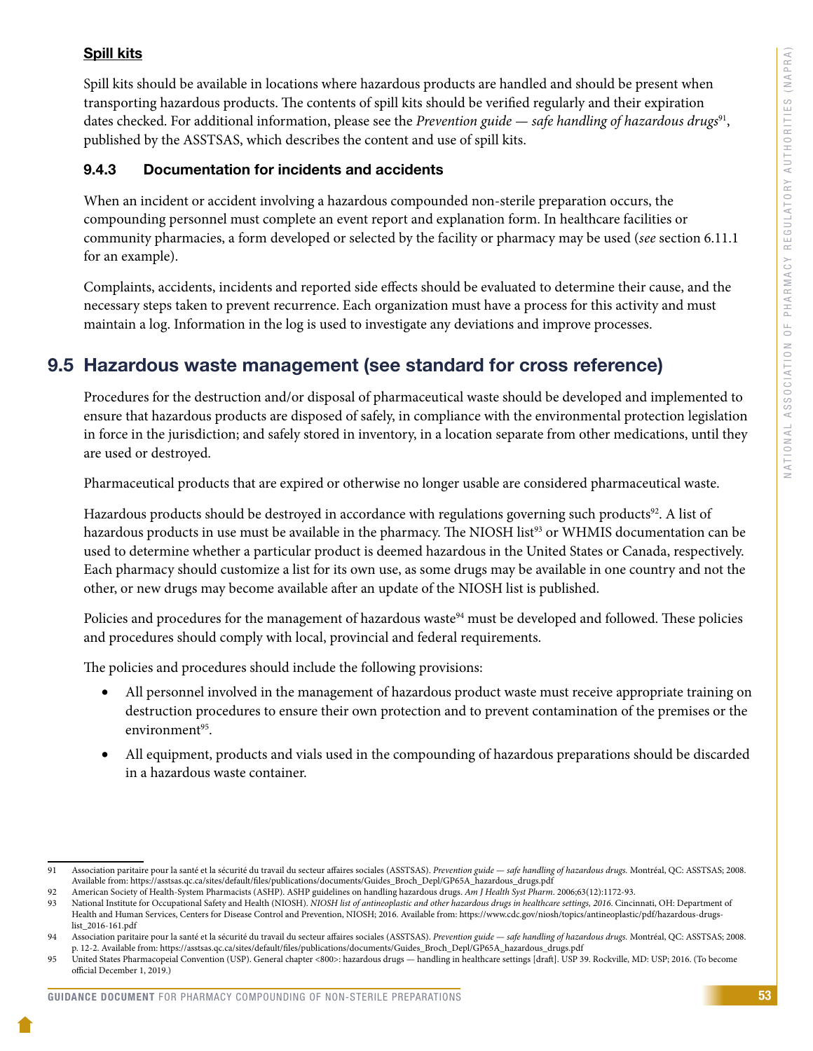**Spill kits**

Spill kits should be available in locations where hazardous products are handled and should be present when transporting hazardous products. The contents of spill kits should be verified regularly and their expiration dates checked. For additional information, please see the *Prevention guide — safe handling of hazardous drugs*[91], published by the ASSTSAS, which describes the content and use of spill kits.

### 9.4.3 Documentation for incidents and accidents

When an incident or accident involving a hazardous compounded non-sterile preparation occurs, the compounding personnel must complete an event report and explanation form. In healthcare facilities or community pharmacies, a form developed or selected by the facility or pharmacy may be used (*see* section 6.11.1 for an example).

Complaints, accidents, incidents and reported side effects should be evaluated to determine their cause, and the necessary steps taken to prevent recurrence. Each organization must have a process for this activity and must maintain a log. Information in the log is used to investigate any deviations and improve processes.

## 9.5 Hazardous waste management (see standard for cross reference)

Procedures for the destruction and/or disposal of pharmaceutical waste should be developed and implemented to ensure that hazardous products are disposed of safely, in compliance with the environmental protection legislation in force in the jurisdiction; and safely stored in inventory, in a location separate from other medications, until they are used or destroyed.

Pharmaceutical products that are expired or otherwise no longer usable are considered pharmaceutical waste.

Hazardous products should be destroyed in accordance with regulations governing such products[92]. A list of hazardous products in use must be available in the pharmacy. The NIOSH list[93] or WHMIS documentation can be used to determine whether a particular product is deemed hazardous in the United States or Canada, respectively. Each pharmacy should customize a list for its own use, as some drugs may be available in one country and not the other, or new drugs may become available after an update of the NIOSH list is published.

Policies and procedures for the management of hazardous waste[94] must be developed and followed. These policies and procedures should comply with local, provincial and federal requirements.

The policies and procedures should include the following provisions:

- All personnel involved in the management of hazardous product waste must receive appropriate training on destruction procedures to ensure their own protection and to prevent contamination of the premises or the environment[95].
- All equipment, products and vials used in the compounding of hazardous preparations should be discarded in a hazardous waste container.

---

91 Association paritaire pour la santé et la sécurité du travail du secteur affaires sociales (ASSTSAS). *Prevention guide — safe handling of hazardous drugs.* Montréal, QC: ASSTSAS; 2008. Available from: https://asstsas.qc.ca/sites/default/files/publications/documents/Guides_Broch_Depl/GP65A_hazardous_drugs.pdf

92 American Society of Health-System Pharmacists (ASHP). ASHP guidelines on handling hazardous drugs. *Am J Health Syst Pharm.* 2006;63(12):1172-93.

93 National Institute for Occupational Safety and Health (NIOSH). *NIOSH list of antineoplastic and other hazardous drugs in healthcare settings, 2016.* Cincinnati, OH: Department of Health and Human Services, Centers for Disease Control and Prevention, NIOSH; 2016. Available from: https://www.cdc.gov/niosh/topics/antineoplastic/pdf/hazardous-drugs-list_2016-161.pdf

94 Association paritaire pour la santé et la sécurité du travail du secteur affaires sociales (ASSTSAS). *Prevention guide — safe handling of hazardous drugs.* Montréal, QC: ASSTSAS; 2008. p. 12-2. Available from: https://asstsas.qc.ca/sites/default/files/publications/documents/Guides_Broch_Depl/GP65A_hazardous_drugs.pdf

95 United States Pharmacopeial Convention (USP). General chapter <800>: hazardous drugs — handling in healthcare settings [draft]. USP 39. Rockville, MD: USP; 2016. (To become official December 1, 2019.)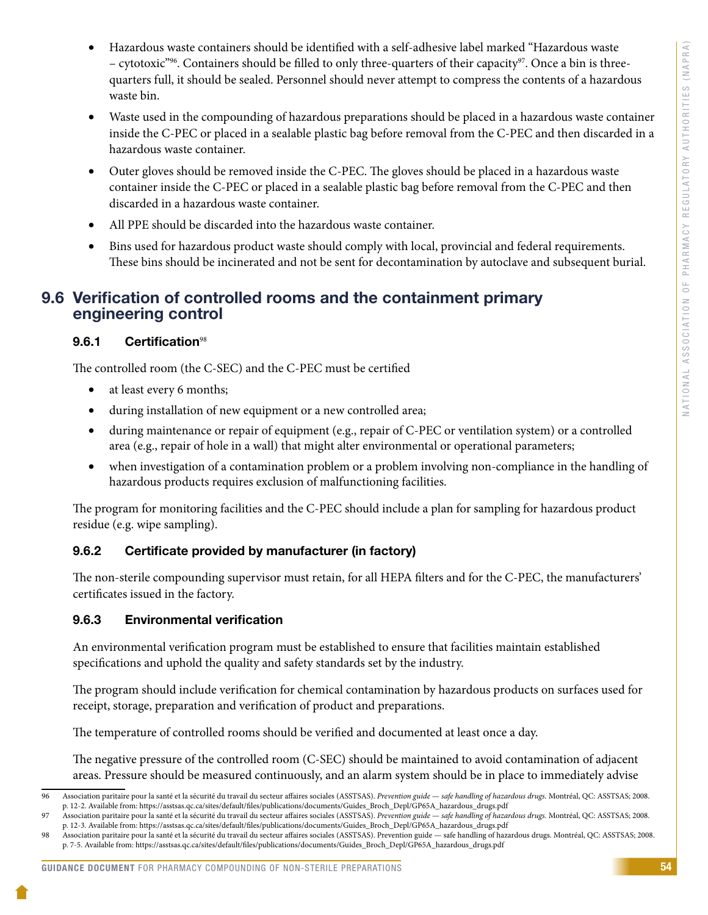- Hazardous waste containers should be identified with a self-adhesive label marked "Hazardous waste – cytotoxic"[96]. Containers should be filled to only three-quarters of their capacity[97]. Once a bin is three-quarters full, it should be sealed. Personnel should never attempt to compress the contents of a hazardous waste bin.
- Waste used in the compounding of hazardous preparations should be placed in a hazardous waste container inside the C-PEC or placed in a sealable plastic bag before removal from the C-PEC and then discarded in a hazardous waste container.
- Outer gloves should be removed inside the C-PEC. The gloves should be placed in a hazardous waste container inside the C-PEC or placed in a sealable plastic bag before removal from the C-PEC and then discarded in a hazardous waste container.
- All PPE should be discarded into the hazardous waste container.
- Bins used for hazardous product waste should comply with local, provincial and federal requirements. These bins should be incinerated and not be sent for decontamination by autoclave and subsequent burial.

## 9.6 Verification of controlled rooms and the containment primary engineering control

### 9.6.1 Certification[98]

The controlled room (the C-SEC) and the C-PEC must be certified

- at least every 6 months;
- during installation of new equipment or a new controlled area;
- during maintenance or repair of equipment (e.g., repair of C-PEC or ventilation system) or a controlled area (e.g., repair of hole in a wall) that might alter environmental or operational parameters;
- when investigation of a contamination problem or a problem involving non-compliance in the handling of hazardous products requires exclusion of malfunctioning facilities.

The program for monitoring facilities and the C-PEC should include a plan for sampling for hazardous product residue (e.g. wipe sampling).

### 9.6.2 Certificate provided by manufacturer (in factory)

The non-sterile compounding supervisor must retain, for all HEPA filters and for the C-PEC, the manufacturers' certificates issued in the factory.

### 9.6.3 Environmental verification

An environmental verification program must be established to ensure that facilities maintain established specifications and uphold the quality and safety standards set by the industry.

The program should include verification for chemical contamination by hazardous products on surfaces used for receipt, storage, preparation and verification of product and preparations.

The temperature of controlled rooms should be verified and documented at least once a day.

The negative pressure of the controlled room (C-SEC) should be maintained to avoid contamination of adjacent areas. Pressure should be measured continuously, and an alarm system should be in place to immediately advise

---

96 Association paritaire pour la santé et la sécurité du travail du secteur affaires sociales (ASSTSAS). *Prevention guide — safe handling of hazardous drugs.* Montréal, QC: ASSTSAS; 2008. p. 12-2. Available from: https://asstsas.qc.ca/sites/default/files/publications/documents/Guides_Broch_Depl/GP65A_hazardous_drugs.pdf

97 Association paritaire pour la santé et la sécurité du travail du secteur affaires sociales (ASSTSAS). *Prevention guide — safe handling of hazardous drugs.* Montréal, QC: ASSTSAS; 2008. p. 12-3. Available from: https://asstsas.qc.ca/sites/default/files/publications/documents/Guides_Broch_Depl/GP65A_hazardous_drugs.pdf

98 Association paritaire pour la santé et la sécurité du travail du secteur affaires sociales (ASSTSAS). Prevention guide — safe handling of hazardous drugs. Montréal, QC: ASSTSAS; 2008. p. 7-5. Available from: https://asstsas.qc.ca/sites/default/files/publications/documents/Guides_Broch_Depl/GP65A_hazardous_drugs.pdf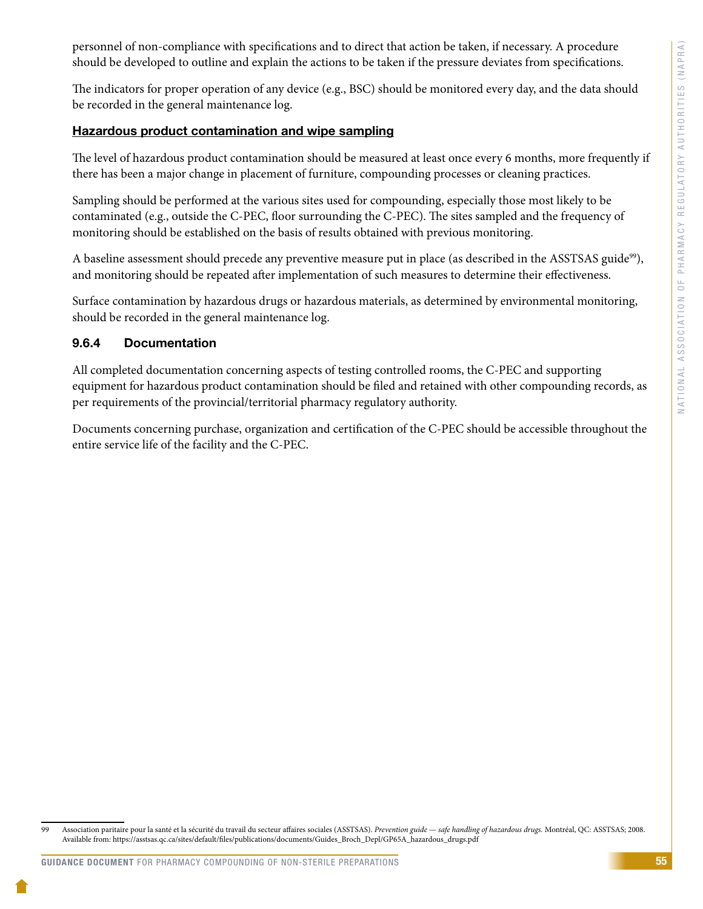personnel of non-compliance with specifications and to direct that action be taken, if necessary. A procedure should be developed to outline and explain the actions to be taken if the pressure deviates from specifications.

The indicators for proper operation of any device (e.g., BSC) should be monitored every day, and the data should be recorded in the general maintenance log.

**Hazardous product contamination and wipe sampling**

The level of hazardous product contamination should be measured at least once every 6 months, more frequently if there has been a major change in placement of furniture, compounding processes or cleaning practices.

Sampling should be performed at the various sites used for compounding, especially those most likely to be contaminated (e.g., outside the C-PEC, floor surrounding the C-PEC). The sites sampled and the frequency of monitoring should be established on the basis of results obtained with previous monitoring.

A baseline assessment should precede any preventive measure put in place (as described in the ASSTSAS guide[99]), and monitoring should be repeated after implementation of such measures to determine their effectiveness.

Surface contamination by hazardous drugs or hazardous materials, as determined by environmental monitoring, should be recorded in the general maintenance log.

### 9.6.4 Documentation

All completed documentation concerning aspects of testing controlled rooms, the C-PEC and supporting equipment for hazardous product contamination should be filed and retained with other compounding records, as per requirements of the provincial/territorial pharmacy regulatory authority.

Documents concerning purchase, organization and certification of the C-PEC should be accessible throughout the entire service life of the facility and the C-PEC.

99 Association paritaire pour la santé et la sécurité du travail du secteur affaires sociales (ASSTSAS). *Prevention guide — safe handling of hazardous drugs.* Montréal, QC: ASSTSAS; 2008. Available from: https://asstsas.qc.ca/sites/default/files/publications/documents/Guides_Broch_Depl/GP65A_hazardous_drugs.pdf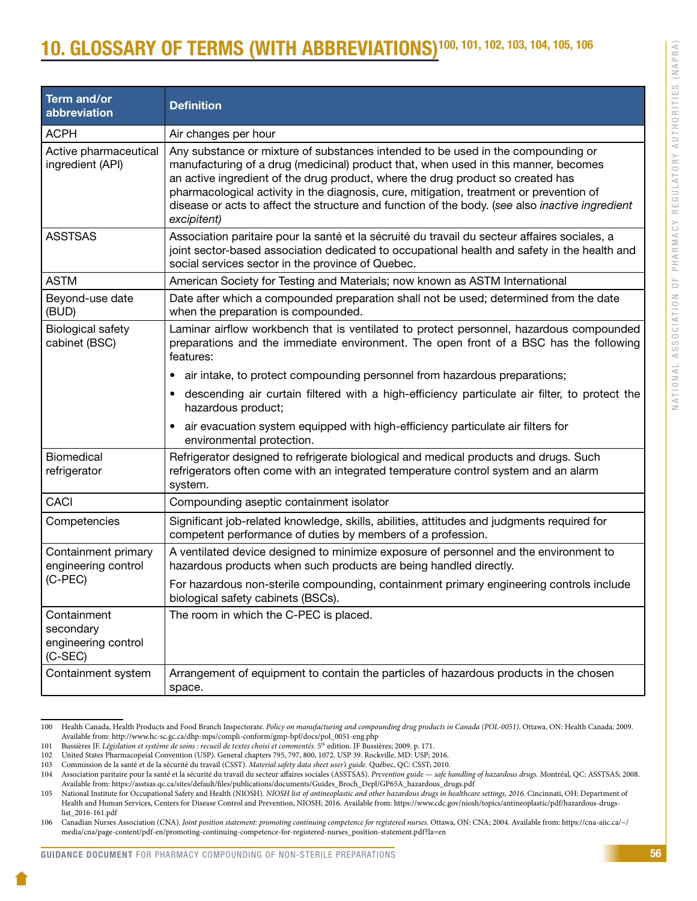# 10. GLOSSARY OF TERMS (WITH ABBREVIATIONS)[100, 101, 102, 103, 104, 105, 106]

| Term and/or abbreviation | Definition |
|---|---|
| ACPH | Air changes per hour |
| Active pharmaceutical ingredient (API) | Any substance or mixture of substances intended to be used in the compounding or manufacturing of a drug (medicinal) product that, when used in this manner, becomes an active ingredient of the drug product, where the drug product so created has pharmacological activity in the diagnosis, cure, mitigation, treatment or prevention of disease or acts to affect the structure and function of the body. (*see* also *inactive ingredient excipitent)* |
| ASSTSAS | Association paritaire pour la santé et la sécruité du travail du secteur affaires sociales, a joint sector-based association dedicated to occupational health and safety in the health and social services sector in the province of Quebec. |
| ASTM | American Society for Testing and Materials; now known as ASTM International |
| Beyond-use date (BUD) | Date after which a compounded preparation shall not be used; determined from the date when the preparation is compounded. |
| Biological safety cabinet (BSC) | Laminar airflow workbench that is ventilated to protect personnel, hazardous compounded preparations and the immediate environment. The open front of a BSC has the following features: <br>• air intake, to protect compounding personnel from hazardous preparations; <br>• descending air curtain filtered with a high-efficiency particulate air filter, to protect the hazardous product; <br>• air evacuation system equipped with high-efficiency particulate air filters for environmental protection. |
| Biomedical refrigerator | Refrigerator designed to refrigerate biological and medical products and drugs. Such refrigerators often come with an integrated temperature control system and an alarm system. |
| CACI | Compounding aseptic containment isolator |
| Competencies | Significant job-related knowledge, skills, abilities, attitudes and judgments required for competent performance of duties by members of a profession. |
| Containment primary engineering control (C-PEC) | A ventilated device designed to minimize exposure of personnel and the environment to hazardous products when such products are being handled directly. <br>For hazardous non-sterile compounding, containment primary engineering controls include biological safety cabinets (BSCs). |
| Containment secondary engineering control (C-SEC) | The room in which the C-PEC is placed. |
| Containment system | Arrangement of equipment to contain the particles of hazardous products in the chosen space. |

100 Health Canada, Health Products and Food Branch Inspectorate. *Policy on manufacturing and compounding drug products in Canada (POL-0051)*. Ottawa, ON: Health Canada; 2009. Available from: http://www.hc-sc.gc.ca/dhp-mps/compli-conform/gmp-bpf/docs/pol_0051-eng.php

101 Bussières JF. *Législation et système de soins : recueil de textes choisi et commentés*. 5th edition. JF Bussières; 2009. p. 171.

102 United States Pharmacopeial Convention (USP). General chapters 795, 797, 800, 1072. USP 39. Rockville, MD: USP; 2016.

103 Commission de la santé et de la sécurité du travail (CSST). *Material safety data sheet user's guide*. Québec, QC: CSST; 2010.

104 Association paritaire pour la santé et la sécurité du travail du secteur affaires sociales (ASSTSAS). *Prevention guide — safe handling of hazardous drugs*. Montréal, QC: ASSTSAS; 2008. Available from: https://asstsas.qc.ca/sites/default/files/publications/documents/Guides_Broch_Depl/GP65A_hazardous_drugs.pdf

105 National Institute for Occupational Safety and Health (NIOSH). *NIOSH list of antineoplastic and other hazardous drugs in healthcare settings, 2016*. Cincinnati, OH: Department of Health and Human Services, Centers for Disease Control and Prevention, NIOSH; 2016. Available from: https://www.cdc.gov/niosh/topics/antineoplastic/pdf/hazardous-drugs-list_2016-161.pdf

106 Canadian Nurses Association (CNA). *Joint position statement: promoting continuing competence for registered nurses*. Ottawa, ON: CNA; 2004. Available from: https://cna-aiic.ca/~/media/cna/page-content/pdf-en/promoting-continuing-competence-for-registered-nurses_position-statement.pdf?la=en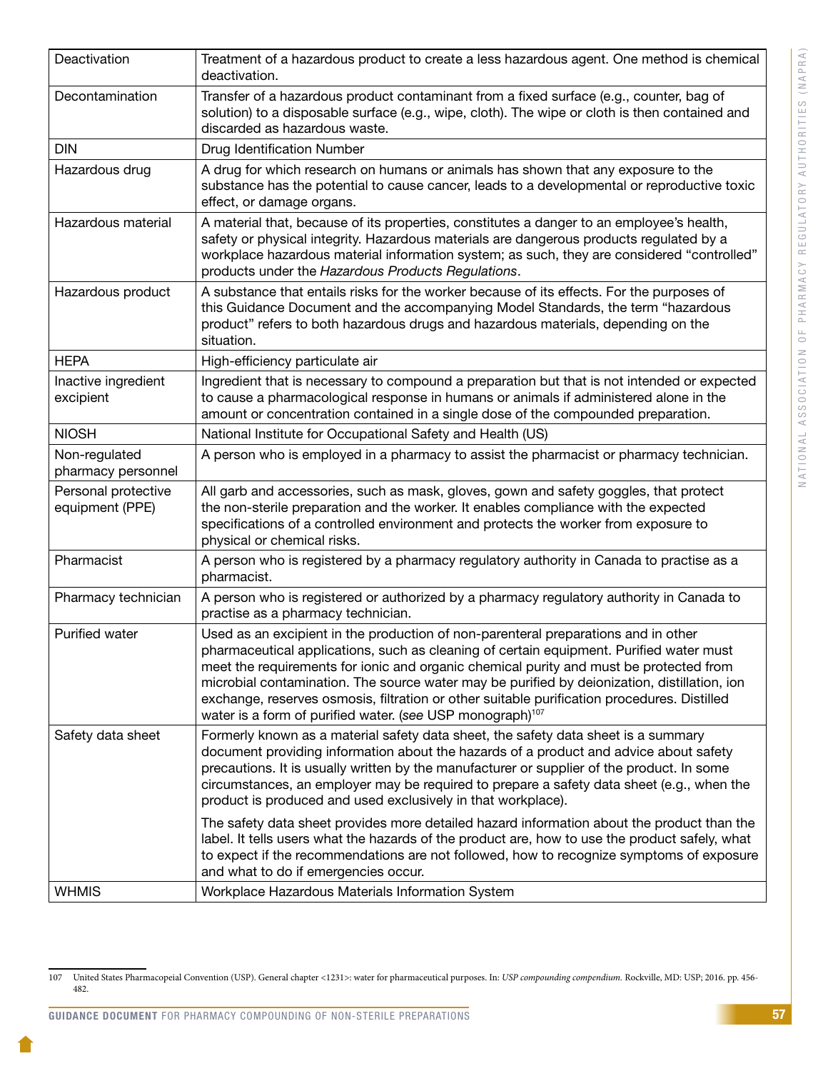| Deactivation | Treatment of a hazardous product to create a less hazardous agent. One method is chemical deactivation. |
|---|---|
| Decontamination | Transfer of a hazardous product contaminant from a fixed surface (e.g., counter, bag of solution) to a disposable surface (e.g., wipe, cloth). The wipe or cloth is then contained and discarded as hazardous waste. |
| DIN | Drug Identification Number |
| Hazardous drug | A drug for which research on humans or animals has shown that any exposure to the substance has the potential to cause cancer, leads to a developmental or reproductive toxic effect, or damage organs. |
| Hazardous material | A material that, because of its properties, constitutes a danger to an employee's health, safety or physical integrity. Hazardous materials are dangerous products regulated by a workplace hazardous material information system; as such, they are considered "controlled" products under the *Hazardous Products Regulations*. |
| Hazardous product | A substance that entails risks for the worker because of its effects. For the purposes of this Guidance Document and the accompanying Model Standards, the term "hazardous product" refers to both hazardous drugs and hazardous materials, depending on the situation. |
| HEPA | High-efficiency particulate air |
| Inactive ingredient excipient | Ingredient that is necessary to compound a preparation but that is not intended or expected to cause a pharmacological response in humans or animals if administered alone in the amount or concentration contained in a single dose of the compounded preparation. |
| NIOSH | National Institute for Occupational Safety and Health (US) |
| Non-regulated pharmacy personnel | A person who is employed in a pharmacy to assist the pharmacist or pharmacy technician. |
| Personal protective equipment (PPE) | All garb and accessories, such as mask, gloves, gown and safety goggles, that protect the non-sterile preparation and the worker. It enables compliance with the expected specifications of a controlled environment and protects the worker from exposure to physical or chemical risks. |
| Pharmacist | A person who is registered by a pharmacy regulatory authority in Canada to practise as a pharmacist. |
| Pharmacy technician | A person who is registered or authorized by a pharmacy regulatory authority in Canada to practise as a pharmacy technician. |
| Purified water | Used as an excipient in the production of non-parenteral preparations and in other pharmaceutical applications, such as cleaning of certain equipment. Purified water must meet the requirements for ionic and organic chemical purity and must be protected from microbial contamination. The source water may be purified by deionization, distillation, ion exchange, reserves osmosis, filtration or other suitable purification procedures. Distilled water is a form of purified water. (*see* USP monograph)[107] |
| Safety data sheet | Formerly known as a material safety data sheet, the safety data sheet is a summary document providing information about the hazards of a product and advice about safety precautions. It is usually written by the manufacturer or supplier of the product. In some circumstances, an employer may be required to prepare a safety data sheet (e.g., when the product is produced and used exclusively in that workplace).<br><br>The safety data sheet provides more detailed hazard information about the product than the label. It tells users what the hazards of the product are, how to use the product safely, what to expect if the recommendations are not followed, how to recognize symptoms of exposure and what to do if emergencies occur. |
| WHMIS | Workplace Hazardous Materials Information System |

107 United States Pharmacopeial Convention (USP). General chapter <1231>: water for pharmaceutical purposes. In: *USP compounding compendium.* Rockville, MD: USP; 2016. pp. 456-482.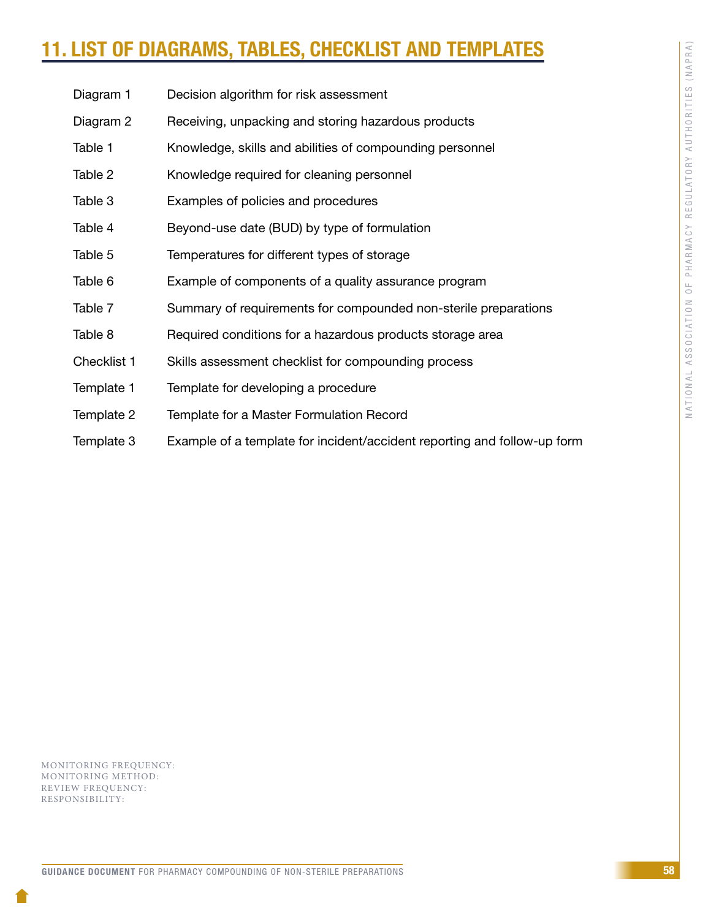# 11. LIST OF DIAGRAMS, TABLES, CHECKLIST AND TEMPLATES

| | |
|---|---|
| Diagram 1 | Decision algorithm for risk assessment |
| Diagram 2 | Receiving, unpacking and storing hazardous products |
| Table 1 | Knowledge, skills and abilities of compounding personnel |
| Table 2 | Knowledge required for cleaning personnel |
| Table 3 | Examples of policies and procedures |
| Table 4 | Beyond-use date (BUD) by type of formulation |
| Table 5 | Temperatures for different types of storage |
| Table 6 | Example of components of a quality assurance program |
| Table 7 | Summary of requirements for compounded non-sterile preparations |
| Table 8 | Required conditions for a hazardous products storage area |
| Checklist 1 | Skills assessment checklist for compounding process |
| Template 1 | Template for developing a procedure |
| Template 2 | Template for a Master Formulation Record |
| Template 3 | Example of a template for incident/accident reporting and follow-up form |

MONITORING FREQUENCY:
MONITORING METHOD:
REVIEW FREQUENCY:
RESPONSIBILITY: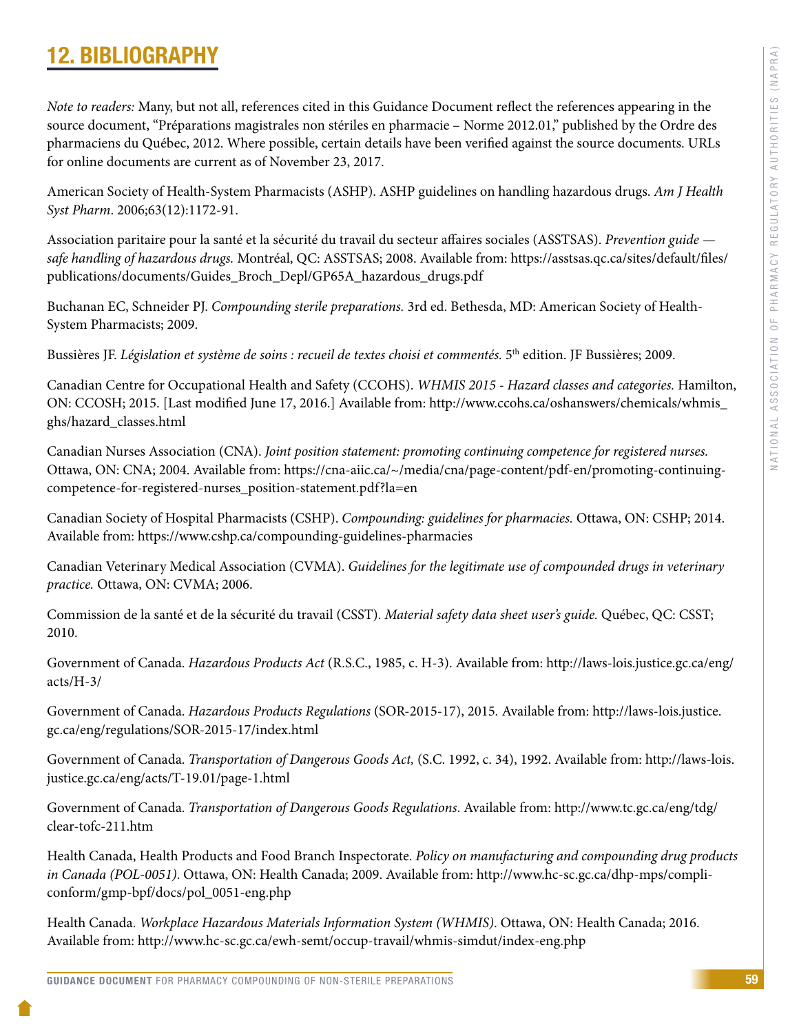# 12. BIBLIOGRAPHY

*Note to readers:* Many, but not all, references cited in this Guidance Document reflect the references appearing in the source document, "Préparations magistrales non stériles en pharmacie – Norme 2012.01," published by the Ordre des pharmaciens du Québec, 2012. Where possible, certain details have been verified against the source documents. URLs for online documents are current as of November 23, 2017.

American Society of Health-System Pharmacists (ASHP). ASHP guidelines on handling hazardous drugs. *Am J Health Syst Pharm*. 2006;63(12):1172-91.

Association paritaire pour la santé et la sécurité du travail du secteur affaires sociales (ASSTSAS). *Prevention guide — safe handling of hazardous drugs.* Montréal, QC: ASSTSAS; 2008. Available from: https://asstsas.qc.ca/sites/default/files/publications/documents/Guides_Broch_Depl/GP65A_hazardous_drugs.pdf

Buchanan EC, Schneider PJ. *Compounding sterile preparations.* 3rd ed. Bethesda, MD: American Society of Health-System Pharmacists; 2009.

Bussières JF. *Législation et système de soins : recueil de textes choisi et commentés.* 5th edition. JF Bussières; 2009.

Canadian Centre for Occupational Health and Safety (CCOHS). *WHMIS 2015 - Hazard classes and categories.* Hamilton, ON: CCOSH; 2015. [Last modified June 17, 2016.] Available from: http://www.ccohs.ca/oshanswers/chemicals/whmis_ghs/hazard_classes.html

Canadian Nurses Association (CNA). *Joint position statement: promoting continuing competence for registered nurses.* Ottawa, ON: CNA; 2004. Available from: https://cna-aiic.ca/~/media/cna/page-content/pdf-en/promoting-continuing-competence-for-registered-nurses_position-statement.pdf?la=en

Canadian Society of Hospital Pharmacists (CSHP). *Compounding: guidelines for pharmacies.* Ottawa, ON: CSHP; 2014. Available from: https://www.cshp.ca/compounding-guidelines-pharmacies

Canadian Veterinary Medical Association (CVMA). *Guidelines for the legitimate use of compounded drugs in veterinary practice.* Ottawa, ON: CVMA; 2006.

Commission de la santé et de la sécurité du travail (CSST). *Material safety data sheet user's guide.* Québec, QC: CSST; 2010.

Government of Canada. *Hazardous Products Act* (R.S.C., 1985, c. H-3). Available from: http://laws-lois.justice.gc.ca/eng/acts/H-3/

Government of Canada. *Hazardous Products Regulations* (SOR-2015-17), 2015. Available from: http://laws-lois.justice.gc.ca/eng/regulations/SOR-2015-17/index.html

Government of Canada. *Transportation of Dangerous Goods Act,* (S.C. 1992, c. 34), 1992. Available from: http://laws-lois.justice.gc.ca/eng/acts/T-19.01/page-1.html

Government of Canada. *Transportation of Dangerous Goods Regulations*. Available from: http://www.tc.gc.ca/eng/tdg/clear-tofc-211.htm

Health Canada, Health Products and Food Branch Inspectorate. *Policy on manufacturing and compounding drug products in Canada (POL-0051)*. Ottawa, ON: Health Canada; 2009. Available from: http://www.hc-sc.gc.ca/dhp-mps/compli-conform/gmp-bpf/docs/pol_0051-eng.php

Health Canada. *Workplace Hazardous Materials Information System (WHMIS)*. Ottawa, ON: Health Canada; 2016. Available from: http://www.hc-sc.gc.ca/ewh-semt/occup-travail/whmis-simdut/index-eng.php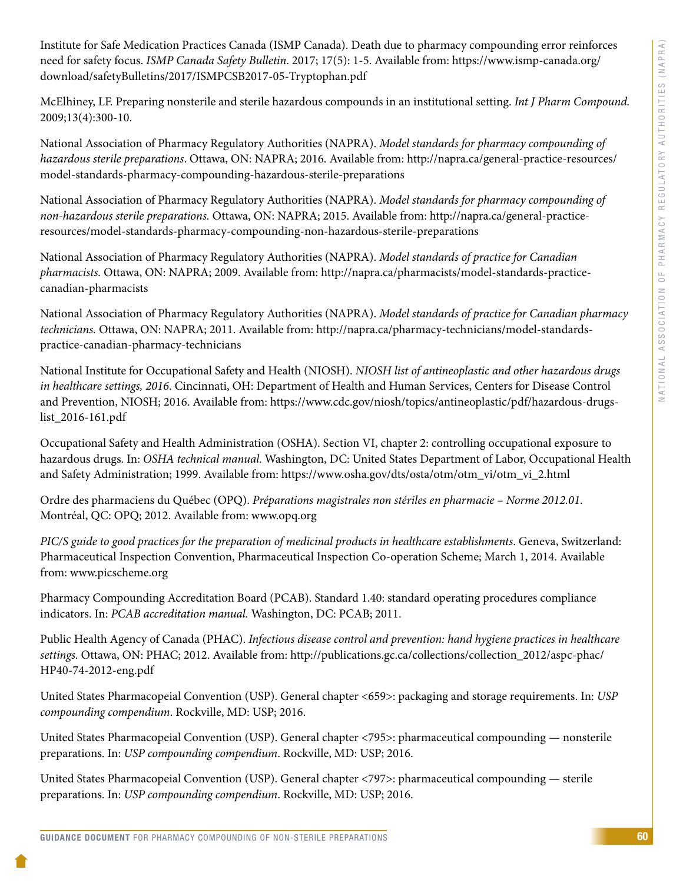Institute for Safe Medication Practices Canada (ISMP Canada). Death due to pharmacy compounding error reinforces need for safety focus. *ISMP Canada Safety Bulletin*. 2017; 17(5): 1-5. Available from: https://www.ismp-canada.org/download/safetyBulletins/2017/ISMPCSB2017-05-Tryptophan.pdf

McElhiney, LF. Preparing nonsterile and sterile hazardous compounds in an institutional setting. *Int J Pharm Compound.* 2009;13(4):300-10.

National Association of Pharmacy Regulatory Authorities (NAPRA). *Model standards for pharmacy compounding of hazardous sterile preparations*. Ottawa, ON: NAPRA; 2016. Available from: http://napra.ca/general-practice-resources/model-standards-pharmacy-compounding-hazardous-sterile-preparations

National Association of Pharmacy Regulatory Authorities (NAPRA). *Model standards for pharmacy compounding of non-hazardous sterile preparations.* Ottawa, ON: NAPRA; 2015. Available from: http://napra.ca/general-practice-resources/model-standards-pharmacy-compounding-non-hazardous-sterile-preparations

National Association of Pharmacy Regulatory Authorities (NAPRA). *Model standards of practice for Canadian pharmacists.* Ottawa, ON: NAPRA; 2009. Available from: http://napra.ca/pharmacists/model-standards-practice-canadian-pharmacists

National Association of Pharmacy Regulatory Authorities (NAPRA). *Model standards of practice for Canadian pharmacy technicians.* Ottawa, ON: NAPRA; 2011. Available from: http://napra.ca/pharmacy-technicians/model-standards-practice-canadian-pharmacy-technicians

National Institute for Occupational Safety and Health (NIOSH). *NIOSH list of antineoplastic and other hazardous drugs in healthcare settings, 2016*. Cincinnati, OH: Department of Health and Human Services, Centers for Disease Control and Prevention, NIOSH; 2016. Available from: https://www.cdc.gov/niosh/topics/antineoplastic/pdf/hazardous-drugs-list_2016-161.pdf

Occupational Safety and Health Administration (OSHA). Section VI, chapter 2: controlling occupational exposure to hazardous drugs. In: *OSHA technical manual*. Washington, DC: United States Department of Labor, Occupational Health and Safety Administration; 1999. Available from: https://www.osha.gov/dts/osta/otm/otm_vi/otm_vi_2.html

Ordre des pharmaciens du Québec (OPQ). *Préparations magistrales non stériles en pharmacie – Norme 2012.01*. Montréal, QC: OPQ; 2012. Available from: www.opq.org

*PIC/S guide to good practices for the preparation of medicinal products in healthcare establishments*. Geneva, Switzerland: Pharmaceutical Inspection Convention, Pharmaceutical Inspection Co-operation Scheme; March 1, 2014. Available from: www.picscheme.org

Pharmacy Compounding Accreditation Board (PCAB). Standard 1.40: standard operating procedures compliance indicators. In: *PCAB accreditation manual.* Washington, DC: PCAB; 2011.

Public Health Agency of Canada (PHAC). *Infectious disease control and prevention: hand hygiene practices in healthcare settings.* Ottawa, ON: PHAC; 2012. Available from: http://publications.gc.ca/collections/collection_2012/aspc-phac/HP40-74-2012-eng.pdf

United States Pharmacopeial Convention (USP). General chapter <659>: packaging and storage requirements. In: *USP compounding compendium*. Rockville, MD: USP; 2016.

United States Pharmacopeial Convention (USP). General chapter <795>: pharmaceutical compounding — nonsterile preparations. In: *USP compounding compendium*. Rockville, MD: USP; 2016.

United States Pharmacopeial Convention (USP). General chapter <797>: pharmaceutical compounding — sterile preparations. In: *USP compounding compendium*. Rockville, MD: USP; 2016.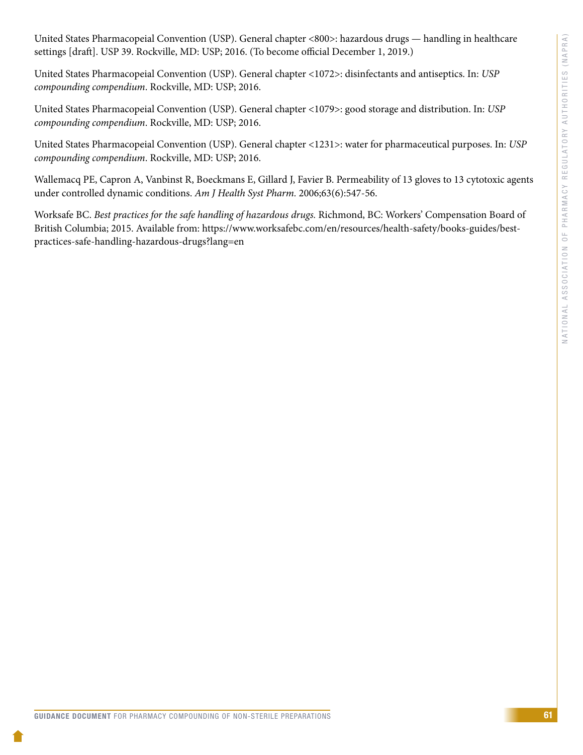United States Pharmacopeial Convention (USP). General chapter <800>: hazardous drugs — handling in healthcare settings [draft]. USP 39. Rockville, MD: USP; 2016. (To become official December 1, 2019.)

United States Pharmacopeial Convention (USP). General chapter <1072>: disinfectants and antiseptics. In: *USP compounding compendium*. Rockville, MD: USP; 2016.

United States Pharmacopeial Convention (USP). General chapter <1079>: good storage and distribution. In: *USP compounding compendium*. Rockville, MD: USP; 2016.

United States Pharmacopeial Convention (USP). General chapter <1231>: water for pharmaceutical purposes. In: *USP compounding compendium*. Rockville, MD: USP; 2016.

Wallemacq PE, Capron A, Vanbinst R, Boeckmans E, Gillard J, Favier B. Permeability of 13 gloves to 13 cytotoxic agents under controlled dynamic conditions. *Am J Health Syst Pharm.* 2006;63(6):547-56.

Worksafe BC. *Best practices for the safe handling of hazardous drugs.* Richmond, BC: Workers' Compensation Board of British Columbia; 2015. Available from: https://www.worksafebc.com/en/resources/health-safety/books-guides/best-practices-safe-handling-hazardous-drugs?lang=en